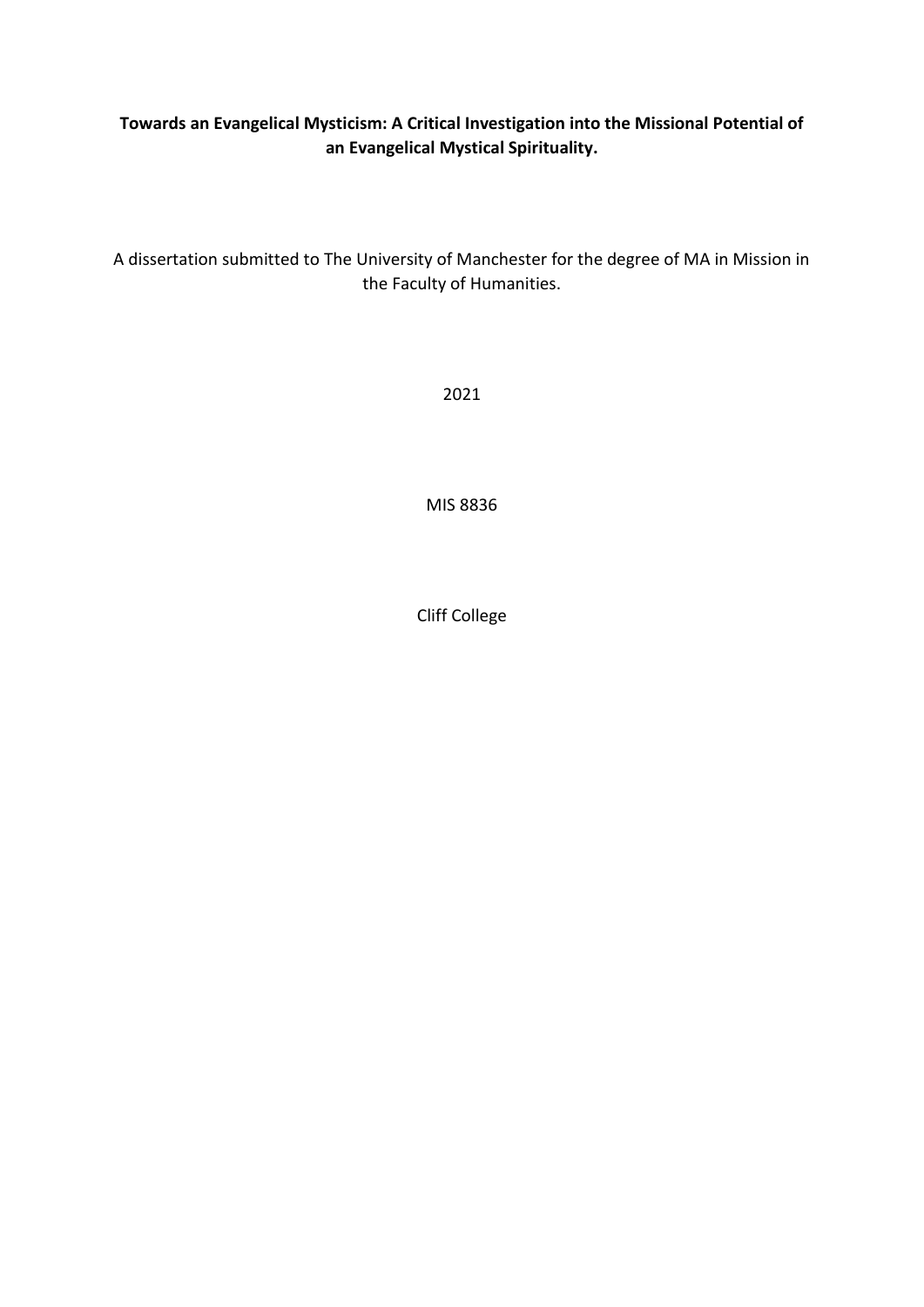**Towards an Evangelical Mysticism: A Critical Investigation into the Missional Potential of an Evangelical Mystical Spirituality.**

A dissertation submitted to The University of Manchester for the degree of MA in Mission in the Faculty of Humanities.

2021

MIS 8836

Cliff College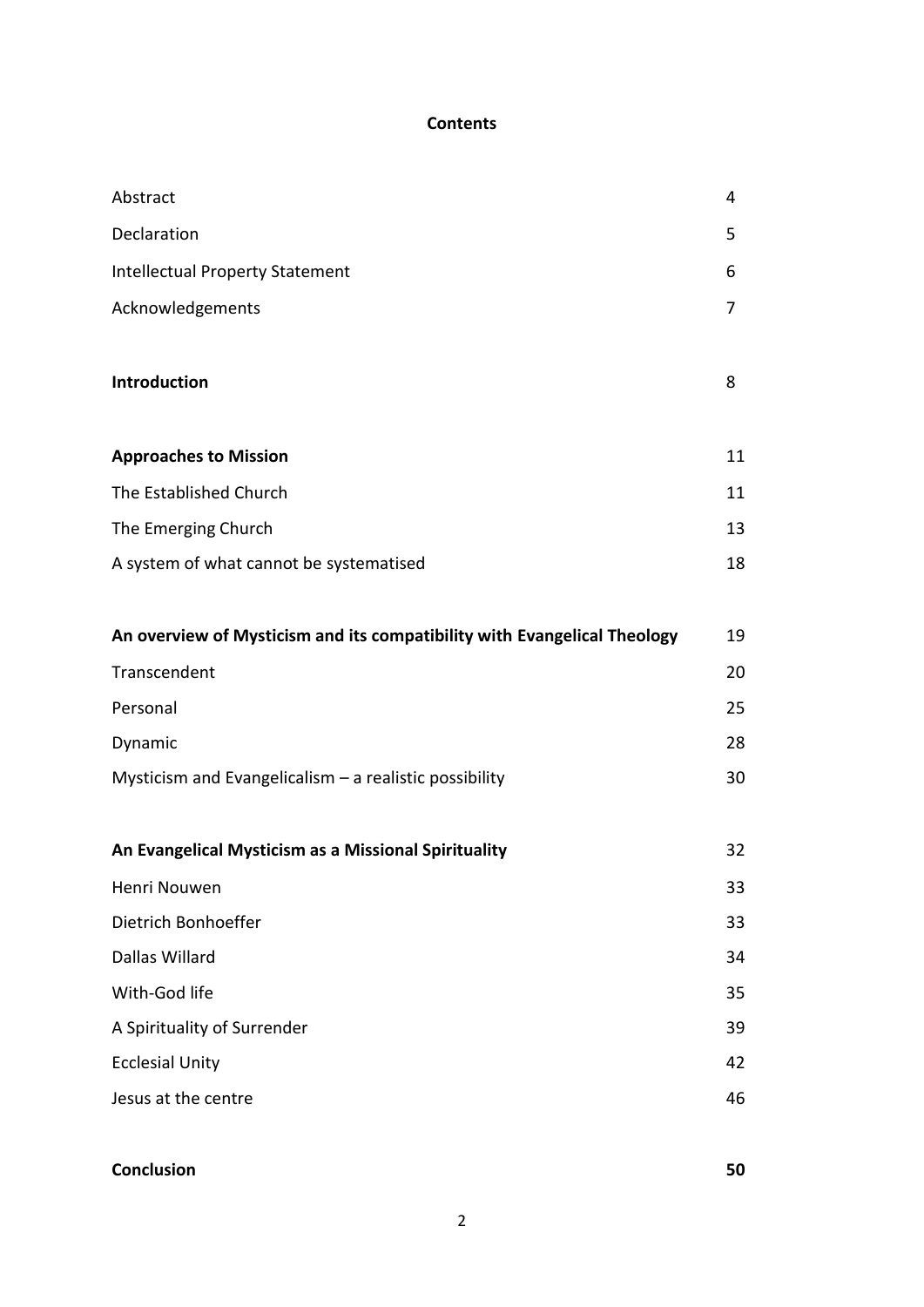**Contents**

| | |
|---|---|
| Abstract | 4 |
| Declaration | 5 |
| Intellectual Property Statement | 6 |
| Acknowledgements | 7 |
| **Introduction** | 8 |
| **Approaches to Mission** | 11 |
| The Established Church | 11 |
| The Emerging Church | 13 |
| A system of what cannot be systematised | 18 |
| **An overview of Mysticism and its compatibility with Evangelical Theology** | 19 |
| Transcendent | 20 |
| Personal | 25 |
| Dynamic | 28 |
| Mysticism and Evangelicalism – a realistic possibility | 30 |
| **An Evangelical Mysticism as a Missional Spirituality** | 32 |
| Henri Nouwen | 33 |
| Dietrich Bonhoeffer | 33 |
| Dallas Willard | 34 |
| With-God life | 35 |
| A Spirituality of Surrender | 39 |
| Ecclesial Unity | 42 |
| Jesus at the centre | 46 |
| **Conclusion** | **50** |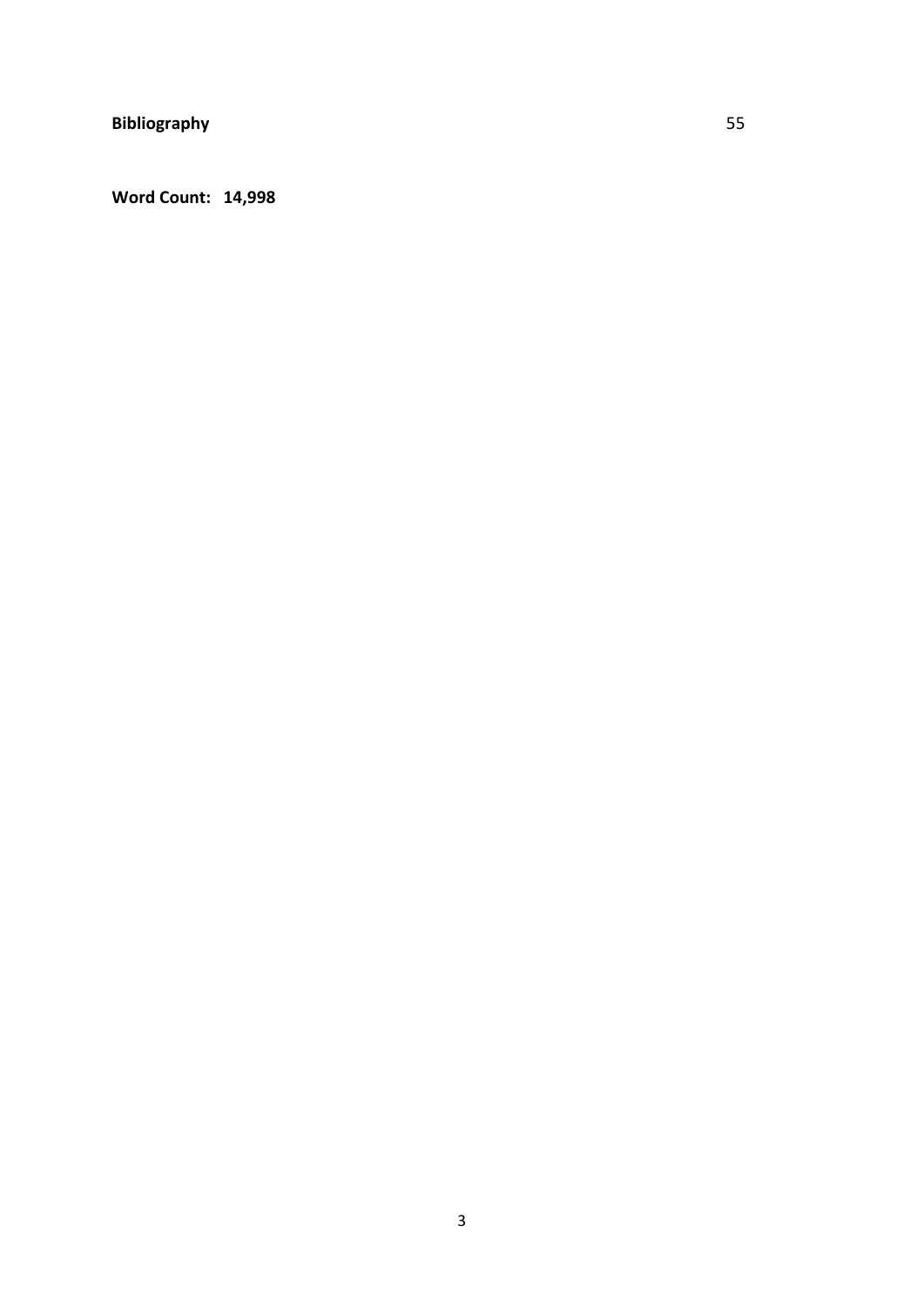**Bibliography** 55

**Word Count: 14,998**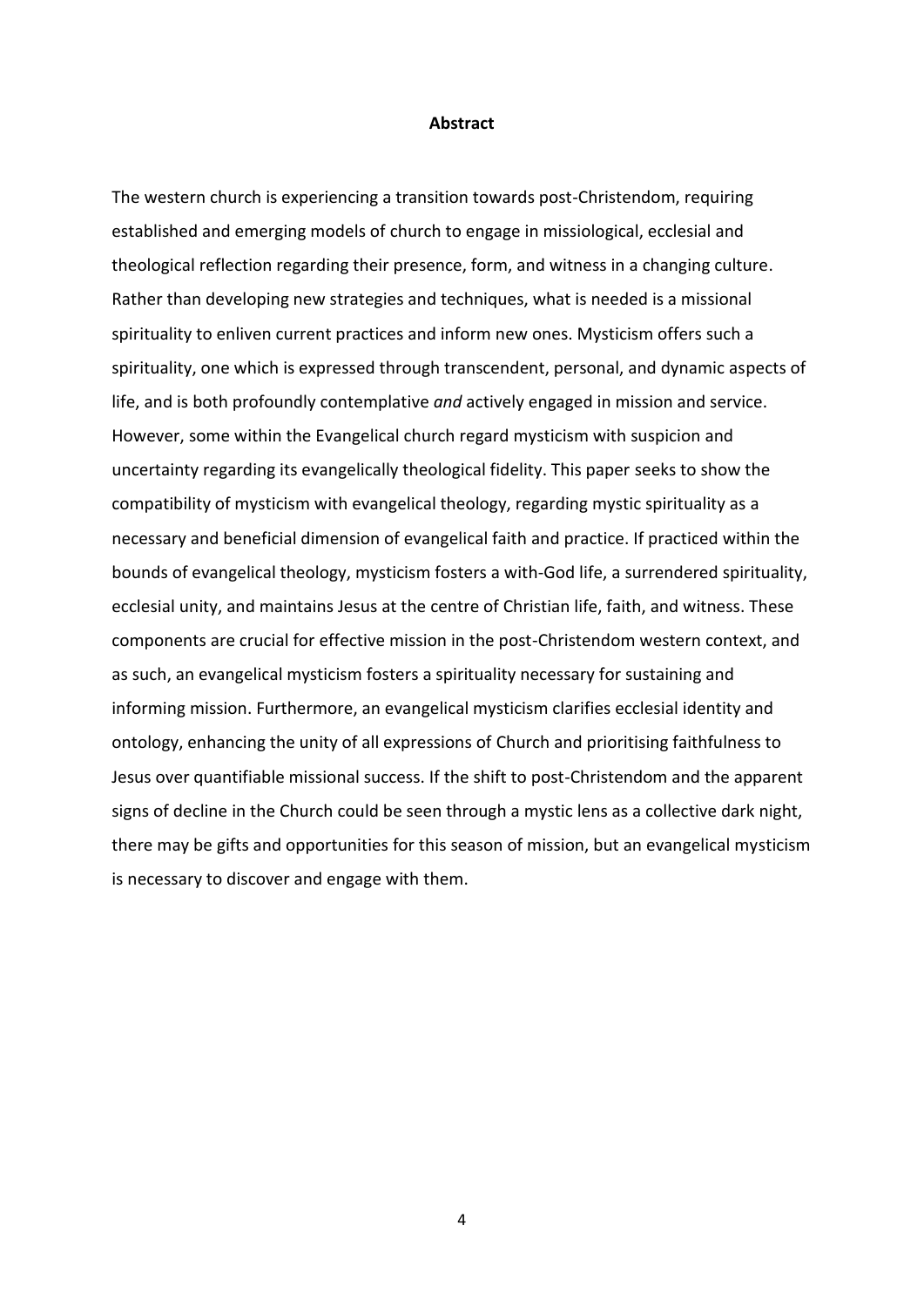**Abstract**

The western church is experiencing a transition towards post-Christendom, requiring established and emerging models of church to engage in missiological, ecclesial and theological reflection regarding their presence, form, and witness in a changing culture. Rather than developing new strategies and techniques, what is needed is a missional spirituality to enliven current practices and inform new ones. Mysticism offers such a spirituality, one which is expressed through transcendent, personal, and dynamic aspects of life, and is both profoundly contemplative *and* actively engaged in mission and service. However, some within the Evangelical church regard mysticism with suspicion and uncertainty regarding its evangelically theological fidelity. This paper seeks to show the compatibility of mysticism with evangelical theology, regarding mystic spirituality as a necessary and beneficial dimension of evangelical faith and practice. If practiced within the bounds of evangelical theology, mysticism fosters a with-God life, a surrendered spirituality, ecclesial unity, and maintains Jesus at the centre of Christian life, faith, and witness. These components are crucial for effective mission in the post-Christendom western context, and as such, an evangelical mysticism fosters a spirituality necessary for sustaining and informing mission. Furthermore, an evangelical mysticism clarifies ecclesial identity and ontology, enhancing the unity of all expressions of Church and prioritising faithfulness to Jesus over quantifiable missional success. If the shift to post-Christendom and the apparent signs of decline in the Church could be seen through a mystic lens as a collective dark night, there may be gifts and opportunities for this season of mission, but an evangelical mysticism is necessary to discover and engage with them.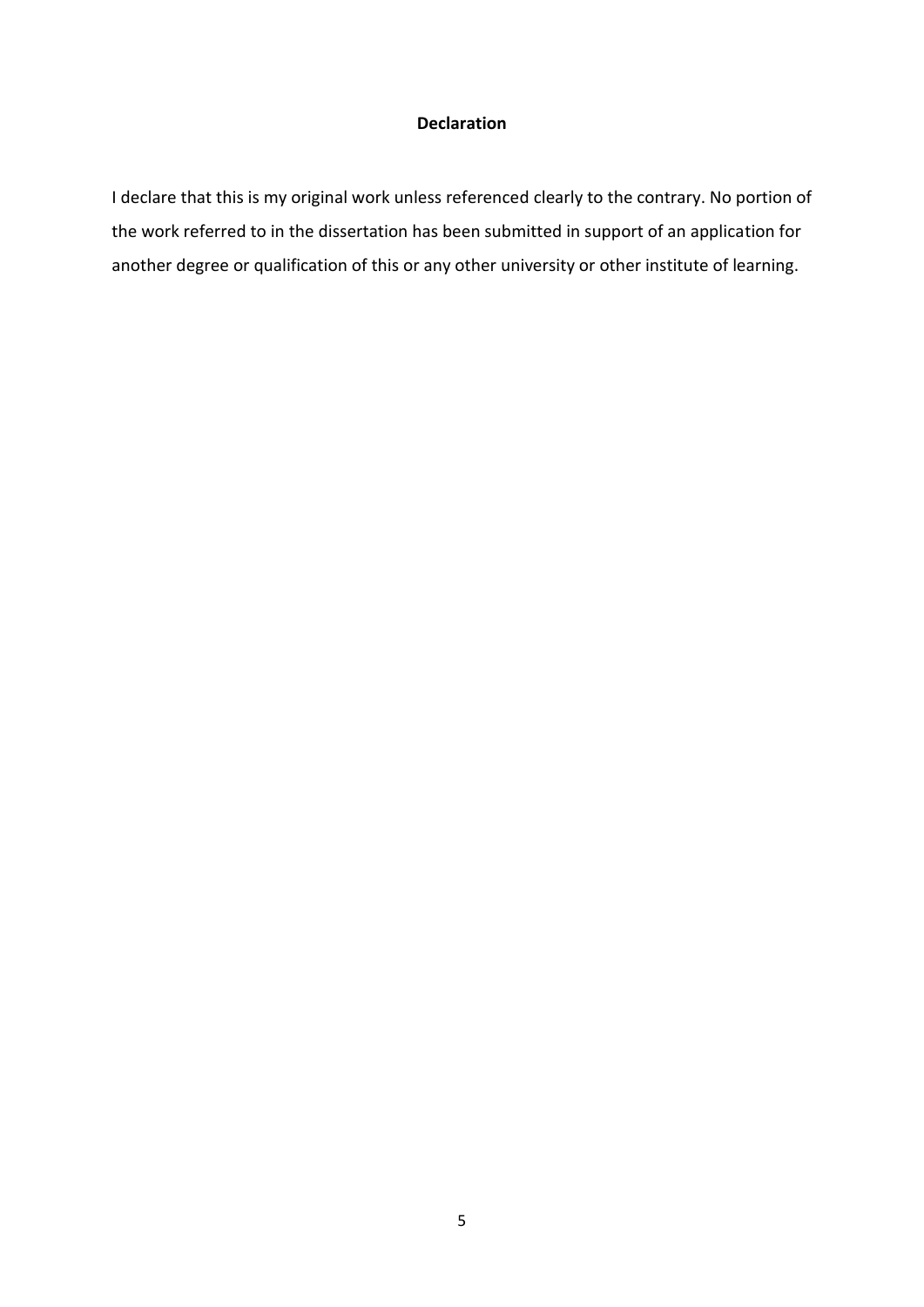# Declaration

I declare that this is my original work unless referenced clearly to the contrary. No portion of the work referred to in the dissertation has been submitted in support of an application for another degree or qualification of this or any other university or other institute of learning.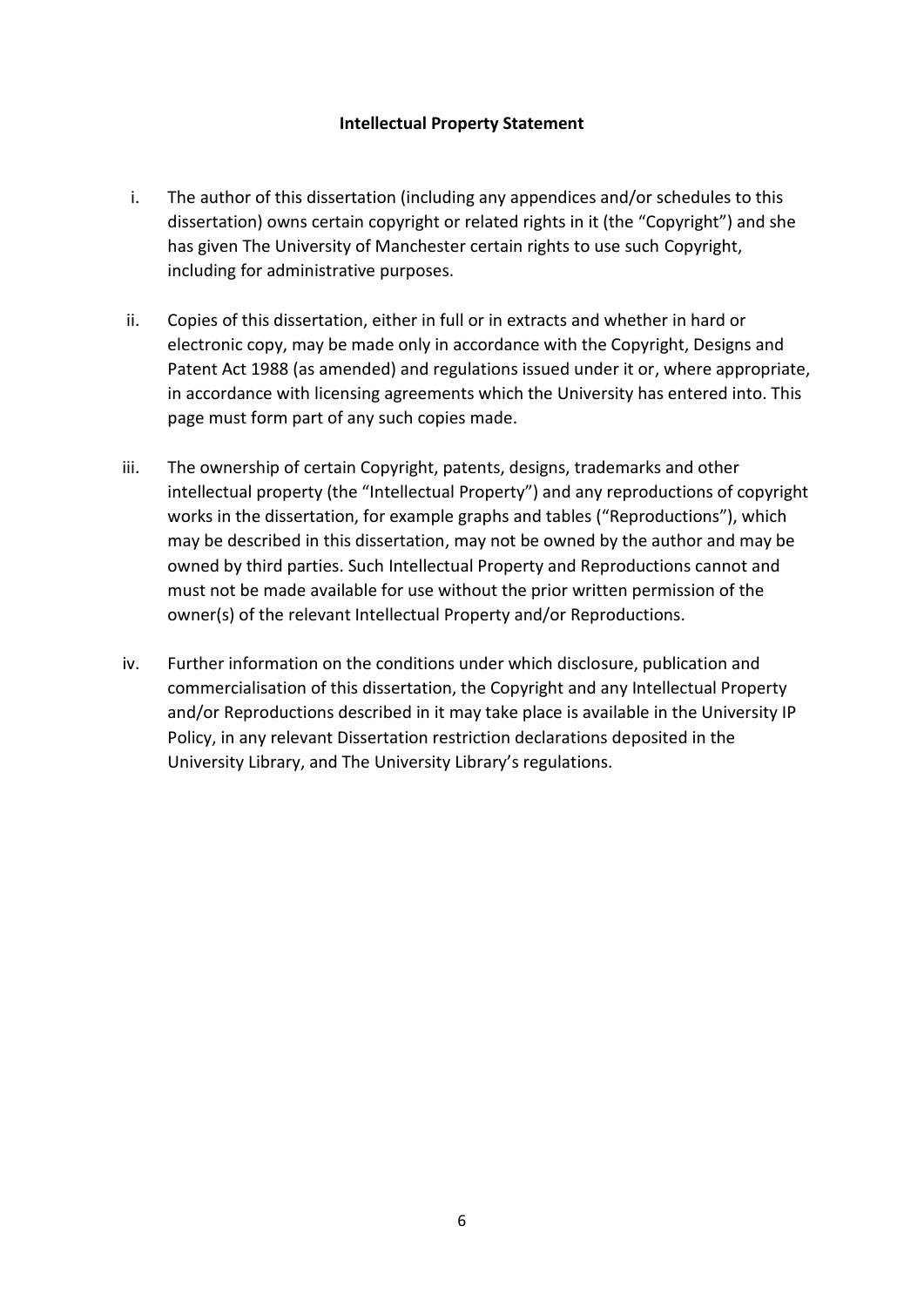**Intellectual Property Statement**

i. The author of this dissertation (including any appendices and/or schedules to this dissertation) owns certain copyright or related rights in it (the "Copyright") and she has given The University of Manchester certain rights to use such Copyright, including for administrative purposes.

ii. Copies of this dissertation, either in full or in extracts and whether in hard or electronic copy, may be made only in accordance with the Copyright, Designs and Patent Act 1988 (as amended) and regulations issued under it or, where appropriate, in accordance with licensing agreements which the University has entered into. This page must form part of any such copies made.

iii. The ownership of certain Copyright, patents, designs, trademarks and other intellectual property (the "Intellectual Property") and any reproductions of copyright works in the dissertation, for example graphs and tables ("Reproductions"), which may be described in this dissertation, may not be owned by the author and may be owned by third parties. Such Intellectual Property and Reproductions cannot and must not be made available for use without the prior written permission of the owner(s) of the relevant Intellectual Property and/or Reproductions.

iv. Further information on the conditions under which disclosure, publication and commercialisation of this dissertation, the Copyright and any Intellectual Property and/or Reproductions described in it may take place is available in the University IP Policy, in any relevant Dissertation restriction declarations deposited in the University Library, and The University Library's regulations.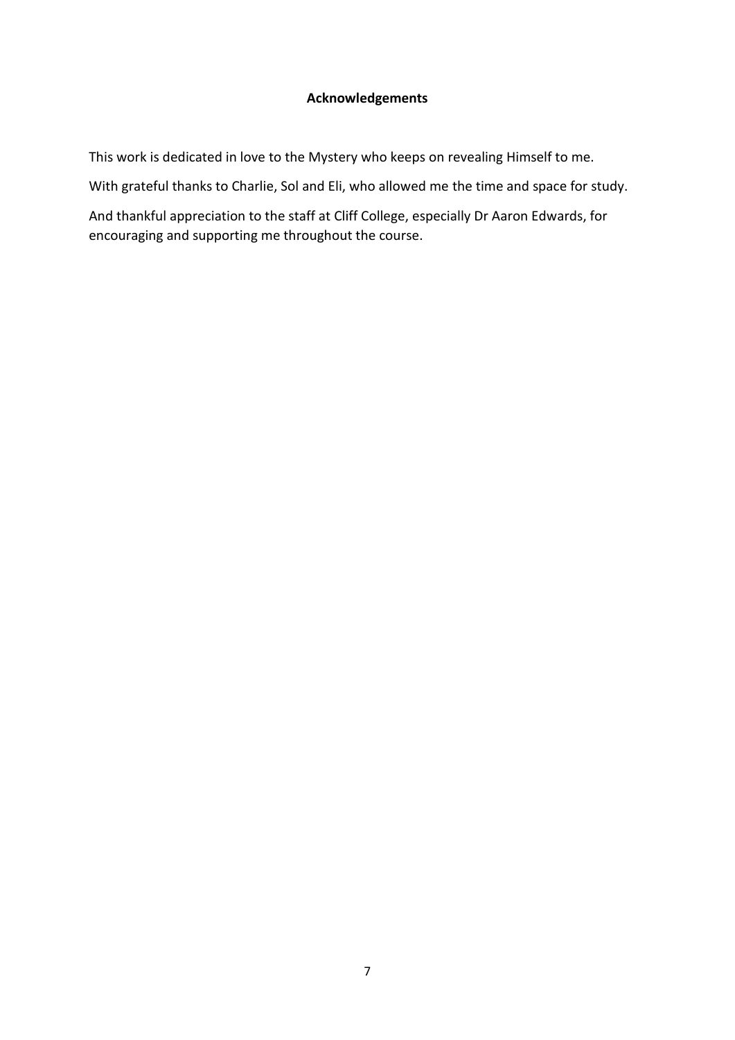**Acknowledgements**

This work is dedicated in love to the Mystery who keeps on revealing Himself to me.

With grateful thanks to Charlie, Sol and Eli, who allowed me the time and space for study.

And thankful appreciation to the staff at Cliff College, especially Dr Aaron Edwards, for encouraging and supporting me throughout the course.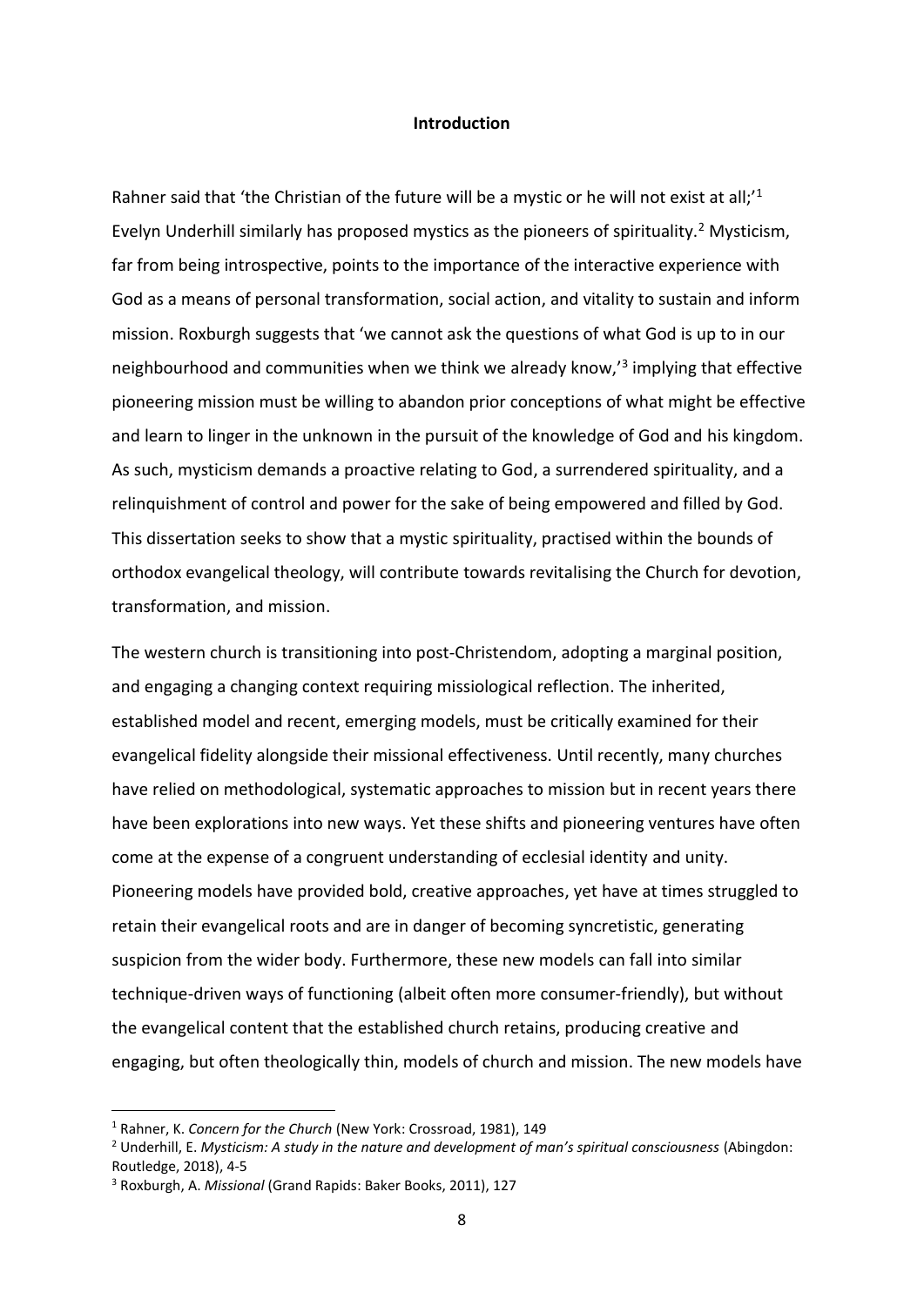## Introduction

Rahner said that 'the Christian of the future will be a mystic or he will not exist at all;'[1] Evelyn Underhill similarly has proposed mystics as the pioneers of spirituality.[2] Mysticism, far from being introspective, points to the importance of the interactive experience with God as a means of personal transformation, social action, and vitality to sustain and inform mission. Roxburgh suggests that 'we cannot ask the questions of what God is up to in our neighbourhood and communities when we think we already know,'[3] implying that effective pioneering mission must be willing to abandon prior conceptions of what might be effective and learn to linger in the unknown in the pursuit of the knowledge of God and his kingdom. As such, mysticism demands a proactive relating to God, a surrendered spirituality, and a relinquishment of control and power for the sake of being empowered and filled by God. This dissertation seeks to show that a mystic spirituality, practised within the bounds of orthodox evangelical theology, will contribute towards revitalising the Church for devotion, transformation, and mission.

The western church is transitioning into post-Christendom, adopting a marginal position, and engaging a changing context requiring missiological reflection. The inherited, established model and recent, emerging models, must be critically examined for their evangelical fidelity alongside their missional effectiveness. Until recently, many churches have relied on methodological, systematic approaches to mission but in recent years there have been explorations into new ways. Yet these shifts and pioneering ventures have often come at the expense of a congruent understanding of ecclesial identity and unity. Pioneering models have provided bold, creative approaches, yet have at times struggled to retain their evangelical roots and are in danger of becoming syncretistic, generating suspicion from the wider body. Furthermore, these new models can fall into similar technique-driven ways of functioning (albeit often more consumer-friendly), but without the evangelical content that the established church retains, producing creative and engaging, but often theologically thin, models of church and mission. The new models have

---

[1] Rahner, K. *Concern for the Church* (New York: Crossroad, 1981), 149

[2] Underhill, E. *Mysticism: A study in the nature and development of man's spiritual consciousness* (Abingdon: Routledge, 2018), 4-5

[3] Roxburgh, A. *Missional* (Grand Rapids: Baker Books, 2011), 127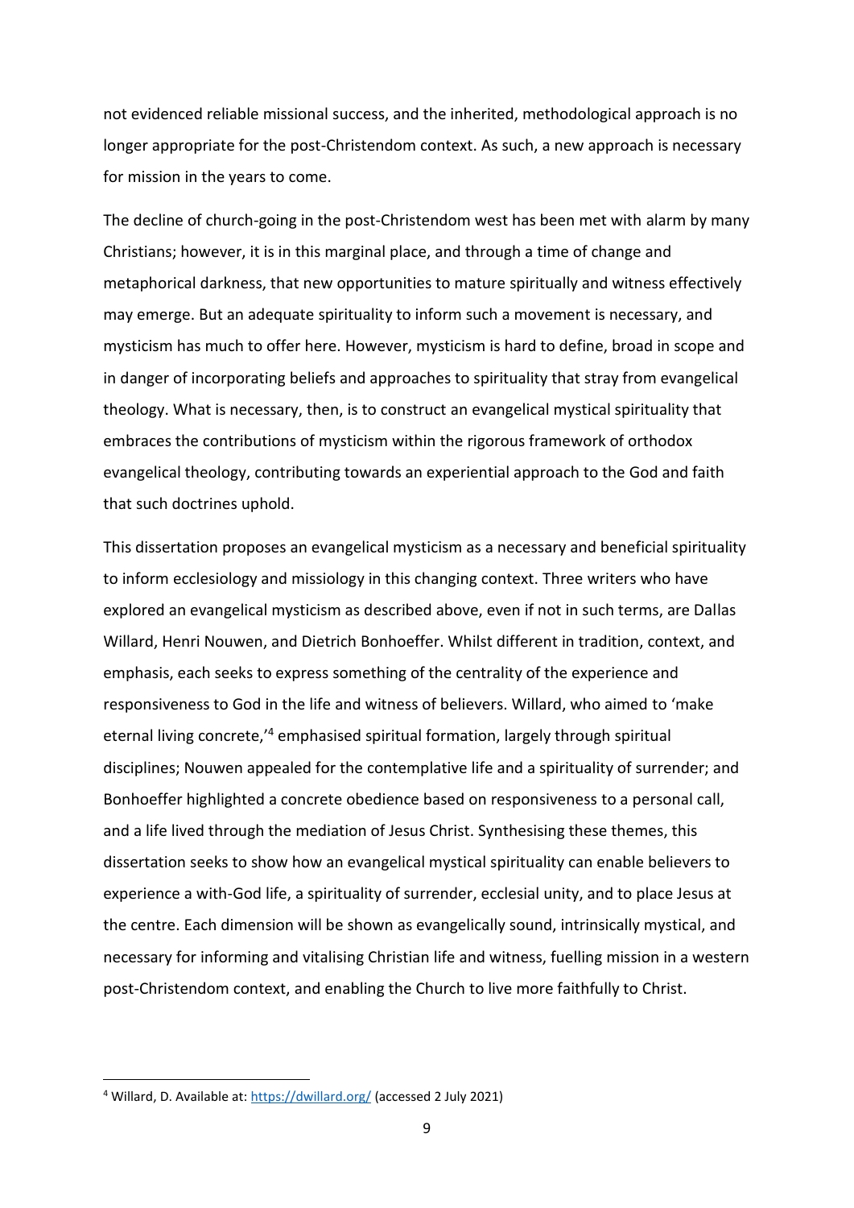not evidenced reliable missional success, and the inherited, methodological approach is no longer appropriate for the post-Christendom context. As such, a new approach is necessary for mission in the years to come.

The decline of church-going in the post-Christendom west has been met with alarm by many Christians; however, it is in this marginal place, and through a time of change and metaphorical darkness, that new opportunities to mature spiritually and witness effectively may emerge. But an adequate spirituality to inform such a movement is necessary, and mysticism has much to offer here. However, mysticism is hard to define, broad in scope and in danger of incorporating beliefs and approaches to spirituality that stray from evangelical theology. What is necessary, then, is to construct an evangelical mystical spirituality that embraces the contributions of mysticism within the rigorous framework of orthodox evangelical theology, contributing towards an experiential approach to the God and faith that such doctrines uphold.

This dissertation proposes an evangelical mysticism as a necessary and beneficial spirituality to inform ecclesiology and missiology in this changing context. Three writers who have explored an evangelical mysticism as described above, even if not in such terms, are Dallas Willard, Henri Nouwen, and Dietrich Bonhoeffer. Whilst different in tradition, context, and emphasis, each seeks to express something of the centrality of the experience and responsiveness to God in the life and witness of believers. Willard, who aimed to 'make eternal living concrete,'[4] emphasised spiritual formation, largely through spiritual disciplines; Nouwen appealed for the contemplative life and a spirituality of surrender; and Bonhoeffer highlighted a concrete obedience based on responsiveness to a personal call, and a life lived through the mediation of Jesus Christ. Synthesising these themes, this dissertation seeks to show how an evangelical mystical spirituality can enable believers to experience a with-God life, a spirituality of surrender, ecclesial unity, and to place Jesus at the centre. Each dimension will be shown as evangelically sound, intrinsically mystical, and necessary for informing and vitalising Christian life and witness, fuelling mission in a western post-Christendom context, and enabling the Church to live more faithfully to Christ.

---

[4] Willard, D. Available at: https://dwillard.org/ (accessed 2 July 2021)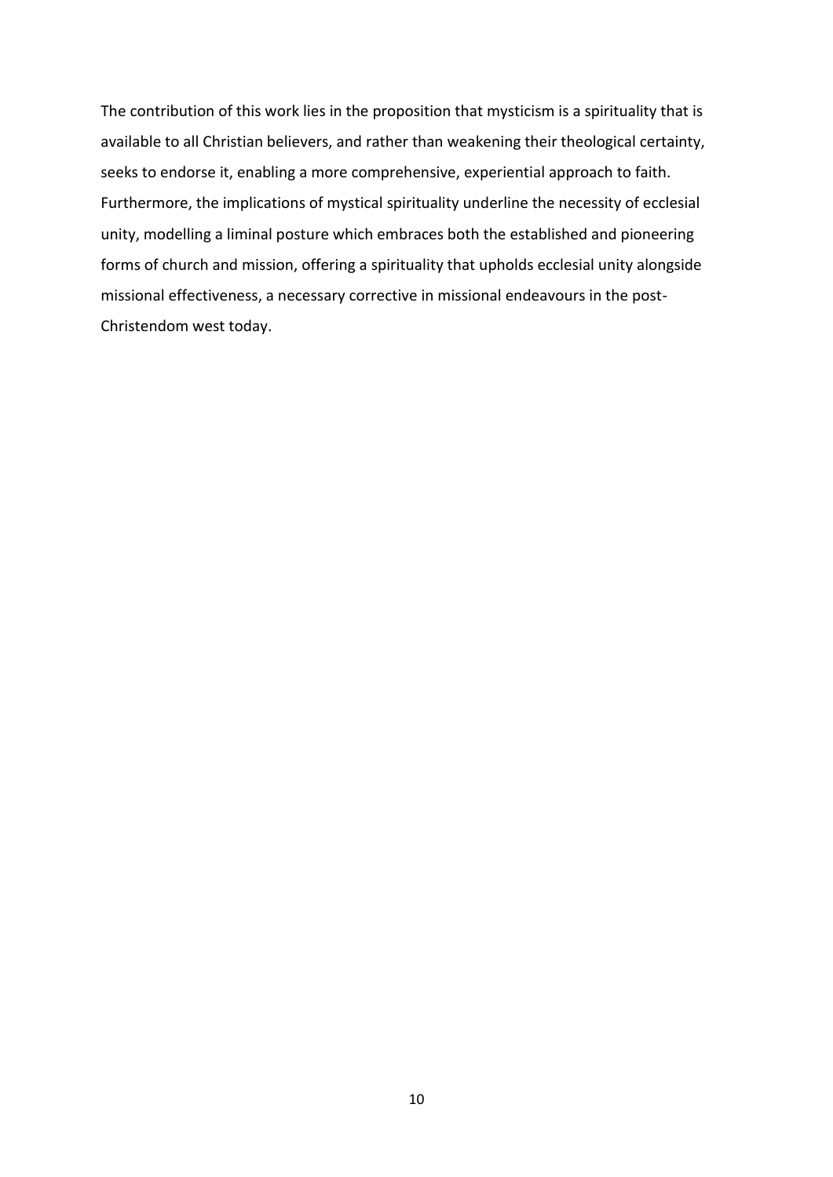The contribution of this work lies in the proposition that mysticism is a spirituality that is available to all Christian believers, and rather than weakening their theological certainty, seeks to endorse it, enabling a more comprehensive, experiential approach to faith. Furthermore, the implications of mystical spirituality underline the necessity of ecclesial unity, modelling a liminal posture which embraces both the established and pioneering forms of church and mission, offering a spirituality that upholds ecclesial unity alongside missional effectiveness, a necessary corrective in missional endeavours in the post-Christendom west today.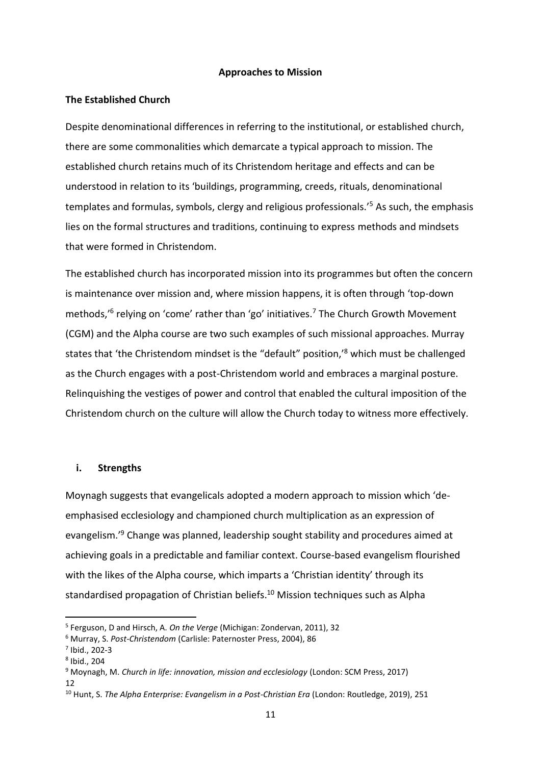## Approaches to Mission

### The Established Church

Despite denominational differences in referring to the institutional, or established church, there are some commonalities which demarcate a typical approach to mission. The established church retains much of its Christendom heritage and effects and can be understood in relation to its 'buildings, programming, creeds, rituals, denominational templates and formulas, symbols, clergy and religious professionals.'[5] As such, the emphasis lies on the formal structures and traditions, continuing to express methods and mindsets that were formed in Christendom.

The established church has incorporated mission into its programmes but often the concern is maintenance over mission and, where mission happens, it is often through 'top-down methods,'[6] relying on 'come' rather than 'go' initiatives.[7] The Church Growth Movement (CGM) and the Alpha course are two such examples of such missional approaches. Murray states that 'the Christendom mindset is the "default" position,'[8] which must be challenged as the Church engages with a post-Christendom world and embraces a marginal posture. Relinquishing the vestiges of power and control that enabled the cultural imposition of the Christendom church on the culture will allow the Church today to witness more effectively.

#### i. Strengths

Moynagh suggests that evangelicals adopted a modern approach to mission which 'de-emphasised ecclesiology and championed church multiplication as an expression of evangelism.'[9] Change was planned, leadership sought stability and procedures aimed at achieving goals in a predictable and familiar context. Course-based evangelism flourished with the likes of the Alpha course, which imparts a 'Christian identity' through its standardised propagation of Christian beliefs.[10] Mission techniques such as Alpha

---

[5] Ferguson, D and Hirsch, A. *On the Verge* (Michigan: Zondervan, 2011), 32

[6] Murray, S. *Post-Christendom* (Carlisle: Paternoster Press, 2004), 86

[7] Ibid., 202-3

[8] Ibid., 204

[9] Moynagh, M. *Church in life: innovation, mission and ecclesiology* (London: SCM Press, 2017) 12

[10] Hunt, S. *The Alpha Enterprise: Evangelism in a Post-Christian Era* (London: Routledge, 2019), 251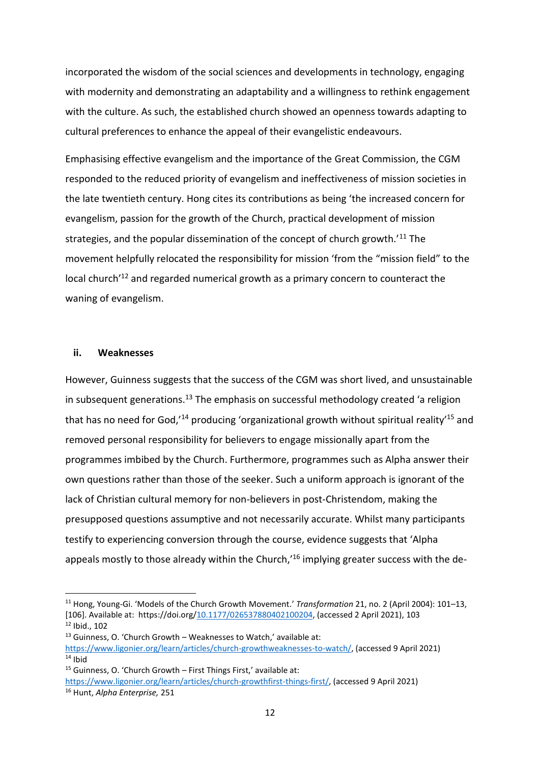incorporated the wisdom of the social sciences and developments in technology, engaging with modernity and demonstrating an adaptability and a willingness to rethink engagement with the culture. As such, the established church showed an openness towards adapting to cultural preferences to enhance the appeal of their evangelistic endeavours.

Emphasising effective evangelism and the importance of the Great Commission, the CGM responded to the reduced priority of evangelism and ineffectiveness of mission societies in the late twentieth century. Hong cites its contributions as being 'the increased concern for evangelism, passion for the growth of the Church, practical development of mission strategies, and the popular dissemination of the concept of church growth.'[11] The movement helpfully relocated the responsibility for mission 'from the "mission field" to the local church'[12] and regarded numerical growth as a primary concern to counteract the waning of evangelism.

### ii. Weaknesses

However, Guinness suggests that the success of the CGM was short lived, and unsustainable in subsequent generations.[13] The emphasis on successful methodology created 'a religion that has no need for God,'[14] producing 'organizational growth without spiritual reality'[15] and removed personal responsibility for believers to engage missionally apart from the programmes imbibed by the Church. Furthermore, programmes such as Alpha answer their own questions rather than those of the seeker. Such a uniform approach is ignorant of the lack of Christian cultural memory for non-believers in post-Christendom, making the presupposed questions assumptive and not necessarily accurate. Whilst many participants testify to experiencing conversion through the course, evidence suggests that 'Alpha appeals mostly to those already within the Church,'[16] implying greater success with the de-

---

[11] Hong, Young-Gi. 'Models of the Church Growth Movement.' *Transformation* 21, no. 2 (April 2004): 101–13, [106]. Available at: https://doi.org/10.1177/026537880402100204, (accessed 2 April 2021), 103

[12] Ibid., 102

[13] Guinness, O. 'Church Growth – Weaknesses to Watch,' available at: https://www.ligonier.org/learn/articles/church-growthweaknesses-to-watch/, (accessed 9 April 2021)

[14] Ibid

[15] Guinness, O. 'Church Growth – First Things First,' available at: https://www.ligonier.org/learn/articles/church-growthfirst-things-first/, (accessed 9 April 2021)

[16] Hunt, *Alpha Enterprise,* 251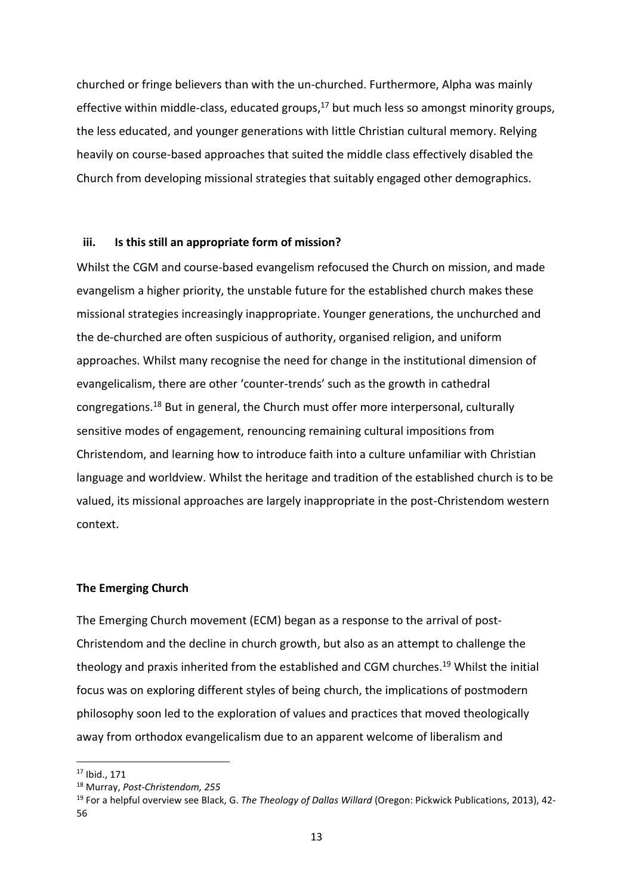churched or fringe believers than with the un-churched. Furthermore, Alpha was mainly effective within middle-class, educated groups,[17] but much less so amongst minority groups, the less educated, and younger generations with little Christian cultural memory. Relying heavily on course-based approaches that suited the middle class effectively disabled the Church from developing missional strategies that suitably engaged other demographics.

### iii. Is this still an appropriate form of mission?

Whilst the CGM and course-based evangelism refocused the Church on mission, and made evangelism a higher priority, the unstable future for the established church makes these missional strategies increasingly inappropriate. Younger generations, the unchurched and the de-churched are often suspicious of authority, organised religion, and uniform approaches. Whilst many recognise the need for change in the institutional dimension of evangelicalism, there are other 'counter-trends' such as the growth in cathedral congregations.[18] But in general, the Church must offer more interpersonal, culturally sensitive modes of engagement, renouncing remaining cultural impositions from Christendom, and learning how to introduce faith into a culture unfamiliar with Christian language and worldview. Whilst the heritage and tradition of the established church is to be valued, its missional approaches are largely inappropriate in the post-Christendom western context.

## The Emerging Church

The Emerging Church movement (ECM) began as a response to the arrival of post-Christendom and the decline in church growth, but also as an attempt to challenge the theology and praxis inherited from the established and CGM churches.[19] Whilst the initial focus was on exploring different styles of being church, the implications of postmodern philosophy soon led to the exploration of values and practices that moved theologically away from orthodox evangelicalism due to an apparent welcome of liberalism and

---

[17] Ibid., 171

[18] Murray, *Post-Christendom, 255*

[19] For a helpful overview see Black, G. *The Theology of Dallas Willard* (Oregon: Pickwick Publications, 2013), 42-56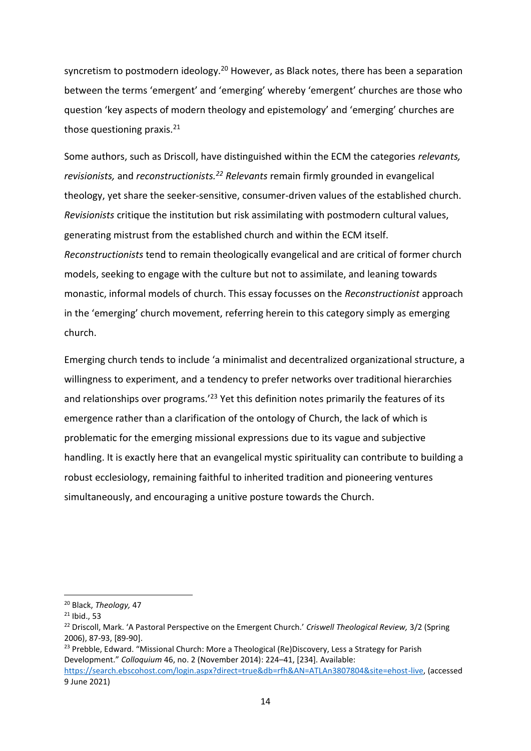syncretism to postmodern ideology.[20] However, as Black notes, there has been a separation between the terms 'emergent' and 'emerging' whereby 'emergent' churches are those who question 'key aspects of modern theology and epistemology' and 'emerging' churches are those questioning praxis.[21]

Some authors, such as Driscoll, have distinguished within the ECM the categories *relevants, revisionists,* and *reconstructionists.*[22] *Relevants* remain firmly grounded in evangelical theology, yet share the seeker-sensitive, consumer-driven values of the established church. *Revisionists* critique the institution but risk assimilating with postmodern cultural values, generating mistrust from the established church and within the ECM itself. *Reconstructionists* tend to remain theologically evangelical and are critical of former church models, seeking to engage with the culture but not to assimilate, and leaning towards monastic, informal models of church. This essay focusses on the *Reconstructionist* approach in the 'emerging' church movement, referring herein to this category simply as emerging church.

Emerging church tends to include 'a minimalist and decentralized organizational structure, a willingness to experiment, and a tendency to prefer networks over traditional hierarchies and relationships over programs.'[23] Yet this definition notes primarily the features of its emergence rather than a clarification of the ontology of Church, the lack of which is problematic for the emerging missional expressions due to its vague and subjective handling. It is exactly here that an evangelical mystic spirituality can contribute to building a robust ecclesiology, remaining faithful to inherited tradition and pioneering ventures simultaneously, and encouraging a unitive posture towards the Church.

---

[20] Black, *Theology,* 47

[21] Ibid., 53

[22] Driscoll, Mark. 'A Pastoral Perspective on the Emergent Church.' *Criswell Theological Review,* 3/2 (Spring 2006), 87-93, [89-90].

[23] Prebble, Edward. "Missional Church: More a Theological (Re)Discovery, Less a Strategy for Parish Development." *Colloquium* 46, no. 2 (November 2014): 224–41, [234]. Available: https://search.ebscohost.com/login.aspx?direct=true&db=rfh&AN=ATLAn3807804&site=ehost-live, (accessed 9 June 2021)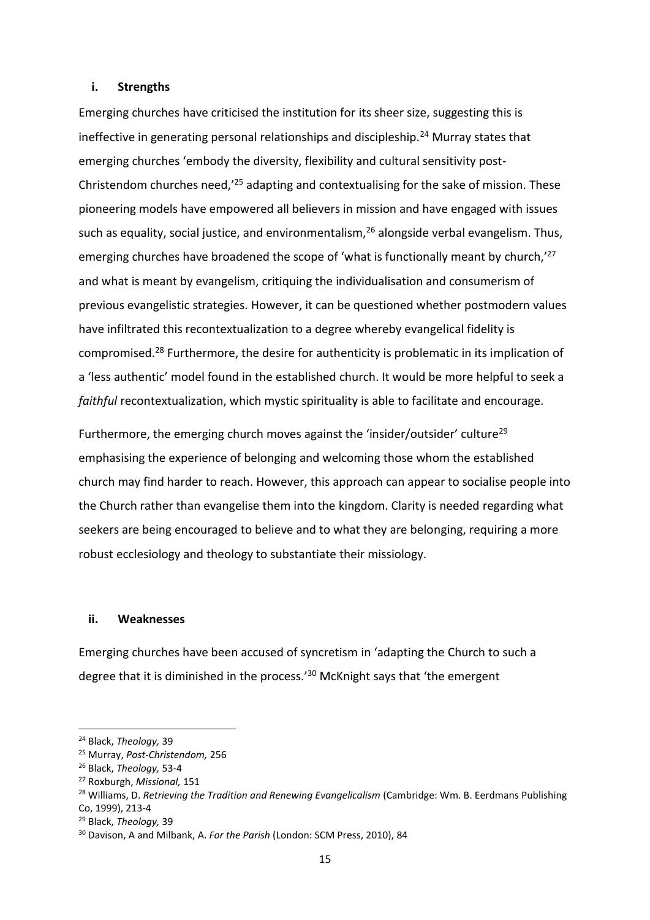### i. Strengths

Emerging churches have criticised the institution for its sheer size, suggesting this is ineffective in generating personal relationships and discipleship.[24] Murray states that emerging churches 'embody the diversity, flexibility and cultural sensitivity post-Christendom churches need,'[25] adapting and contextualising for the sake of mission. These pioneering models have empowered all believers in mission and have engaged with issues such as equality, social justice, and environmentalism,[26] alongside verbal evangelism. Thus, emerging churches have broadened the scope of 'what is functionally meant by church,'[27] and what is meant by evangelism, critiquing the individualisation and consumerism of previous evangelistic strategies. However, it can be questioned whether postmodern values have infiltrated this recontextualization to a degree whereby evangelical fidelity is compromised.[28] Furthermore, the desire for authenticity is problematic in its implication of a 'less authentic' model found in the established church. It would be more helpful to seek a *faithful* recontextualization, which mystic spirituality is able to facilitate and encourage.

Furthermore, the emerging church moves against the 'insider/outsider' culture[29] emphasising the experience of belonging and welcoming those whom the established church may find harder to reach. However, this approach can appear to socialise people into the Church rather than evangelise them into the kingdom. Clarity is needed regarding what seekers are being encouraged to believe and to what they are belonging, requiring a more robust ecclesiology and theology to substantiate their missiology.

### ii. Weaknesses

Emerging churches have been accused of syncretism in 'adapting the Church to such a degree that it is diminished in the process.'[30] McKnight says that 'the emergent

---

[24] Black, *Theology,* 39

[25] Murray, *Post-Christendom,* 256

[26] Black, *Theology,* 53-4

[27] Roxburgh, *Missional,* 151

[28] Williams, D. *Retrieving the Tradition and Renewing Evangelicalism* (Cambridge: Wm. B. Eerdmans Publishing Co, 1999), 213-4

[29] Black, *Theology,* 39

[30] Davison, A and Milbank, A. *For the Parish* (London: SCM Press, 2010), 84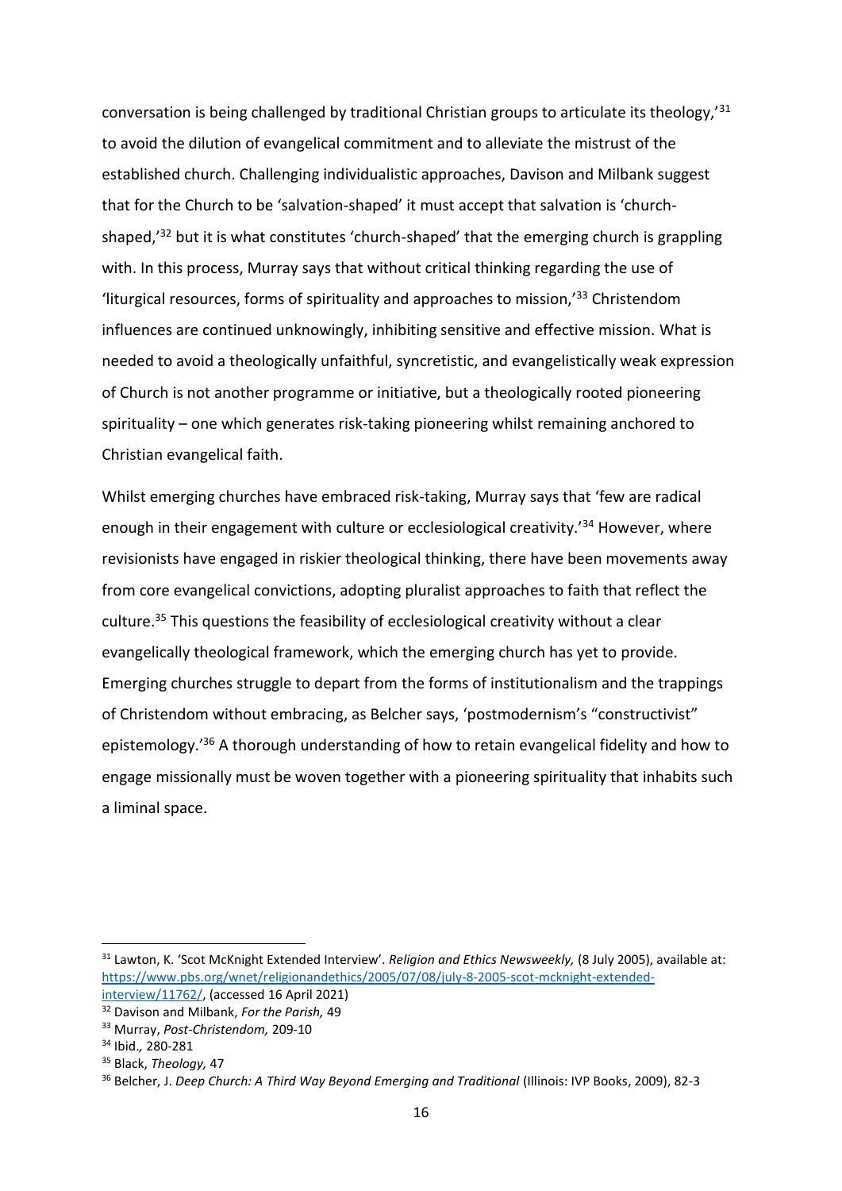conversation is being challenged by traditional Christian groups to articulate its theology,'[31] to avoid the dilution of evangelical commitment and to alleviate the mistrust of the established church. Challenging individualistic approaches, Davison and Milbank suggest that for the Church to be 'salvation-shaped' it must accept that salvation is 'church-shaped,'[32] but it is what constitutes 'church-shaped' that the emerging church is grappling with. In this process, Murray says that without critical thinking regarding the use of 'liturgical resources, forms of spirituality and approaches to mission,'[33] Christendom influences are continued unknowingly, inhibiting sensitive and effective mission. What is needed to avoid a theologically unfaithful, syncretistic, and evangelistically weak expression of Church is not another programme or initiative, but a theologically rooted pioneering spirituality – one which generates risk-taking pioneering whilst remaining anchored to Christian evangelical faith.

Whilst emerging churches have embraced risk-taking, Murray says that 'few are radical enough in their engagement with culture or ecclesiological creativity.'[34] However, where revisionists have engaged in riskier theological thinking, there have been movements away from core evangelical convictions, adopting pluralist approaches to faith that reflect the culture.[35] This questions the feasibility of ecclesiological creativity without a clear evangelically theological framework, which the emerging church has yet to provide. Emerging churches struggle to depart from the forms of institutionalism and the trappings of Christendom without embracing, as Belcher says, 'postmodernism's "constructivist" epistemology.'[36] A thorough understanding of how to retain evangelical fidelity and how to engage missionally must be woven together with a pioneering spirituality that inhabits such a liminal space.

---

[31] Lawton, K. 'Scot McKnight Extended Interview'. *Religion and Ethics Newsweekly,* (8 July 2005), available at: https://www.pbs.org/wnet/religionandethics/2005/07/08/july-8-2005-scot-mcknight-extended-interview/11762/, (accessed 16 April 2021)

[32] Davison and Milbank, *For the Parish,* 49

[33] Murray, *Post-Christendom,* 209-10

[34] Ibid., 280-281

[35] Black, *Theology,* 47

[36] Belcher, J. *Deep Church: A Third Way Beyond Emerging and Traditional* (Illinois: IVP Books, 2009), 82-3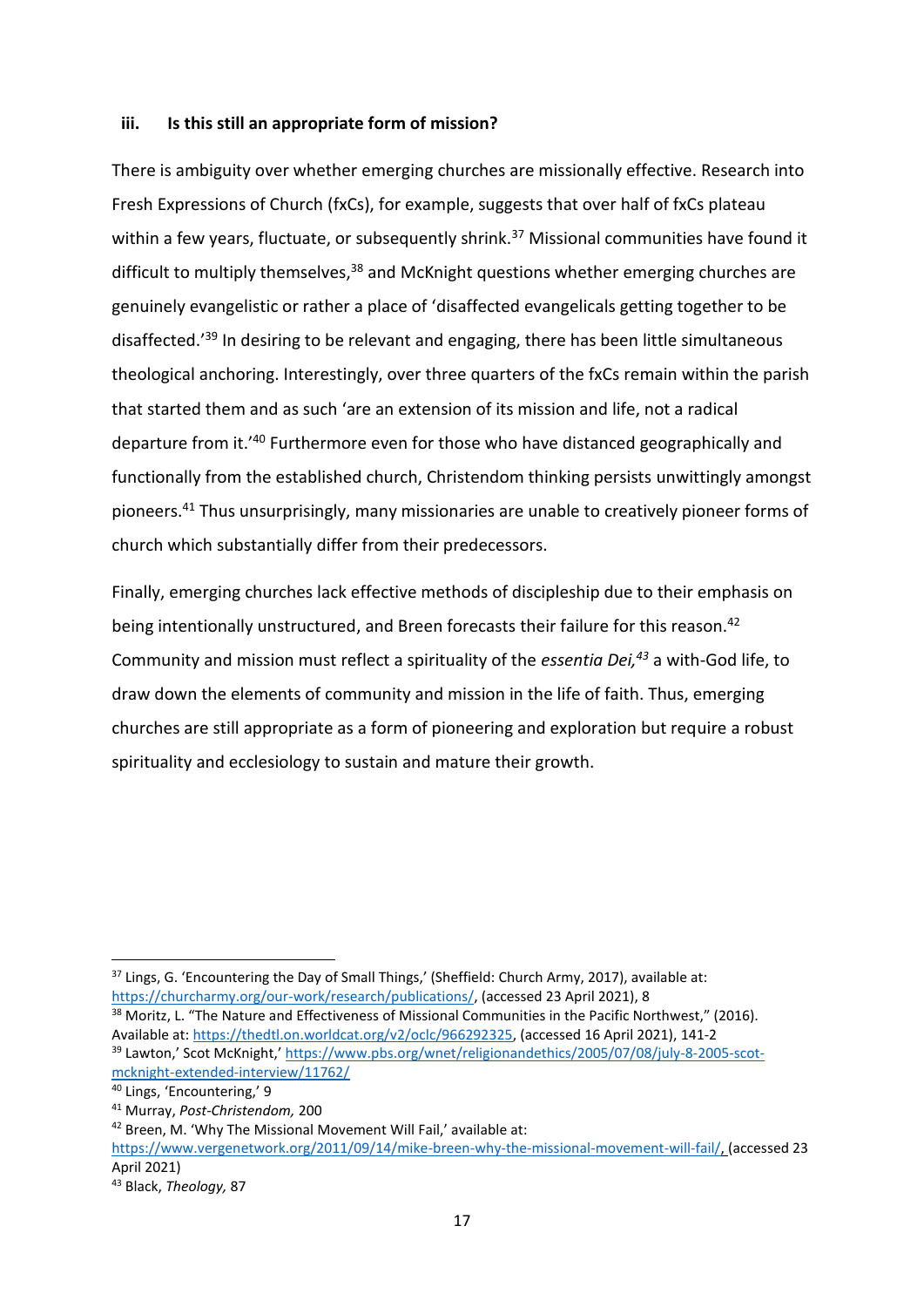### iii. Is this still an appropriate form of mission?

There is ambiguity over whether emerging churches are missionally effective. Research into Fresh Expressions of Church (fxCs), for example, suggests that over half of fxCs plateau within a few years, fluctuate, or subsequently shrink.[37] Missional communities have found it difficult to multiply themselves,[38] and McKnight questions whether emerging churches are genuinely evangelistic or rather a place of 'disaffected evangelicals getting together to be disaffected.'[39] In desiring to be relevant and engaging, there has been little simultaneous theological anchoring. Interestingly, over three quarters of the fxCs remain within the parish that started them and as such 'are an extension of its mission and life, not a radical departure from it.'[40] Furthermore even for those who have distanced geographically and functionally from the established church, Christendom thinking persists unwittingly amongst pioneers.[41] Thus unsurprisingly, many missionaries are unable to creatively pioneer forms of church which substantially differ from their predecessors.

Finally, emerging churches lack effective methods of discipleship due to their emphasis on being intentionally unstructured, and Breen forecasts their failure for this reason.[42] Community and mission must reflect a spirituality of the *essentia Dei,*[43] a with-God life, to draw down the elements of community and mission in the life of faith. Thus, emerging churches are still appropriate as a form of pioneering and exploration but require a robust spirituality and ecclesiology to sustain and mature their growth.

---

[37] Lings, G. 'Encountering the Day of Small Things,' (Sheffield: Church Army, 2017), available at: https://churcharmy.org/our-work/research/publications/, (accessed 23 April 2021), 8

[38] Moritz, L. "The Nature and Effectiveness of Missional Communities in the Pacific Northwest," (2016). Available at: https://thedtl.on.worldcat.org/v2/oclc/966292325, (accessed 16 April 2021), 141-2

[39] Lawton,' Scot McKnight,' https://www.pbs.org/wnet/religionandethics/2005/07/08/july-8-2005-scot-mcknight-extended-interview/11762/

[40] Lings, 'Encountering,' 9

[41] Murray, *Post-Christendom,* 200

[42] Breen, M. 'Why The Missional Movement Will Fail,' available at: https://www.vergenetwork.org/2011/09/14/mike-breen-why-the-missional-movement-will-fail/, (accessed 23 April 2021)

[43] Black, *Theology,* 87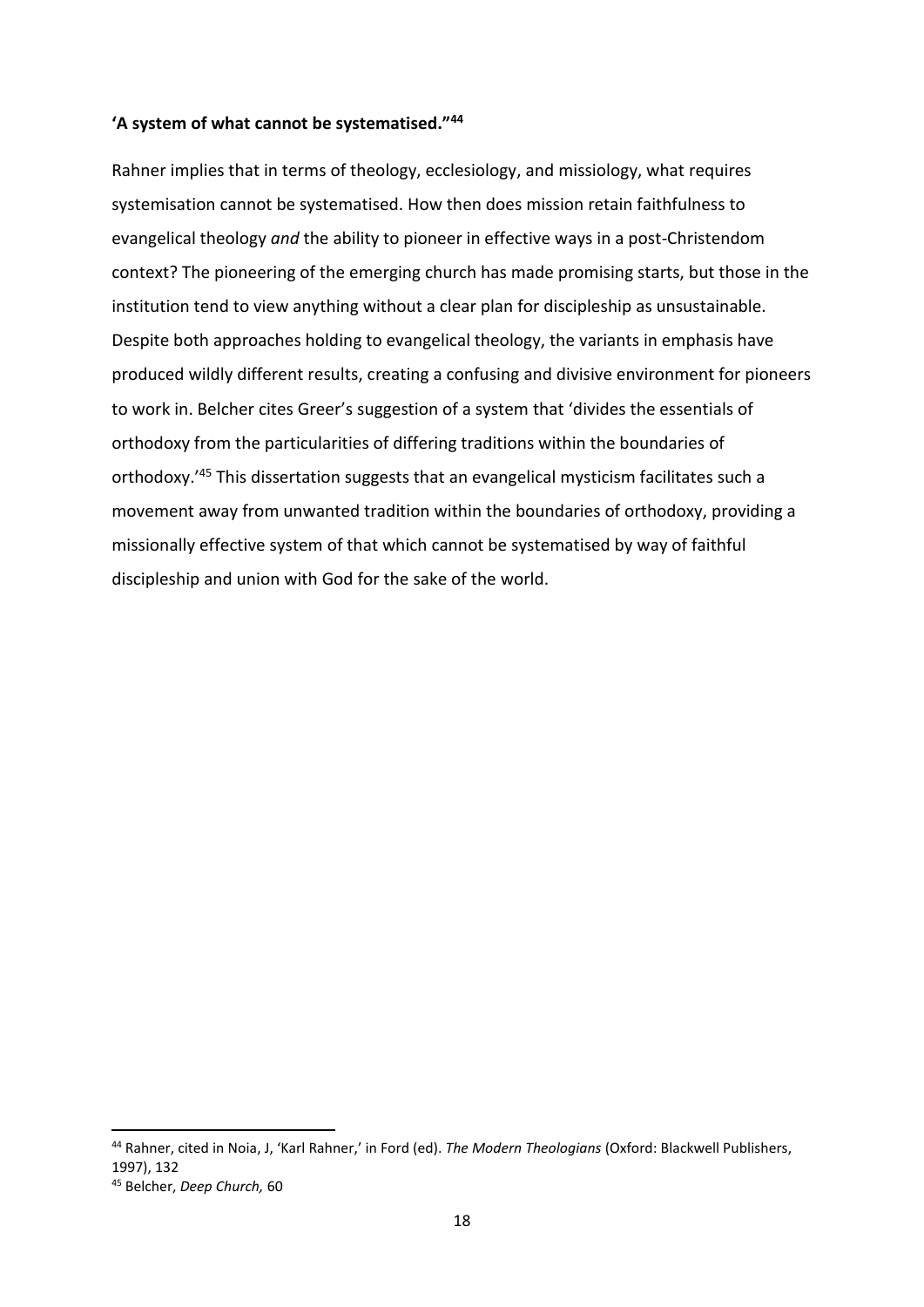**'A system of what cannot be systematised."[44]**

Rahner implies that in terms of theology, ecclesiology, and missiology, what requires systemisation cannot be systematised. How then does mission retain faithfulness to evangelical theology *and* the ability to pioneer in effective ways in a post-Christendom context? The pioneering of the emerging church has made promising starts, but those in the institution tend to view anything without a clear plan for discipleship as unsustainable. Despite both approaches holding to evangelical theology, the variants in emphasis have produced wildly different results, creating a confusing and divisive environment for pioneers to work in. Belcher cites Greer's suggestion of a system that 'divides the essentials of orthodoxy from the particularities of differing traditions within the boundaries of orthodoxy.'[45] This dissertation suggests that an evangelical mysticism facilitates such a movement away from unwanted tradition within the boundaries of orthodoxy, providing a missionally effective system of that which cannot be systematised by way of faithful discipleship and union with God for the sake of the world.

---

[44] Rahner, cited in Noia, J, 'Karl Rahner,' in Ford (ed). *The Modern Theologians* (Oxford: Blackwell Publishers, 1997), 132

[45] Belcher, *Deep Church,* 60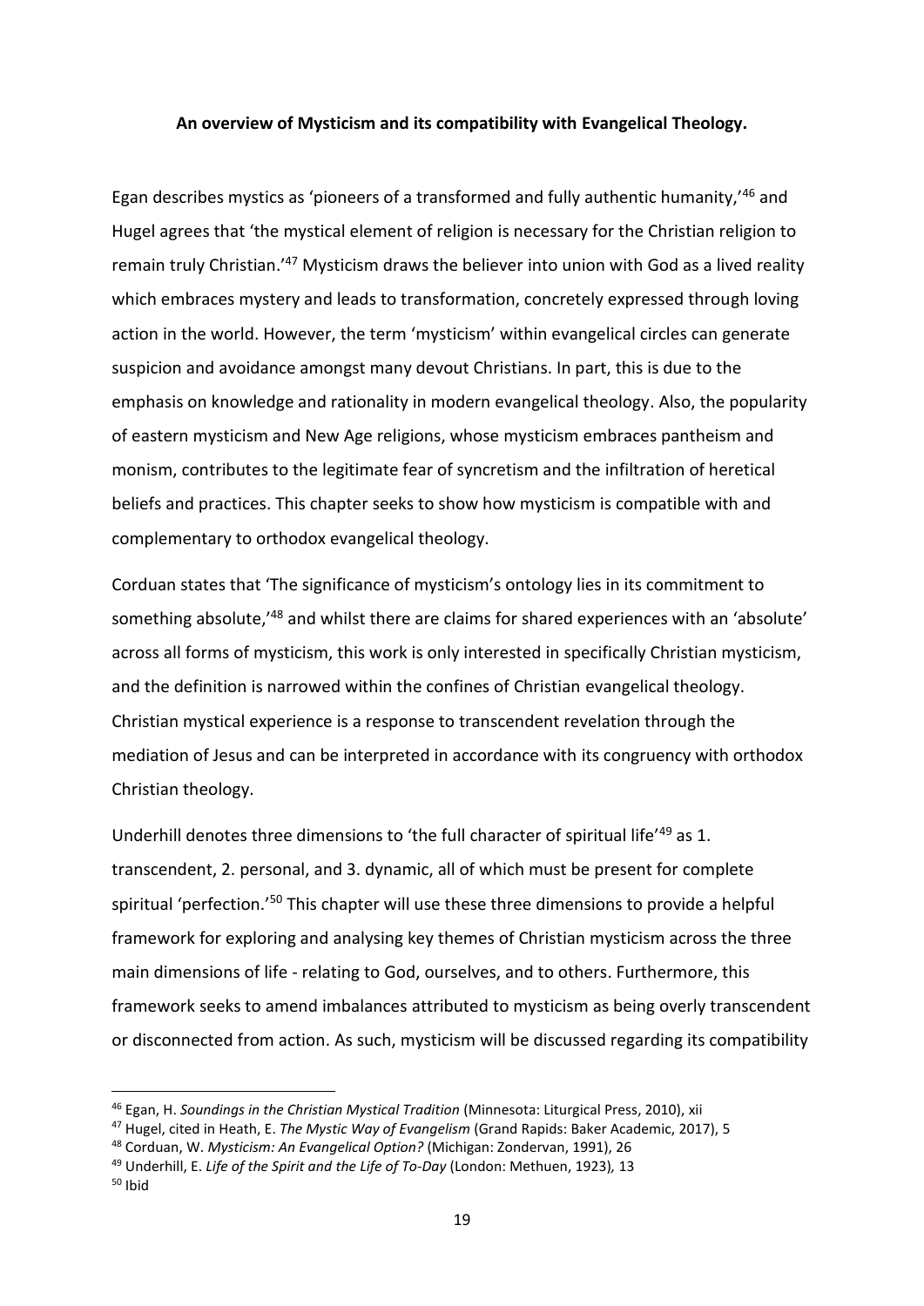**An overview of Mysticism and its compatibility with Evangelical Theology.**

Egan describes mystics as 'pioneers of a transformed and fully authentic humanity,'[46] and Hugel agrees that 'the mystical element of religion is necessary for the Christian religion to remain truly Christian.'[47] Mysticism draws the believer into union with God as a lived reality which embraces mystery and leads to transformation, concretely expressed through loving action in the world. However, the term 'mysticism' within evangelical circles can generate suspicion and avoidance amongst many devout Christians. In part, this is due to the emphasis on knowledge and rationality in modern evangelical theology. Also, the popularity of eastern mysticism and New Age religions, whose mysticism embraces pantheism and monism, contributes to the legitimate fear of syncretism and the infiltration of heretical beliefs and practices. This chapter seeks to show how mysticism is compatible with and complementary to orthodox evangelical theology.

Corduan states that 'The significance of mysticism's ontology lies in its commitment to something absolute,'[48] and whilst there are claims for shared experiences with an 'absolute' across all forms of mysticism, this work is only interested in specifically Christian mysticism, and the definition is narrowed within the confines of Christian evangelical theology. Christian mystical experience is a response to transcendent revelation through the mediation of Jesus and can be interpreted in accordance with its congruency with orthodox Christian theology.

Underhill denotes three dimensions to 'the full character of spiritual life'[49] as 1. transcendent, 2. personal, and 3. dynamic, all of which must be present for complete spiritual 'perfection.'[50] This chapter will use these three dimensions to provide a helpful framework for exploring and analysing key themes of Christian mysticism across the three main dimensions of life - relating to God, ourselves, and to others. Furthermore, this framework seeks to amend imbalances attributed to mysticism as being overly transcendent or disconnected from action. As such, mysticism will be discussed regarding its compatibility

---

[46] Egan, H. *Soundings in the Christian Mystical Tradition* (Minnesota: Liturgical Press, 2010), xii

[47] Hugel, cited in Heath, E. *The Mystic Way of Evangelism* (Grand Rapids: Baker Academic, 2017), 5

[48] Corduan, W. *Mysticism: An Evangelical Option?* (Michigan: Zondervan, 1991), 26

[49] Underhill, E. *Life of the Spirit and the Life of To-Day* (London: Methuen, 1923)*,* 13

[50] Ibid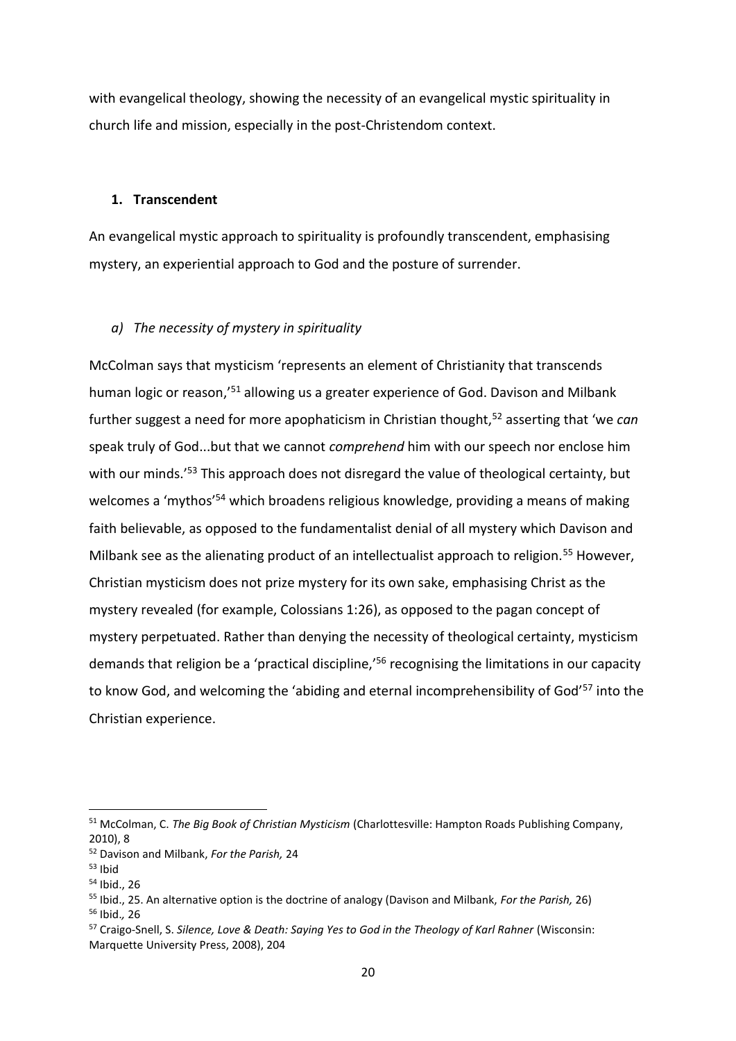with evangelical theology, showing the necessity of an evangelical mystic spirituality in church life and mission, especially in the post-Christendom context.

## 1. Transcendent

An evangelical mystic approach to spirituality is profoundly transcendent, emphasising mystery, an experiential approach to God and the posture of surrender.

### *a) The necessity of mystery in spirituality*

McColman says that mysticism 'represents an element of Christianity that transcends human logic or reason,'[51] allowing us a greater experience of God. Davison and Milbank further suggest a need for more apophaticism in Christian thought,[52] asserting that 'we *can* speak truly of God...but that we cannot *comprehend* him with our speech nor enclose him with our minds.'[53] This approach does not disregard the value of theological certainty, but welcomes a 'mythos'[54] which broadens religious knowledge, providing a means of making faith believable, as opposed to the fundamentalist denial of all mystery which Davison and Milbank see as the alienating product of an intellectualist approach to religion.[55] However, Christian mysticism does not prize mystery for its own sake, emphasising Christ as the mystery revealed (for example, Colossians 1:26), as opposed to the pagan concept of mystery perpetuated. Rather than denying the necessity of theological certainty, mysticism demands that religion be a 'practical discipline,'[56] recognising the limitations in our capacity to know God, and welcoming the 'abiding and eternal incomprehensibility of God'[57] into the Christian experience.

---

[51] McColman, C. *The Big Book of Christian Mysticism* (Charlottesville: Hampton Roads Publishing Company, 2010), 8

[52] Davison and Milbank, *For the Parish,* 24

[53] Ibid

[54] Ibid., 26

[55] Ibid., 25. An alternative option is the doctrine of analogy (Davison and Milbank, *For the Parish,* 26)

[56] Ibid*.,* 26

[57] Craigo-Snell, S. *Silence, Love & Death: Saying Yes to God in the Theology of Karl Rahner* (Wisconsin: Marquette University Press, 2008), 204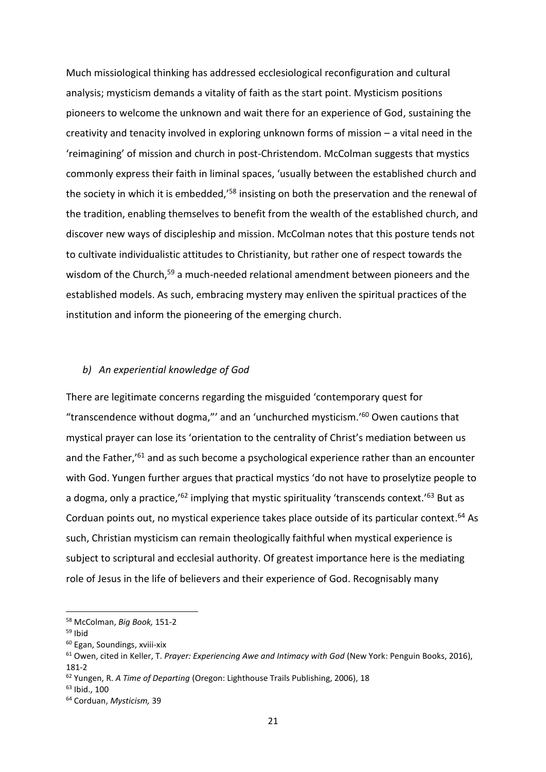Much missiological thinking has addressed ecclesiological reconfiguration and cultural analysis; mysticism demands a vitality of faith as the start point. Mysticism positions pioneers to welcome the unknown and wait there for an experience of God, sustaining the creativity and tenacity involved in exploring unknown forms of mission – a vital need in the 'reimagining' of mission and church in post-Christendom. McColman suggests that mystics commonly express their faith in liminal spaces, 'usually between the established church and the society in which it is embedded,'[58] insisting on both the preservation and the renewal of the tradition, enabling themselves to benefit from the wealth of the established church, and discover new ways of discipleship and mission. McColman notes that this posture tends not to cultivate individualistic attitudes to Christianity, but rather one of respect towards the wisdom of the Church,[59] a much-needed relational amendment between pioneers and the established models. As such, embracing mystery may enliven the spiritual practices of the institution and inform the pioneering of the emerging church.

### *b) An experiential knowledge of God*

There are legitimate concerns regarding the misguided 'contemporary quest for "transcendence without dogma,"' and an 'unchurched mysticism.'[60] Owen cautions that mystical prayer can lose its 'orientation to the centrality of Christ's mediation between us and the Father,'[61] and as such become a psychological experience rather than an encounter with God. Yungen further argues that practical mystics 'do not have to proselytize people to a dogma, only a practice,'[62] implying that mystic spirituality 'transcends context.'[63] But as Corduan points out, no mystical experience takes place outside of its particular context.[64] As such, Christian mysticism can remain theologically faithful when mystical experience is subject to scriptural and ecclesial authority. Of greatest importance here is the mediating role of Jesus in the life of believers and their experience of God. Recognisably many

---

[58] McColman, *Big Book,* 151-2

[59] Ibid

[60] Egan, Soundings, xviii-xix

[61] Owen, cited in Keller, T. *Prayer: Experiencing Awe and Intimacy with God* (New York: Penguin Books, 2016), 181-2

[62] Yungen, R. *A Time of Departing* (Oregon: Lighthouse Trails Publishing, 2006), 18

[63] Ibid., 100

[64] Corduan, *Mysticism,* 39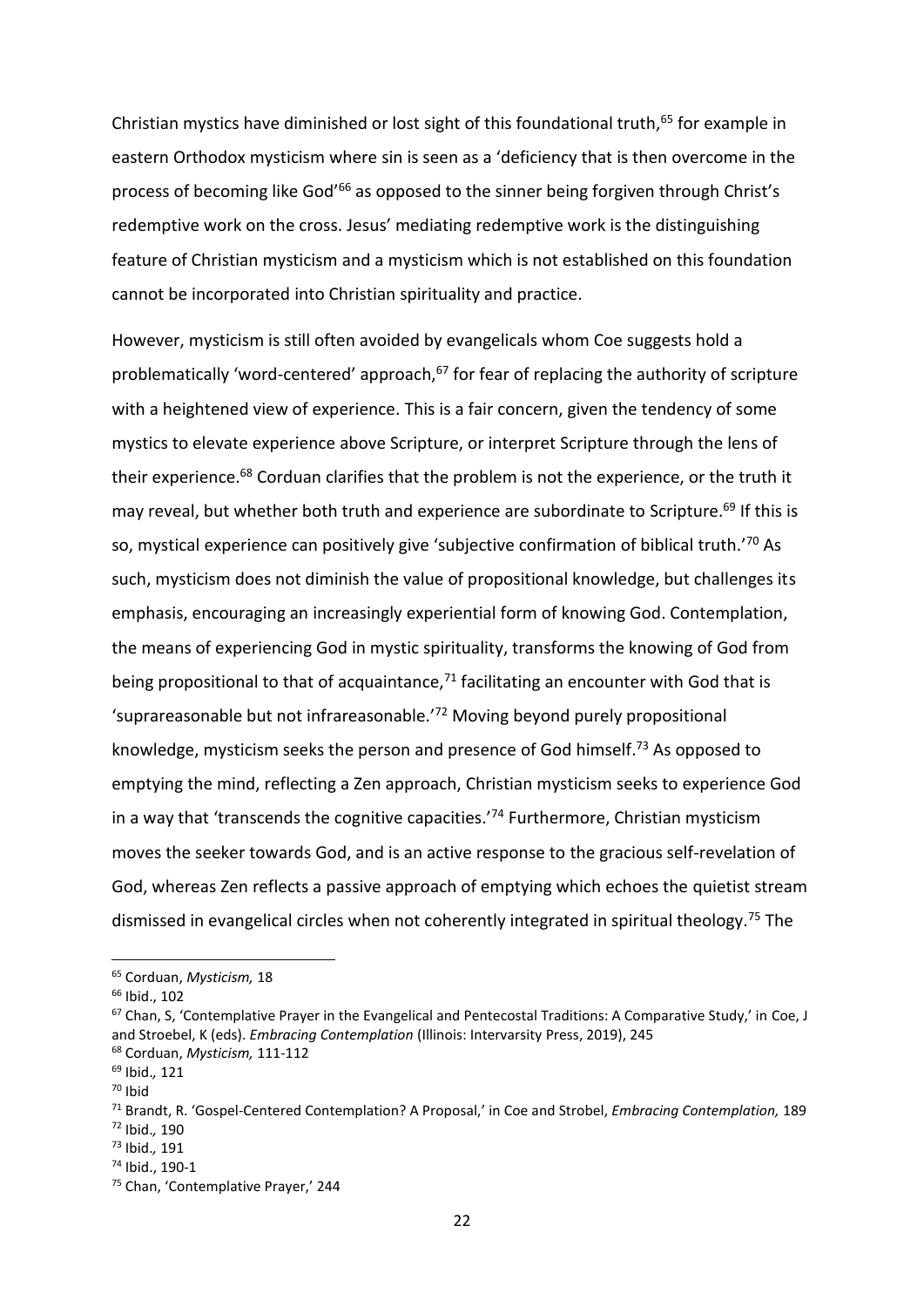Christian mystics have diminished or lost sight of this foundational truth,[65] for example in eastern Orthodox mysticism where sin is seen as a 'deficiency that is then overcome in the process of becoming like God'[66] as opposed to the sinner being forgiven through Christ's redemptive work on the cross. Jesus' mediating redemptive work is the distinguishing feature of Christian mysticism and a mysticism which is not established on this foundation cannot be incorporated into Christian spirituality and practice.

However, mysticism is still often avoided by evangelicals whom Coe suggests hold a problematically 'word-centered' approach,[67] for fear of replacing the authority of scripture with a heightened view of experience. This is a fair concern, given the tendency of some mystics to elevate experience above Scripture, or interpret Scripture through the lens of their experience.[68] Corduan clarifies that the problem is not the experience, or the truth it may reveal, but whether both truth and experience are subordinate to Scripture.[69] If this is so, mystical experience can positively give 'subjective confirmation of biblical truth.'[70] As such, mysticism does not diminish the value of propositional knowledge, but challenges its emphasis, encouraging an increasingly experiential form of knowing God. Contemplation, the means of experiencing God in mystic spirituality, transforms the knowing of God from being propositional to that of acquaintance,[71] facilitating an encounter with God that is 'suprareasonable but not infrareasonable.'[72] Moving beyond purely propositional knowledge, mysticism seeks the person and presence of God himself.[73] As opposed to emptying the mind, reflecting a Zen approach, Christian mysticism seeks to experience God in a way that 'transcends the cognitive capacities.'[74] Furthermore, Christian mysticism moves the seeker towards God, and is an active response to the gracious self-revelation of God, whereas Zen reflects a passive approach of emptying which echoes the quietist stream dismissed in evangelical circles when not coherently integrated in spiritual theology.[75] The

---

[65] Corduan, *Mysticism,* 18

[66] Ibid., 102

[67] Chan, S, 'Contemplative Prayer in the Evangelical and Pentecostal Traditions: A Comparative Study,' in Coe, J and Stroebel, K (eds). *Embracing Contemplation* (Illinois: Intervarsity Press, 2019), 245

[68] Corduan, *Mysticism,* 111-112

[69] Ibid*.,* 121

[70] Ibid

[71] Brandt, R. 'Gospel-Centered Contemplation? A Proposal,' in Coe and Strobel, *Embracing Contemplation,* 189

[72] Ibid*.,* 190

[73] Ibid*.,* 191

[74] Ibid., 190-1

[75] Chan, 'Contemplative Prayer,' 244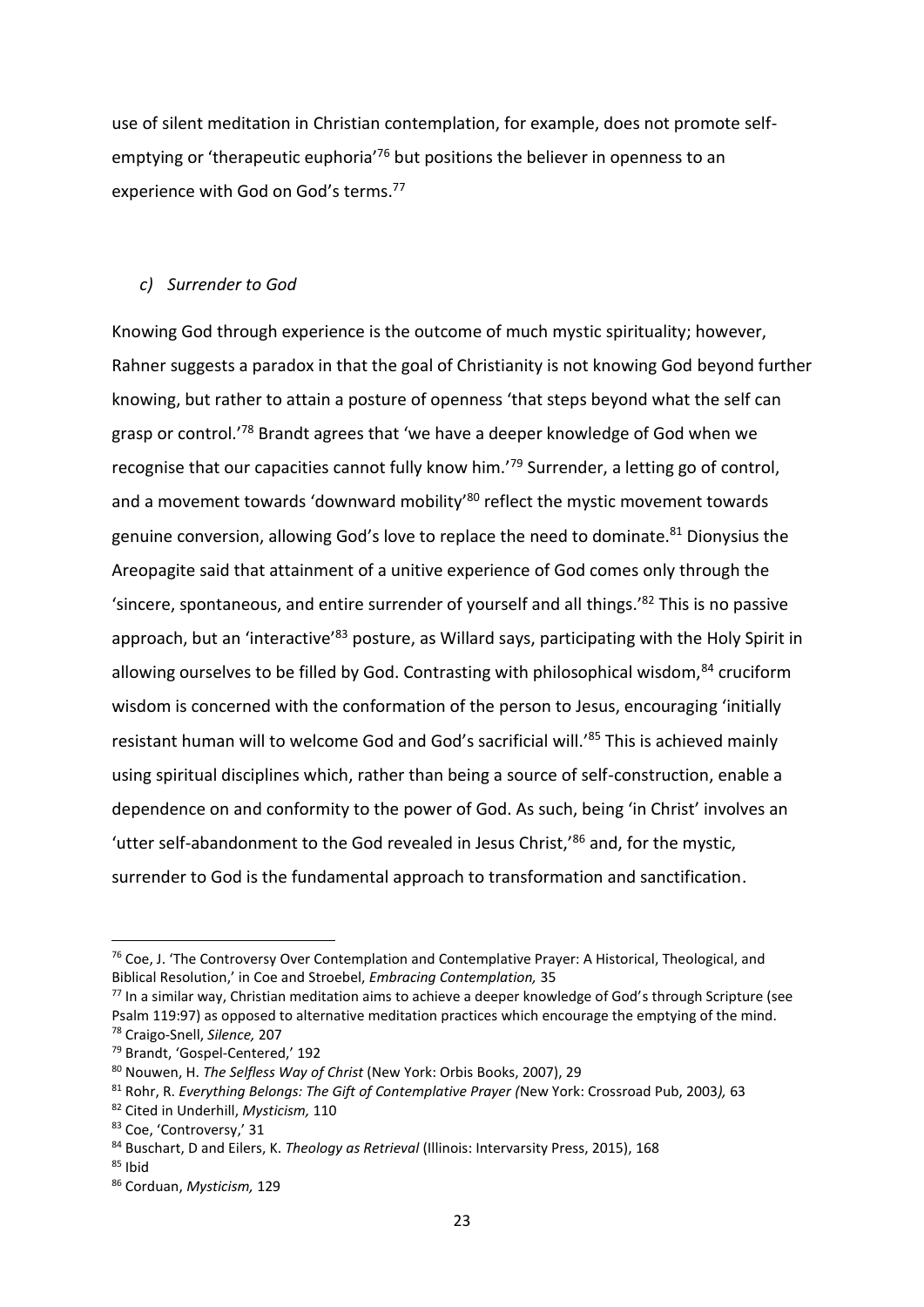use of silent meditation in Christian contemplation, for example, does not promote self-emptying or 'therapeutic euphoria'[76] but positions the believer in openness to an experience with God on God's terms.[77]

### *c) Surrender to God*

Knowing God through experience is the outcome of much mystic spirituality; however, Rahner suggests a paradox in that the goal of Christianity is not knowing God beyond further knowing, but rather to attain a posture of openness 'that steps beyond what the self can grasp or control.'[78] Brandt agrees that 'we have a deeper knowledge of God when we recognise that our capacities cannot fully know him.'[79] Surrender, a letting go of control, and a movement towards 'downward mobility'[80] reflect the mystic movement towards genuine conversion, allowing God's love to replace the need to dominate.[81] Dionysius the Areopagite said that attainment of a unitive experience of God comes only through the 'sincere, spontaneous, and entire surrender of yourself and all things.'[82] This is no passive approach, but an 'interactive'[83] posture, as Willard says, participating with the Holy Spirit in allowing ourselves to be filled by God. Contrasting with philosophical wisdom,[84] cruciform wisdom is concerned with the conformation of the person to Jesus, encouraging 'initially resistant human will to welcome God and God's sacrificial will.'[85] This is achieved mainly using spiritual disciplines which, rather than being a source of self-construction, enable a dependence on and conformity to the power of God. As such, being 'in Christ' involves an 'utter self-abandonment to the God revealed in Jesus Christ,'[86] and, for the mystic, surrender to God is the fundamental approach to transformation and sanctification.

---

[76] Coe, J. 'The Controversy Over Contemplation and Contemplative Prayer: A Historical, Theological, and Biblical Resolution,' in Coe and Stroebel, *Embracing Contemplation,* 35

[77] In a similar way, Christian meditation aims to achieve a deeper knowledge of God's through Scripture (see Psalm 119:97) as opposed to alternative meditation practices which encourage the emptying of the mind.

[78] Craigo-Snell, *Silence,* 207

[79] Brandt, 'Gospel-Centered,' 192

[80] Nouwen, H. *The Selfless Way of Christ* (New York: Orbis Books, 2007), 29

[81] Rohr, R. *Everything Belongs: The Gift of Contemplative Prayer (*New York: Crossroad Pub, 2003*),* 63

[82] Cited in Underhill, *Mysticism,* 110

[83] Coe, 'Controversy,' 31

[84] Buschart, D and Eilers, K. *Theology as Retrieval* (Illinois: Intervarsity Press, 2015), 168

[85] Ibid

[86] Corduan, *Mysticism,* 129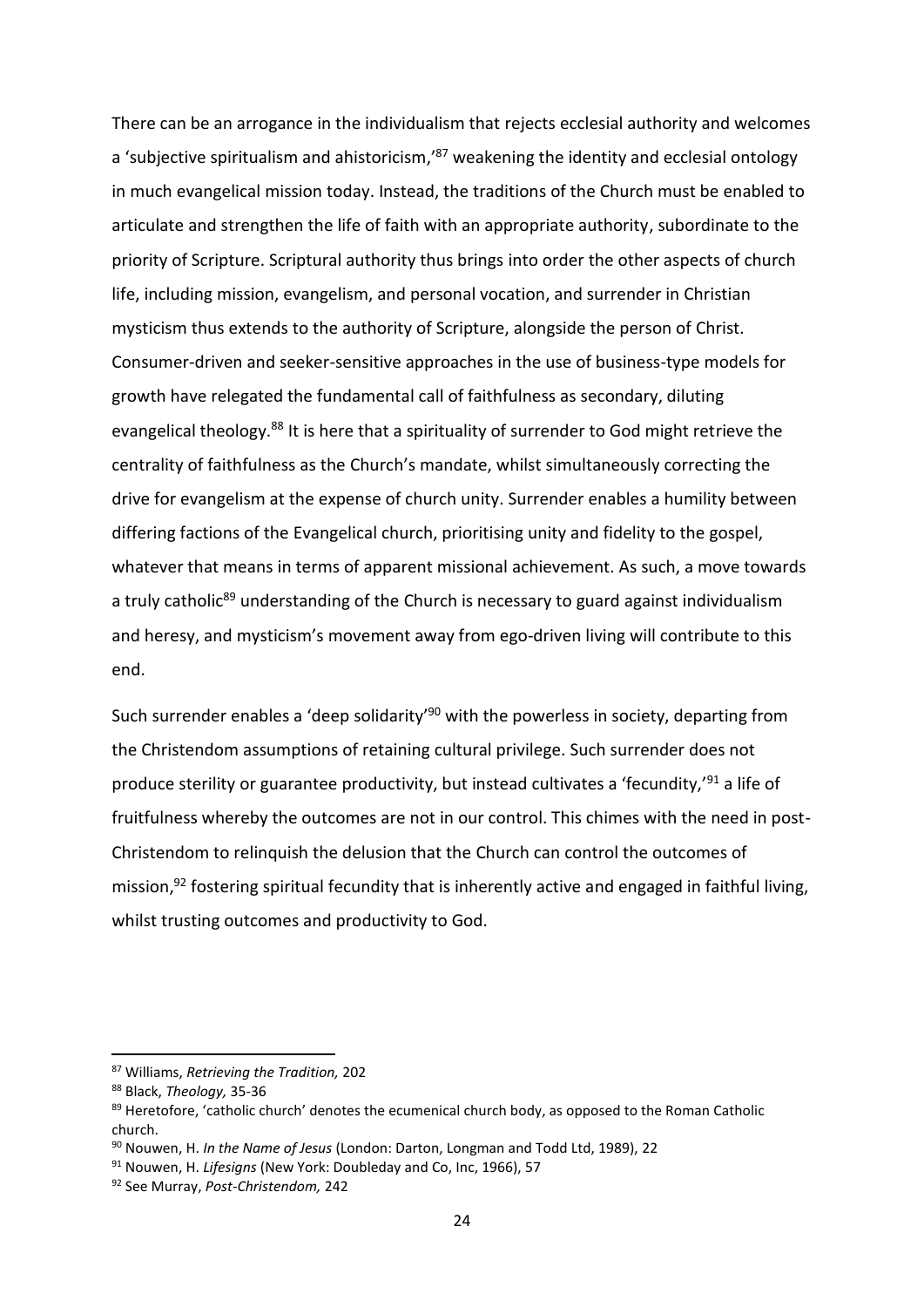There can be an arrogance in the individualism that rejects ecclesial authority and welcomes a 'subjective spiritualism and ahistoricism,'[87] weakening the identity and ecclesial ontology in much evangelical mission today. Instead, the traditions of the Church must be enabled to articulate and strengthen the life of faith with an appropriate authority, subordinate to the priority of Scripture. Scriptural authority thus brings into order the other aspects of church life, including mission, evangelism, and personal vocation, and surrender in Christian mysticism thus extends to the authority of Scripture, alongside the person of Christ. Consumer-driven and seeker-sensitive approaches in the use of business-type models for growth have relegated the fundamental call of faithfulness as secondary, diluting evangelical theology.[88] It is here that a spirituality of surrender to God might retrieve the centrality of faithfulness as the Church's mandate, whilst simultaneously correcting the drive for evangelism at the expense of church unity. Surrender enables a humility between differing factions of the Evangelical church, prioritising unity and fidelity to the gospel, whatever that means in terms of apparent missional achievement. As such, a move towards a truly catholic[89] understanding of the Church is necessary to guard against individualism and heresy, and mysticism's movement away from ego-driven living will contribute to this end.

Such surrender enables a 'deep solidarity'[90] with the powerless in society, departing from the Christendom assumptions of retaining cultural privilege. Such surrender does not produce sterility or guarantee productivity, but instead cultivates a 'fecundity,'[91] a life of fruitfulness whereby the outcomes are not in our control. This chimes with the need in post-Christendom to relinquish the delusion that the Church can control the outcomes of mission,[92] fostering spiritual fecundity that is inherently active and engaged in faithful living, whilst trusting outcomes and productivity to God.

---

[87] Williams, *Retrieving the Tradition,* 202

[88] Black, *Theology,* 35-36

[89] Heretofore, 'catholic church' denotes the ecumenical church body, as opposed to the Roman Catholic church.

[90] Nouwen, H. *In the Name of Jesus* (London: Darton, Longman and Todd Ltd, 1989), 22

[91] Nouwen, H. *Lifesigns* (New York: Doubleday and Co, Inc, 1966), 57

[92] See Murray, *Post-Christendom,* 242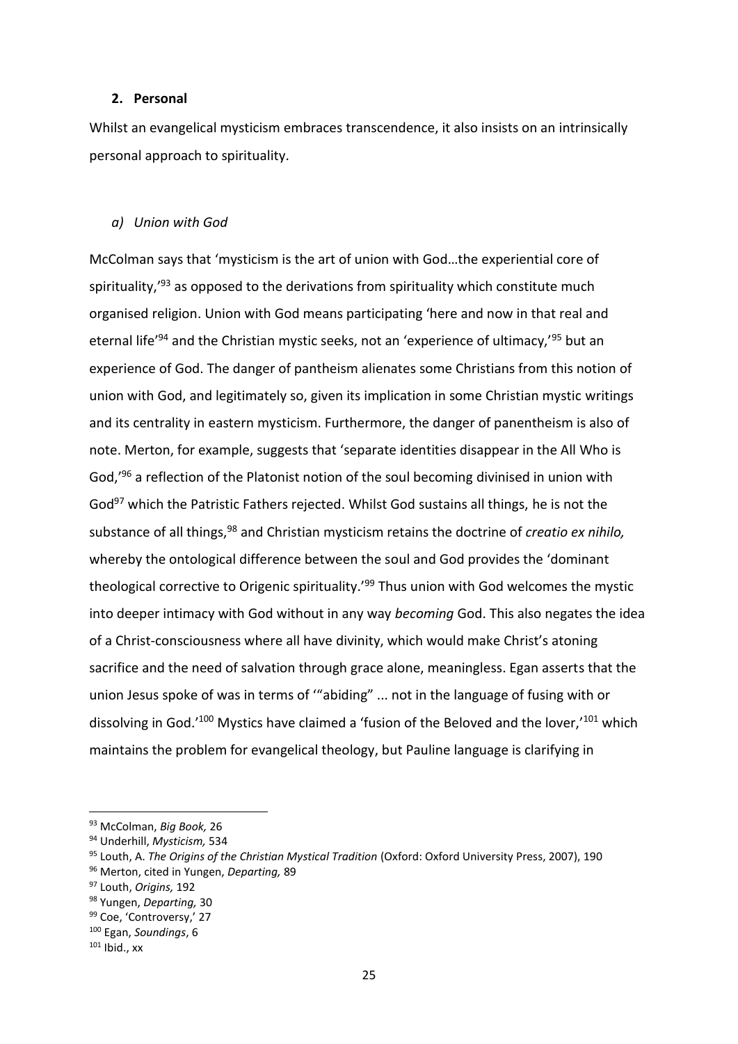## 2. Personal

Whilst an evangelical mysticism embraces transcendence, it also insists on an intrinsically personal approach to spirituality.

### *a) Union with God*

McColman says that 'mysticism is the art of union with God…the experiential core of spirituality,'[93] as opposed to the derivations from spirituality which constitute much organised religion. Union with God means participating 'here and now in that real and eternal life'[94] and the Christian mystic seeks, not an 'experience of ultimacy,'[95] but an experience of God. The danger of pantheism alienates some Christians from this notion of union with God, and legitimately so, given its implication in some Christian mystic writings and its centrality in eastern mysticism. Furthermore, the danger of panentheism is also of note. Merton, for example, suggests that 'separate identities disappear in the All Who is God,'[96] a reflection of the Platonist notion of the soul becoming divinised in union with God[97] which the Patristic Fathers rejected. Whilst God sustains all things, he is not the substance of all things,[98] and Christian mysticism retains the doctrine of *creatio ex nihilo,* whereby the ontological difference between the soul and God provides the 'dominant theological corrective to Origenic spirituality.'[99] Thus union with God welcomes the mystic into deeper intimacy with God without in any way *becoming* God. This also negates the idea of a Christ-consciousness where all have divinity, which would make Christ's atoning sacrifice and the need of salvation through grace alone, meaningless. Egan asserts that the union Jesus spoke of was in terms of '"abiding" ... not in the language of fusing with or dissolving in God.'[100] Mystics have claimed a 'fusion of the Beloved and the lover,'[101] which maintains the problem for evangelical theology, but Pauline language is clarifying in

---

[93] McColman, *Big Book,* 26

[94] Underhill, *Mysticism,* 534

[95] Louth, A. *The Origins of the Christian Mystical Tradition* (Oxford: Oxford University Press, 2007), 190

[96] Merton, cited in Yungen, *Departing,* 89

[97] Louth, *Origins,* 192

[98] Yungen, *Departing,* 30

[99] Coe, 'Controversy,' 27

[100] Egan, *Soundings*, 6

[101] Ibid., xx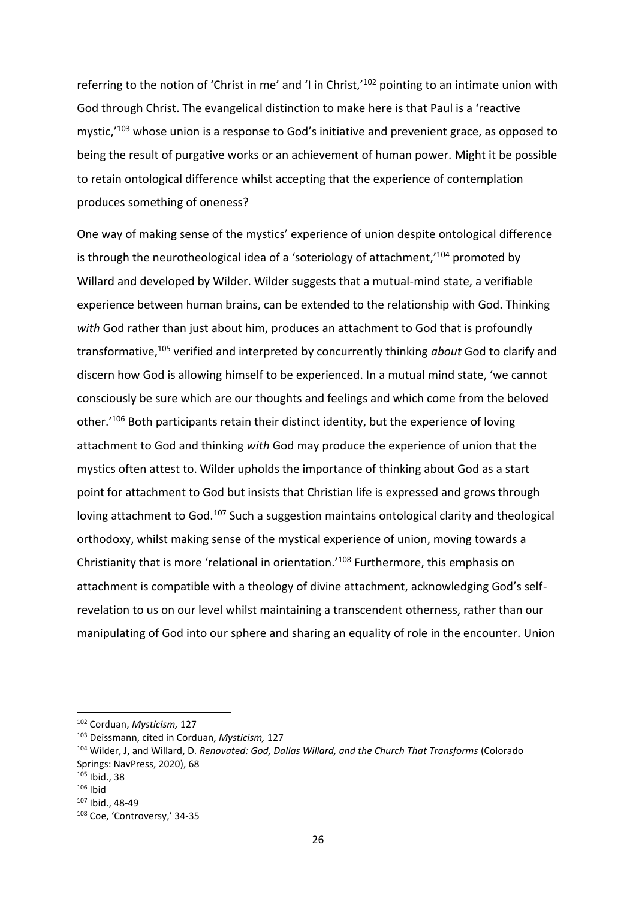referring to the notion of 'Christ in me' and 'I in Christ,'[102] pointing to an intimate union with God through Christ. The evangelical distinction to make here is that Paul is a 'reactive mystic,'[103] whose union is a response to God's initiative and prevenient grace, as opposed to being the result of purgative works or an achievement of human power. Might it be possible to retain ontological difference whilst accepting that the experience of contemplation produces something of oneness?

One way of making sense of the mystics' experience of union despite ontological difference is through the neurotheological idea of a 'soteriology of attachment,'[104] promoted by Willard and developed by Wilder. Wilder suggests that a mutual-mind state, a verifiable experience between human brains, can be extended to the relationship with God. Thinking *with* God rather than just about him, produces an attachment to God that is profoundly transformative,[105] verified and interpreted by concurrently thinking *about* God to clarify and discern how God is allowing himself to be experienced. In a mutual mind state, 'we cannot consciously be sure which are our thoughts and feelings and which come from the beloved other.'[106] Both participants retain their distinct identity, but the experience of loving attachment to God and thinking *with* God may produce the experience of union that the mystics often attest to. Wilder upholds the importance of thinking about God as a start point for attachment to God but insists that Christian life is expressed and grows through loving attachment to God.[107] Such a suggestion maintains ontological clarity and theological orthodoxy, whilst making sense of the mystical experience of union, moving towards a Christianity that is more 'relational in orientation.'[108] Furthermore, this emphasis on attachment is compatible with a theology of divine attachment, acknowledging God's self-revelation to us on our level whilst maintaining a transcendent otherness, rather than our manipulating of God into our sphere and sharing an equality of role in the encounter. Union

---

[102] Corduan, *Mysticism,* 127

[103] Deissmann, cited in Corduan, *Mysticism,* 127

[104] Wilder, J, and Willard, D. *Renovated: God, Dallas Willard, and the Church That Transforms* (Colorado Springs: NavPress, 2020), 68

[105] Ibid., 38

[106] Ibid

[107] Ibid., 48-49

[108] Coe, 'Controversy,' 34-35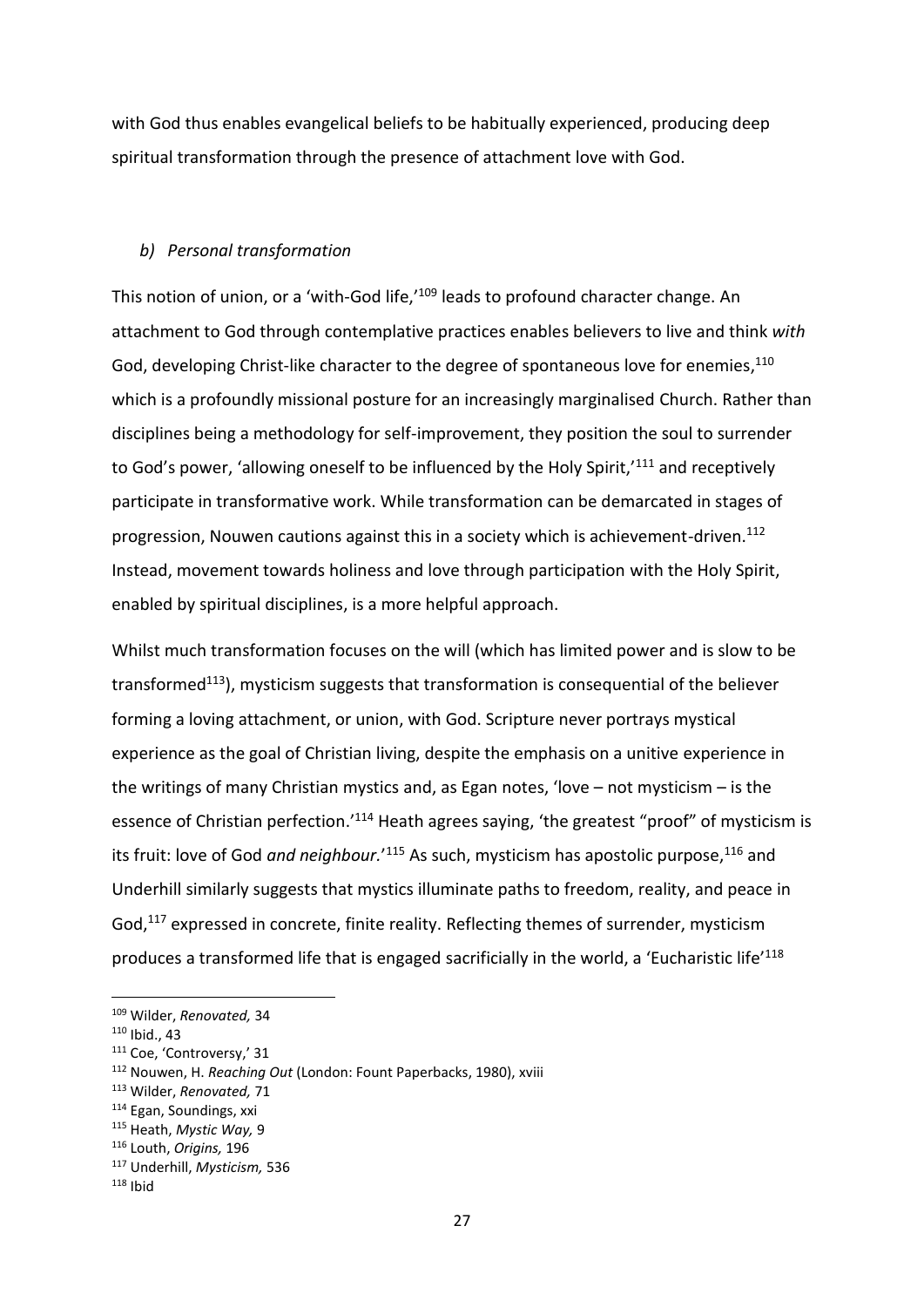with God thus enables evangelical beliefs to be habitually experienced, producing deep spiritual transformation through the presence of attachment love with God.

### *b) Personal transformation*

This notion of union, or a 'with-God life,'[109] leads to profound character change. An attachment to God through contemplative practices enables believers to live and think *with* God, developing Christ-like character to the degree of spontaneous love for enemies,[110] which is a profoundly missional posture for an increasingly marginalised Church. Rather than disciplines being a methodology for self-improvement, they position the soul to surrender to God's power, 'allowing oneself to be influenced by the Holy Spirit,'[111] and receptively participate in transformative work. While transformation can be demarcated in stages of progression, Nouwen cautions against this in a society which is achievement-driven.[112] Instead, movement towards holiness and love through participation with the Holy Spirit, enabled by spiritual disciplines, is a more helpful approach.

Whilst much transformation focuses on the will (which has limited power and is slow to be transformed[113]), mysticism suggests that transformation is consequential of the believer forming a loving attachment, or union, with God. Scripture never portrays mystical experience as the goal of Christian living, despite the emphasis on a unitive experience in the writings of many Christian mystics and, as Egan notes, 'love – not mysticism – is the essence of Christian perfection.'[114] Heath agrees saying, 'the greatest "proof" of mysticism is its fruit: love of God *and neighbour.*'[115] As such, mysticism has apostolic purpose,[116] and Underhill similarly suggests that mystics illuminate paths to freedom, reality, and peace in God,[117] expressed in concrete, finite reality. Reflecting themes of surrender, mysticism produces a transformed life that is engaged sacrificially in the world, a 'Eucharistic life'[118]

---

[109] Wilder, *Renovated,* 34

[110] Ibid., 43

[111] Coe, 'Controversy,' 31

[112] Nouwen, H. *Reaching Out* (London: Fount Paperbacks, 1980), xviii

[113] Wilder, *Renovated,* 71

[114] Egan, Soundings, xxi

[115] Heath, *Mystic Way,* 9

[116] Louth, *Origins,* 196

[117] Underhill, *Mysticism,* 536

[118] Ibid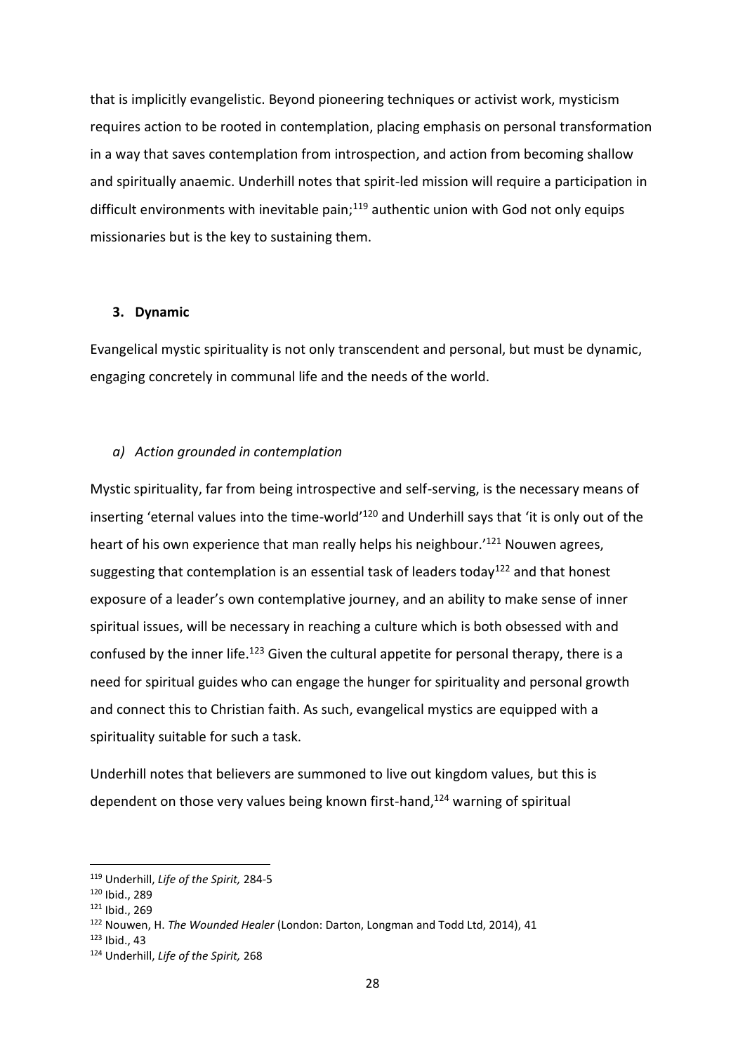that is implicitly evangelistic. Beyond pioneering techniques or activist work, mysticism requires action to be rooted in contemplation, placing emphasis on personal transformation in a way that saves contemplation from introspection, and action from becoming shallow and spiritually anaemic. Underhill notes that spirit-led mission will require a participation in difficult environments with inevitable pain;[119] authentic union with God not only equips missionaries but is the key to sustaining them.

### 3. Dynamic

Evangelical mystic spirituality is not only transcendent and personal, but must be dynamic, engaging concretely in communal life and the needs of the world.

#### *a) Action grounded in contemplation*

Mystic spirituality, far from being introspective and self-serving, is the necessary means of inserting 'eternal values into the time-world'[120] and Underhill says that 'it is only out of the heart of his own experience that man really helps his neighbour.'[121] Nouwen agrees, suggesting that contemplation is an essential task of leaders today[122] and that honest exposure of a leader's own contemplative journey, and an ability to make sense of inner spiritual issues, will be necessary in reaching a culture which is both obsessed with and confused by the inner life.[123] Given the cultural appetite for personal therapy, there is a need for spiritual guides who can engage the hunger for spirituality and personal growth and connect this to Christian faith. As such, evangelical mystics are equipped with a spirituality suitable for such a task.

Underhill notes that believers are summoned to live out kingdom values, but this is dependent on those very values being known first-hand,[124] warning of spiritual

---

[119] Underhill, *Life of the Spirit,* 284-5

[120] Ibid., 289

[121] Ibid., 269

[122] Nouwen, H. *The Wounded Healer* (London: Darton, Longman and Todd Ltd, 2014), 41

[123] Ibid., 43

[124] Underhill, *Life of the Spirit,* 268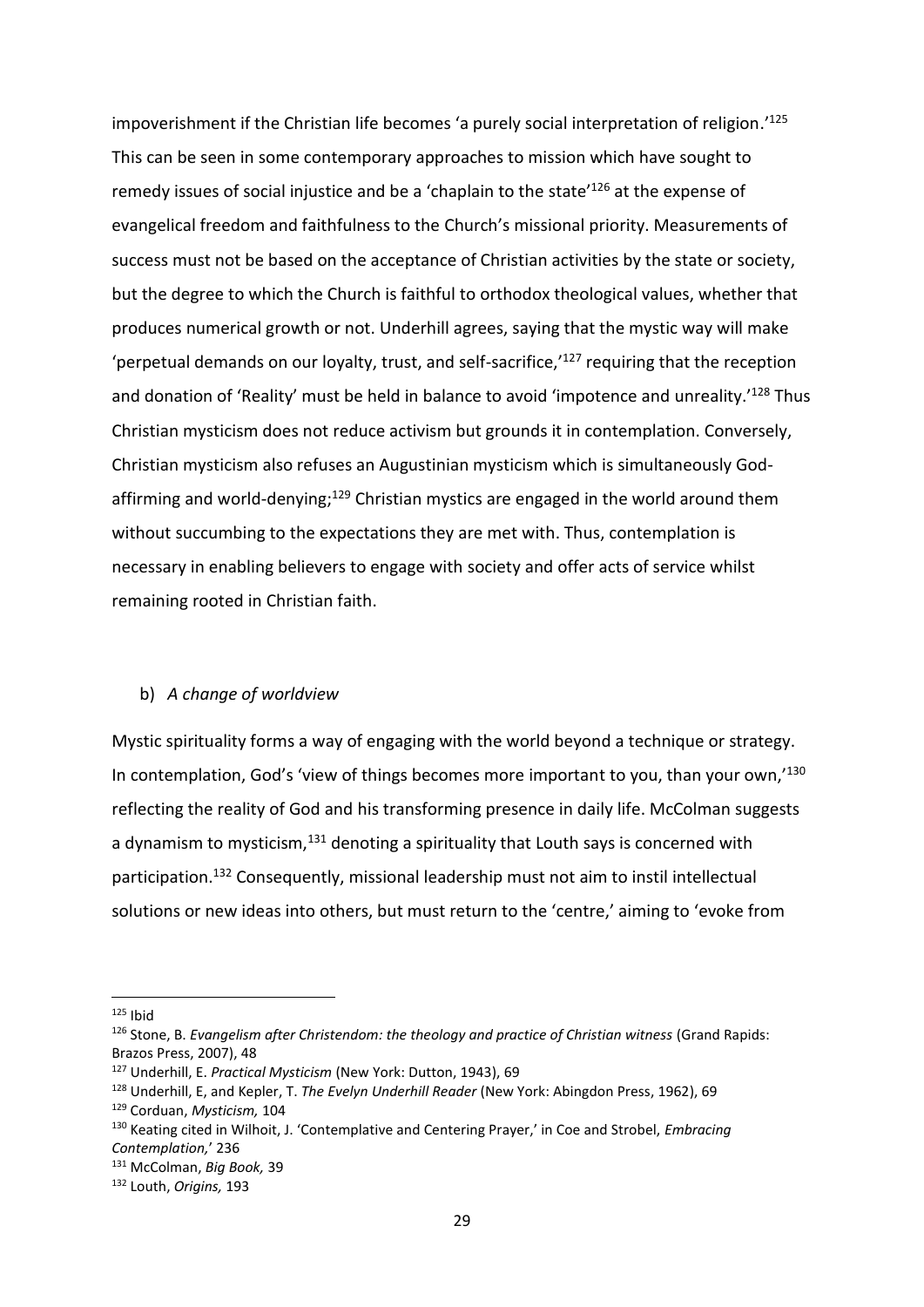impoverishment if the Christian life becomes 'a purely social interpretation of religion.'[125] This can be seen in some contemporary approaches to mission which have sought to remedy issues of social injustice and be a 'chaplain to the state'[126] at the expense of evangelical freedom and faithfulness to the Church's missional priority. Measurements of success must not be based on the acceptance of Christian activities by the state or society, but the degree to which the Church is faithful to orthodox theological values, whether that produces numerical growth or not. Underhill agrees, saying that the mystic way will make 'perpetual demands on our loyalty, trust, and self-sacrifice,'[127] requiring that the reception and donation of 'Reality' must be held in balance to avoid 'impotence and unreality.'[128] Thus Christian mysticism does not reduce activism but grounds it in contemplation. Conversely, Christian mysticism also refuses an Augustinian mysticism which is simultaneously God-affirming and world-denying;[129] Christian mystics are engaged in the world around them without succumbing to the expectations they are met with. Thus, contemplation is necessary in enabling believers to engage with society and offer acts of service whilst remaining rooted in Christian faith.

b) *A change of worldview*

Mystic spirituality forms a way of engaging with the world beyond a technique or strategy. In contemplation, God's 'view of things becomes more important to you, than your own,'[130] reflecting the reality of God and his transforming presence in daily life. McColman suggests a dynamism to mysticism,[131] denoting a spirituality that Louth says is concerned with participation.[132] Consequently, missional leadership must not aim to instil intellectual solutions or new ideas into others, but must return to the 'centre,' aiming to 'evoke from

---

[125] Ibid

[126] Stone, B. *Evangelism after Christendom: the theology and practice of Christian witness* (Grand Rapids: Brazos Press, 2007), 48

[127] Underhill, E. *Practical Mysticism* (New York: Dutton, 1943), 69

[128] Underhill, E, and Kepler, T. *The Evelyn Underhill Reader* (New York: Abingdon Press, 1962), 69

[129] Corduan, *Mysticism,* 104

[130] Keating cited in Wilhoit, J. 'Contemplative and Centering Prayer,' in Coe and Strobel, *Embracing Contemplation,*' 236

[131] McColman, *Big Book,* 39

[132] Louth, *Origins,* 193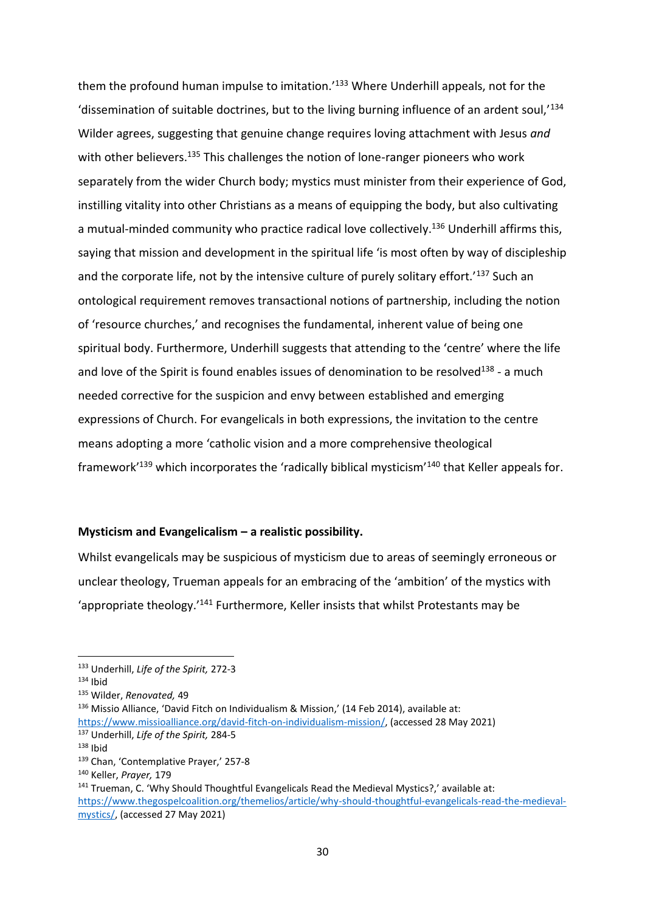them the profound human impulse to imitation.'[133] Where Underhill appeals, not for the 'dissemination of suitable doctrines, but to the living burning influence of an ardent soul,'[134] Wilder agrees, suggesting that genuine change requires loving attachment with Jesus *and* with other believers.[135] This challenges the notion of lone-ranger pioneers who work separately from the wider Church body; mystics must minister from their experience of God, instilling vitality into other Christians as a means of equipping the body, but also cultivating a mutual-minded community who practice radical love collectively.[136] Underhill affirms this, saying that mission and development in the spiritual life 'is most often by way of discipleship and the corporate life, not by the intensive culture of purely solitary effort.'[137] Such an ontological requirement removes transactional notions of partnership, including the notion of 'resource churches,' and recognises the fundamental, inherent value of being one spiritual body. Furthermore, Underhill suggests that attending to the 'centre' where the life and love of the Spirit is found enables issues of denomination to be resolved[138] - a much needed corrective for the suspicion and envy between established and emerging expressions of Church. For evangelicals in both expressions, the invitation to the centre means adopting a more 'catholic vision and a more comprehensive theological framework'[139] which incorporates the 'radically biblical mysticism'[140] that Keller appeals for.

**Mysticism and Evangelicalism – a realistic possibility.**

Whilst evangelicals may be suspicious of mysticism due to areas of seemingly erroneous or unclear theology, Trueman appeals for an embracing of the 'ambition' of the mystics with 'appropriate theology.'[141] Furthermore, Keller insists that whilst Protestants may be

---

[133] Underhill, *Life of the Spirit,* 272-3

[134] Ibid

[135] Wilder, *Renovated,* 49

[136] Missio Alliance, 'David Fitch on Individualism & Mission,' (14 Feb 2014), available at: https://www.missioalliance.org/david-fitch-on-individualism-mission/, (accessed 28 May 2021)

[137] Underhill, *Life of the Spirit,* 284-5

[138] Ibid

[139] Chan, 'Contemplative Prayer,' 257-8

[140] Keller, *Prayer,* 179

[141] Trueman, C. 'Why Should Thoughtful Evangelicals Read the Medieval Mystics?,' available at: https://www.thegospelcoalition.org/themelios/article/why-should-thoughtful-evangelicals-read-the-medieval-mystics/, (accessed 27 May 2021)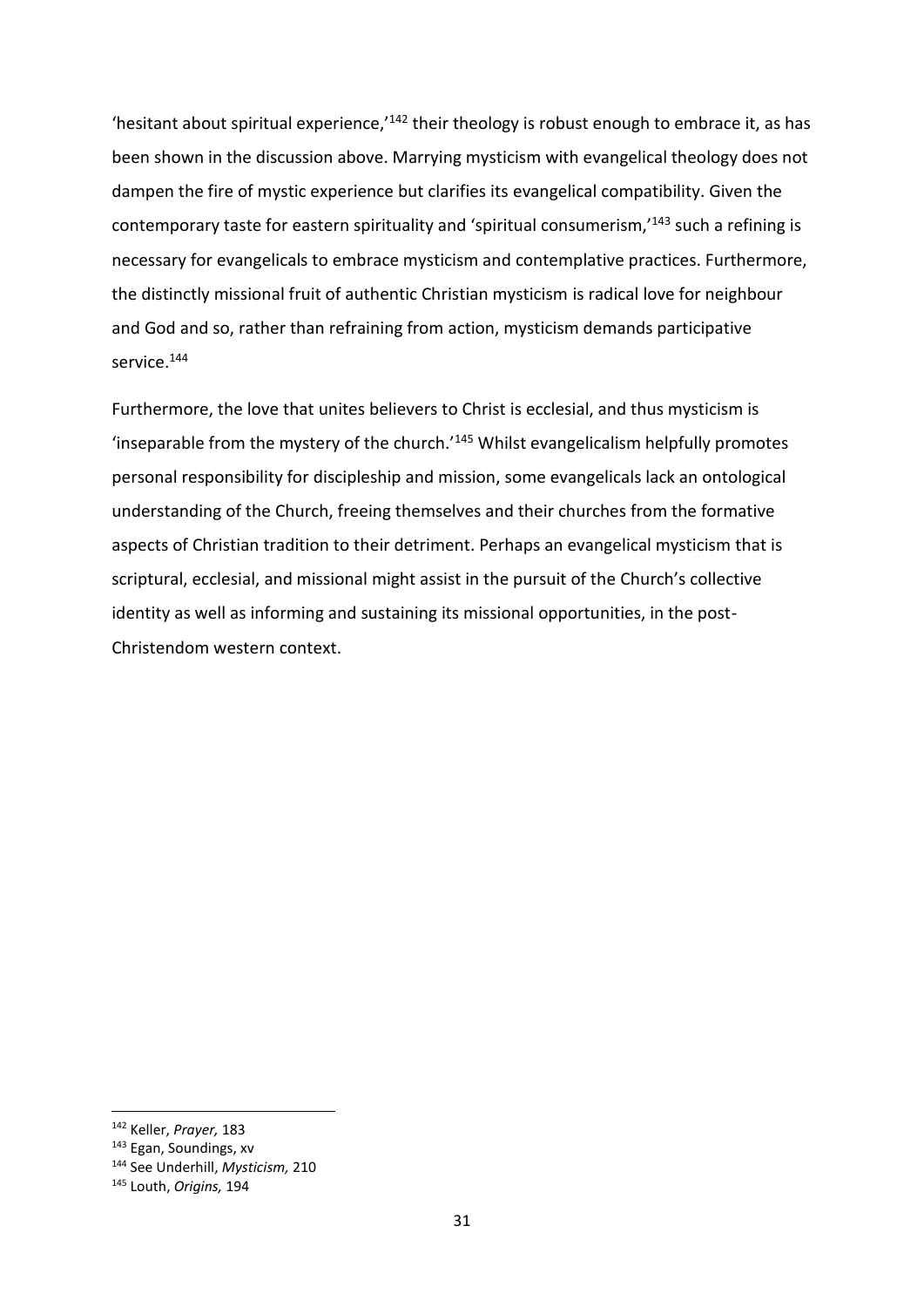'hesitant about spiritual experience,'[142] their theology is robust enough to embrace it, as has been shown in the discussion above. Marrying mysticism with evangelical theology does not dampen the fire of mystic experience but clarifies its evangelical compatibility. Given the contemporary taste for eastern spirituality and 'spiritual consumerism,'[143] such a refining is necessary for evangelicals to embrace mysticism and contemplative practices. Furthermore, the distinctly missional fruit of authentic Christian mysticism is radical love for neighbour and God and so, rather than refraining from action, mysticism demands participative service.[144]

Furthermore, the love that unites believers to Christ is ecclesial, and thus mysticism is 'inseparable from the mystery of the church.'[145] Whilst evangelicalism helpfully promotes personal responsibility for discipleship and mission, some evangelicals lack an ontological understanding of the Church, freeing themselves and their churches from the formative aspects of Christian tradition to their detriment. Perhaps an evangelical mysticism that is scriptural, ecclesial, and missional might assist in the pursuit of the Church's collective identity as well as informing and sustaining its missional opportunities, in the post-Christendom western context.

---

[142] Keller, *Prayer,* 183

[143] Egan, Soundings, xv

[144] See Underhill, *Mysticism,* 210

[145] Louth, *Origins,* 194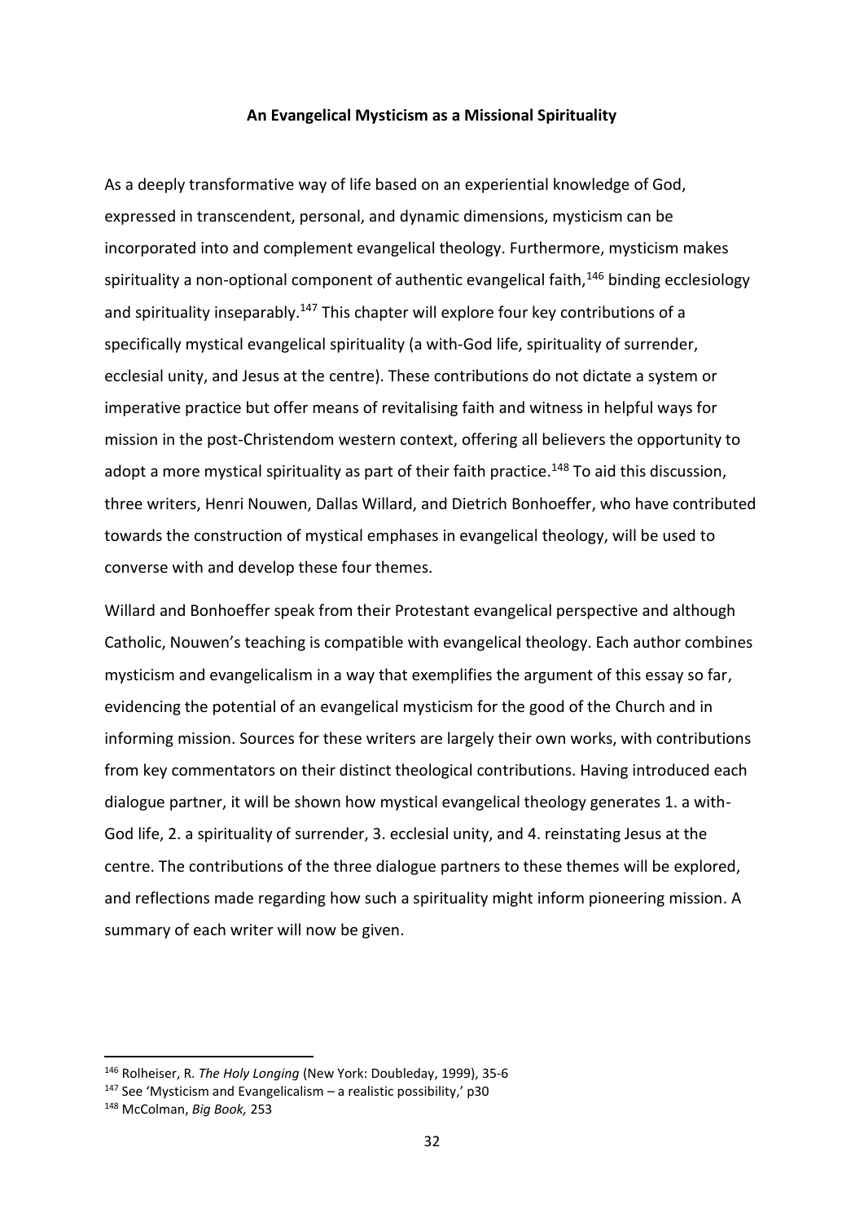**An Evangelical Mysticism as a Missional Spirituality**

As a deeply transformative way of life based on an experiential knowledge of God, expressed in transcendent, personal, and dynamic dimensions, mysticism can be incorporated into and complement evangelical theology. Furthermore, mysticism makes spirituality a non-optional component of authentic evangelical faith,[146] binding ecclesiology and spirituality inseparably.[147] This chapter will explore four key contributions of a specifically mystical evangelical spirituality (a with-God life, spirituality of surrender, ecclesial unity, and Jesus at the centre). These contributions do not dictate a system or imperative practice but offer means of revitalising faith and witness in helpful ways for mission in the post-Christendom western context, offering all believers the opportunity to adopt a more mystical spirituality as part of their faith practice.[148] To aid this discussion, three writers, Henri Nouwen, Dallas Willard, and Dietrich Bonhoeffer, who have contributed towards the construction of mystical emphases in evangelical theology, will be used to converse with and develop these four themes.

Willard and Bonhoeffer speak from their Protestant evangelical perspective and although Catholic, Nouwen's teaching is compatible with evangelical theology. Each author combines mysticism and evangelicalism in a way that exemplifies the argument of this essay so far, evidencing the potential of an evangelical mysticism for the good of the Church and in informing mission. Sources for these writers are largely their own works, with contributions from key commentators on their distinct theological contributions. Having introduced each dialogue partner, it will be shown how mystical evangelical theology generates 1. a with-God life, 2. a spirituality of surrender, 3. ecclesial unity, and 4. reinstating Jesus at the centre. The contributions of the three dialogue partners to these themes will be explored, and reflections made regarding how such a spirituality might inform pioneering mission. A summary of each writer will now be given.

---

[146] Rolheiser, R. *The Holy Longing* (New York: Doubleday, 1999), 35-6

[147] See 'Mysticism and Evangelicalism – a realistic possibility,' p30

[148] McColman, *Big Book,* 253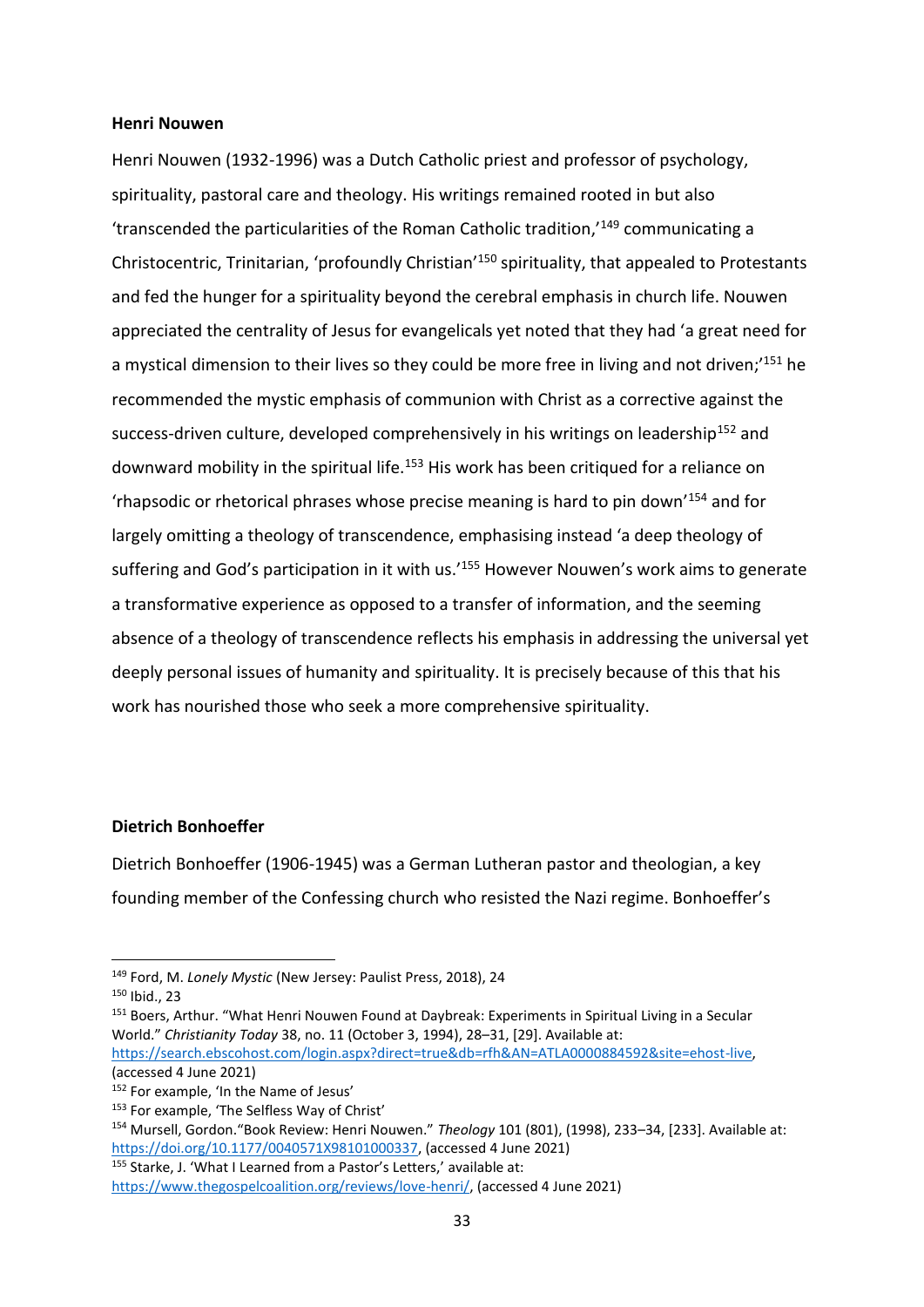**Henri Nouwen**

Henri Nouwen (1932-1996) was a Dutch Catholic priest and professor of psychology, spirituality, pastoral care and theology. His writings remained rooted in but also 'transcended the particularities of the Roman Catholic tradition,'[149] communicating a Christocentric, Trinitarian, 'profoundly Christian'[150] spirituality, that appealed to Protestants and fed the hunger for a spirituality beyond the cerebral emphasis in church life. Nouwen appreciated the centrality of Jesus for evangelicals yet noted that they had 'a great need for a mystical dimension to their lives so they could be more free in living and not driven;'[151] he recommended the mystic emphasis of communion with Christ as a corrective against the success-driven culture, developed comprehensively in his writings on leadership[152] and downward mobility in the spiritual life.[153] His work has been critiqued for a reliance on 'rhapsodic or rhetorical phrases whose precise meaning is hard to pin down'[154] and for largely omitting a theology of transcendence, emphasising instead 'a deep theology of suffering and God's participation in it with us.'[155] However Nouwen's work aims to generate a transformative experience as opposed to a transfer of information, and the seeming absence of a theology of transcendence reflects his emphasis in addressing the universal yet deeply personal issues of humanity and spirituality. It is precisely because of this that his work has nourished those who seek a more comprehensive spirituality.

**Dietrich Bonhoeffer**

Dietrich Bonhoeffer (1906-1945) was a German Lutheran pastor and theologian, a key founding member of the Confessing church who resisted the Nazi regime. Bonhoeffer's

---

[149] Ford, M. *Lonely Mystic* (New Jersey: Paulist Press, 2018), 24

[150] Ibid., 23

[151] Boers, Arthur. "What Henri Nouwen Found at Daybreak: Experiments in Spiritual Living in a Secular World." *Christianity Today* 38, no. 11 (October 3, 1994), 28–31, [29]. Available at: https://search.ebscohost.com/login.aspx?direct=true&db=rfh&AN=ATLA0000884592&site=ehost-live, (accessed 4 June 2021)

[152] For example, 'In the Name of Jesus'

[153] For example, 'The Selfless Way of Christ'

[154] Mursell, Gordon."Book Review: Henri Nouwen." *Theology* 101 (801), (1998), 233–34, [233]. Available at: https://doi.org/10.1177/0040571X98101000337, (accessed 4 June 2021)

[155] Starke, J. 'What I Learned from a Pastor's Letters,' available at: https://www.thegospelcoalition.org/reviews/love-henri/, (accessed 4 June 2021)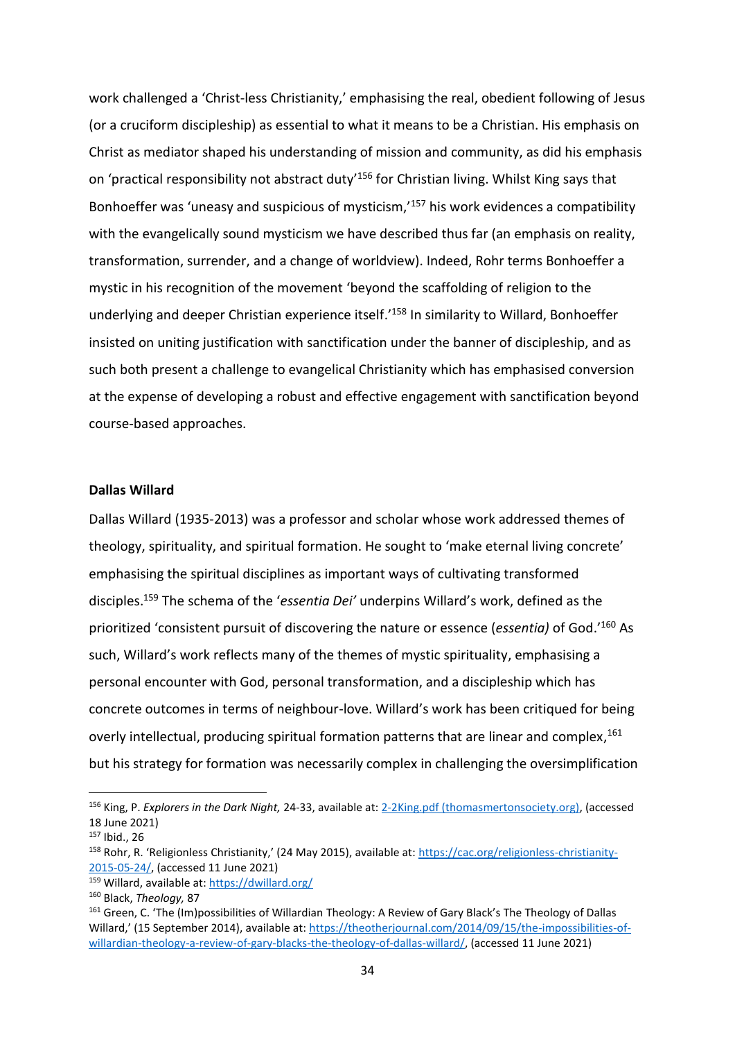work challenged a 'Christ-less Christianity,' emphasising the real, obedient following of Jesus (or a cruciform discipleship) as essential to what it means to be a Christian. His emphasis on Christ as mediator shaped his understanding of mission and community, as did his emphasis on 'practical responsibility not abstract duty'[156] for Christian living. Whilst King says that Bonhoeffer was 'uneasy and suspicious of mysticism,'[157] his work evidences a compatibility with the evangelically sound mysticism we have described thus far (an emphasis on reality, transformation, surrender, and a change of worldview). Indeed, Rohr terms Bonhoeffer a mystic in his recognition of the movement 'beyond the scaffolding of religion to the underlying and deeper Christian experience itself.'[158] In similarity to Willard, Bonhoeffer insisted on uniting justification with sanctification under the banner of discipleship, and as such both present a challenge to evangelical Christianity which has emphasised conversion at the expense of developing a robust and effective engagement with sanctification beyond course-based approaches.

**Dallas Willard**

Dallas Willard (1935-2013) was a professor and scholar whose work addressed themes of theology, spirituality, and spiritual formation. He sought to 'make eternal living concrete' emphasising the spiritual disciplines as important ways of cultivating transformed disciples.[159] The schema of the '*essentia Dei'* underpins Willard's work, defined as the prioritized 'consistent pursuit of discovering the nature or essence (*essentia)* of God.'[160] As such, Willard's work reflects many of the themes of mystic spirituality, emphasising a personal encounter with God, personal transformation, and a discipleship which has concrete outcomes in terms of neighbour-love. Willard's work has been critiqued for being overly intellectual, producing spiritual formation patterns that are linear and complex,[161] but his strategy for formation was necessarily complex in challenging the oversimplification

---

[156] King, P. *Explorers in the Dark Night,* 24-33, available at: 2-2King.pdf (thomasmertonsociety.org), (accessed 18 June 2021)

[157] Ibid., 26

[158] Rohr, R. 'Religionless Christianity,' (24 May 2015), available at: https://cac.org/religionless-christianity-2015-05-24/, (accessed 11 June 2021)

[159] Willard, available at: https://dwillard.org/

[160] Black, *Theology,* 87

[161] Green, C. 'The (Im)possibilities of Willardian Theology: A Review of Gary Black's The Theology of Dallas Willard,' (15 September 2014), available at: https://theotherjournal.com/2014/09/15/the-impossibilities-of-willardian-theology-a-review-of-gary-blacks-the-theology-of-dallas-willard/, (accessed 11 June 2021)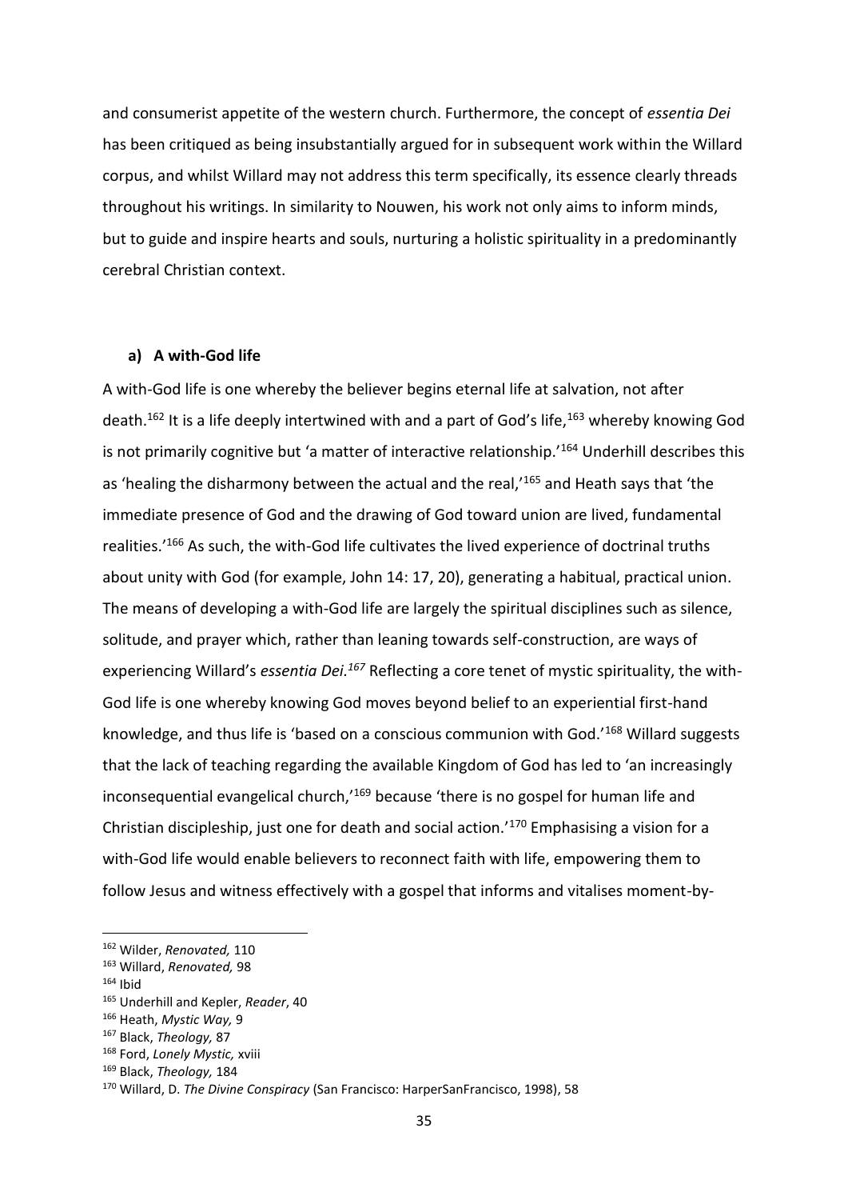and consumerist appetite of the western church. Furthermore, the concept of *essentia Dei* has been critiqued as being insubstantially argued for in subsequent work within the Willard corpus, and whilst Willard may not address this term specifically, its essence clearly threads throughout his writings. In similarity to Nouwen, his work not only aims to inform minds, but to guide and inspire hearts and souls, nurturing a holistic spirituality in a predominantly cerebral Christian context.

### a) A with-God life

A with-God life is one whereby the believer begins eternal life at salvation, not after death.[162] It is a life deeply intertwined with and a part of God's life,[163] whereby knowing God is not primarily cognitive but 'a matter of interactive relationship.'[164] Underhill describes this as 'healing the disharmony between the actual and the real,'[165] and Heath says that 'the immediate presence of God and the drawing of God toward union are lived, fundamental realities.'[166] As such, the with-God life cultivates the lived experience of doctrinal truths about unity with God (for example, John 14: 17, 20), generating a habitual, practical union. The means of developing a with-God life are largely the spiritual disciplines such as silence, solitude, and prayer which, rather than leaning towards self-construction, are ways of experiencing Willard's *essentia Dei.*[167] Reflecting a core tenet of mystic spirituality, the with-God life is one whereby knowing God moves beyond belief to an experiential first-hand knowledge, and thus life is 'based on a conscious communion with God.'[168] Willard suggests that the lack of teaching regarding the available Kingdom of God has led to 'an increasingly inconsequential evangelical church,'[169] because 'there is no gospel for human life and Christian discipleship, just one for death and social action.'[170] Emphasising a vision for a with-God life would enable believers to reconnect faith with life, empowering them to follow Jesus and witness effectively with a gospel that informs and vitalises moment-by-

---

[162] Wilder, *Renovated,* 110
[163] Willard, *Renovated,* 98
[164] Ibid
[165] Underhill and Kepler, *Reader*, 40
[166] Heath, *Mystic Way,* 9
[167] Black, *Theology,* 87
[168] Ford, *Lonely Mystic,* xviii
[169] Black, *Theology,* 184
[170] Willard, D. *The Divine Conspiracy* (San Francisco: HarperSanFrancisco, 1998), 58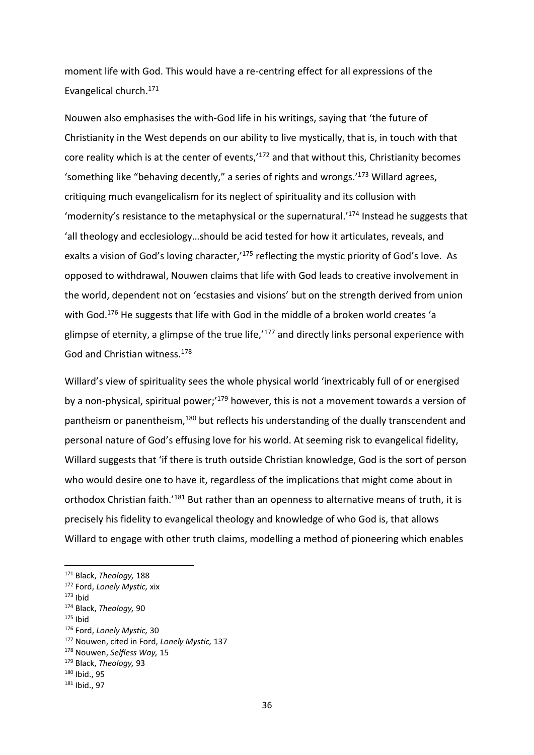moment life with God. This would have a re-centring effect for all expressions of the Evangelical church.[171]

Nouwen also emphasises the with-God life in his writings, saying that 'the future of Christianity in the West depends on our ability to live mystically, that is, in touch with that core reality which is at the center of events,'[172] and that without this, Christianity becomes 'something like "behaving decently," a series of rights and wrongs.'[173] Willard agrees, critiquing much evangelicalism for its neglect of spirituality and its collusion with 'modernity's resistance to the metaphysical or the supernatural.'[174] Instead he suggests that 'all theology and ecclesiology…should be acid tested for how it articulates, reveals, and exalts a vision of God's loving character,'[175] reflecting the mystic priority of God's love. As opposed to withdrawal, Nouwen claims that life with God leads to creative involvement in the world, dependent not on 'ecstasies and visions' but on the strength derived from union with God.[176] He suggests that life with God in the middle of a broken world creates 'a glimpse of eternity, a glimpse of the true life,'[177] and directly links personal experience with God and Christian witness.[178]

Willard's view of spirituality sees the whole physical world 'inextricably full of or energised by a non-physical, spiritual power;'[179] however, this is not a movement towards a version of pantheism or panentheism,[180] but reflects his understanding of the dually transcendent and personal nature of God's effusing love for his world. At seeming risk to evangelical fidelity, Willard suggests that 'if there is truth outside Christian knowledge, God is the sort of person who would desire one to have it, regardless of the implications that might come about in orthodox Christian faith.'[181] But rather than an openness to alternative means of truth, it is precisely his fidelity to evangelical theology and knowledge of who God is, that allows Willard to engage with other truth claims, modelling a method of pioneering which enables

---

[171] Black, *Theology,* 188
[172] Ford, *Lonely Mystic,* xix
[173] Ibid
[174] Black, *Theology,* 90
[175] Ibid
[176] Ford, *Lonely Mystic,* 30
[177] Nouwen, cited in Ford, *Lonely Mystic,* 137
[178] Nouwen, *Selfless Way,* 15
[179] Black, *Theology,* 93
[180] Ibid., 95
[181] Ibid., 97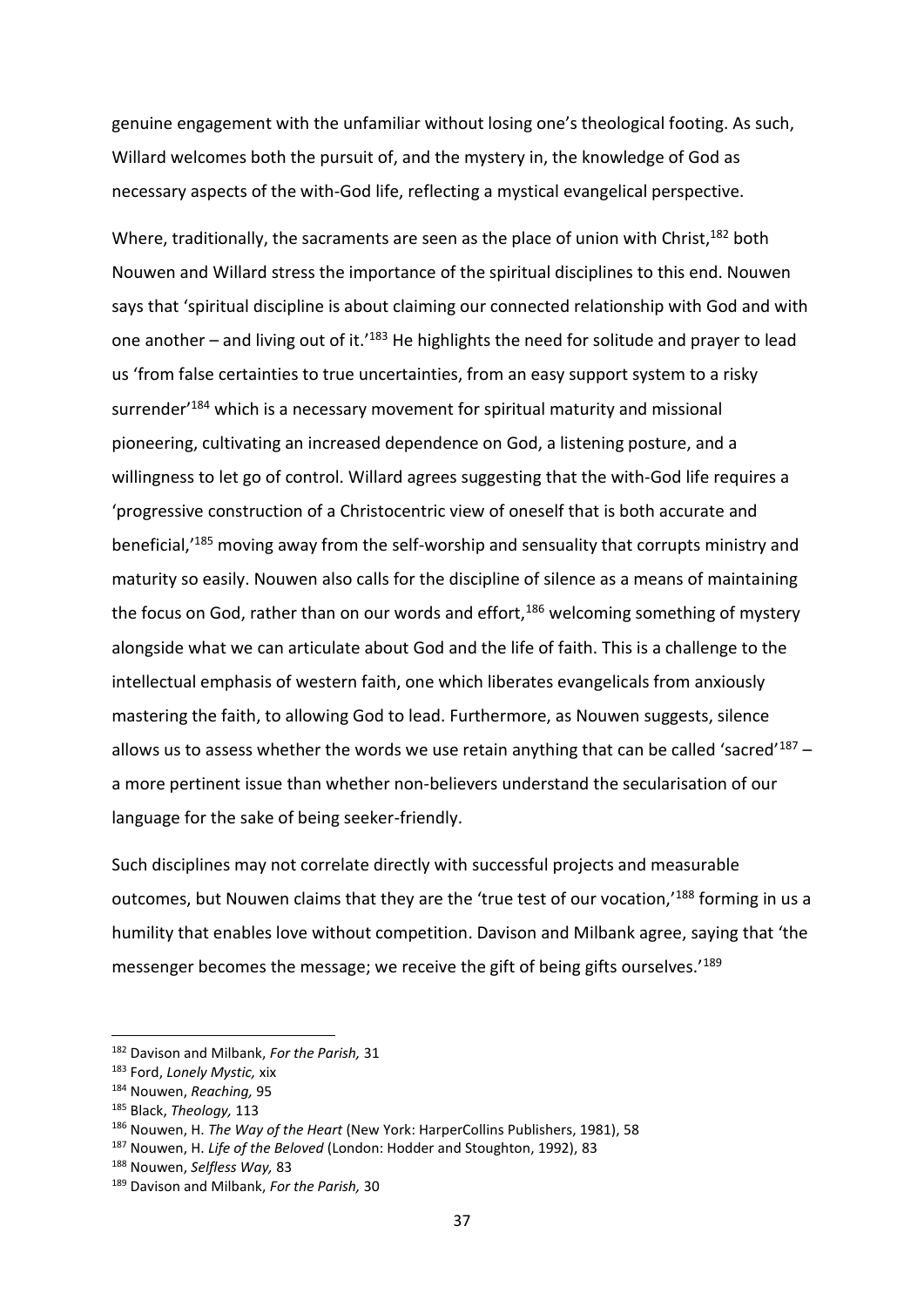genuine engagement with the unfamiliar without losing one's theological footing. As such, Willard welcomes both the pursuit of, and the mystery in, the knowledge of God as necessary aspects of the with-God life, reflecting a mystical evangelical perspective.

Where, traditionally, the sacraments are seen as the place of union with Christ,[182] both Nouwen and Willard stress the importance of the spiritual disciplines to this end. Nouwen says that 'spiritual discipline is about claiming our connected relationship with God and with one another – and living out of it.'[183] He highlights the need for solitude and prayer to lead us 'from false certainties to true uncertainties, from an easy support system to a risky surrender'[184] which is a necessary movement for spiritual maturity and missional pioneering, cultivating an increased dependence on God, a listening posture, and a willingness to let go of control. Willard agrees suggesting that the with-God life requires a 'progressive construction of a Christocentric view of oneself that is both accurate and beneficial,'[185] moving away from the self-worship and sensuality that corrupts ministry and maturity so easily. Nouwen also calls for the discipline of silence as a means of maintaining the focus on God, rather than on our words and effort,[186] welcoming something of mystery alongside what we can articulate about God and the life of faith. This is a challenge to the intellectual emphasis of western faith, one which liberates evangelicals from anxiously mastering the faith, to allowing God to lead. Furthermore, as Nouwen suggests, silence allows us to assess whether the words we use retain anything that can be called 'sacred'[187] – a more pertinent issue than whether non-believers understand the secularisation of our language for the sake of being seeker-friendly.

Such disciplines may not correlate directly with successful projects and measurable outcomes, but Nouwen claims that they are the 'true test of our vocation,'[188] forming in us a humility that enables love without competition. Davison and Milbank agree, saying that 'the messenger becomes the message; we receive the gift of being gifts ourselves.'[189]

---

[182] Davison and Milbank, *For the Parish,* 31

[183] Ford, *Lonely Mystic,* xix

[184] Nouwen, *Reaching,* 95

[185] Black, *Theology,* 113

[186] Nouwen, H. *The Way of the Heart* (New York: HarperCollins Publishers, 1981), 58

[187] Nouwen, H. *Life of the Beloved* (London: Hodder and Stoughton, 1992), 83

[188] Nouwen, *Selfless Way,* 83

[189] Davison and Milbank, *For the Parish,* 30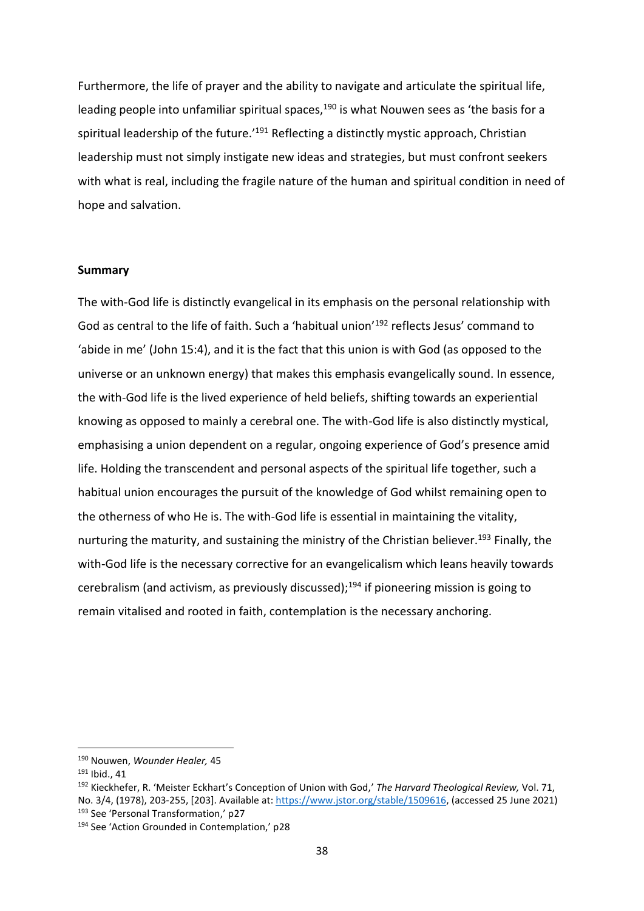Furthermore, the life of prayer and the ability to navigate and articulate the spiritual life, leading people into unfamiliar spiritual spaces,[190] is what Nouwen sees as 'the basis for a spiritual leadership of the future.'[191] Reflecting a distinctly mystic approach, Christian leadership must not simply instigate new ideas and strategies, but must confront seekers with what is real, including the fragile nature of the human and spiritual condition in need of hope and salvation.

**Summary**

The with-God life is distinctly evangelical in its emphasis on the personal relationship with God as central to the life of faith. Such a 'habitual union'[192] reflects Jesus' command to 'abide in me' (John 15:4), and it is the fact that this union is with God (as opposed to the universe or an unknown energy) that makes this emphasis evangelically sound. In essence, the with-God life is the lived experience of held beliefs, shifting towards an experiential knowing as opposed to mainly a cerebral one. The with-God life is also distinctly mystical, emphasising a union dependent on a regular, ongoing experience of God's presence amid life. Holding the transcendent and personal aspects of the spiritual life together, such a habitual union encourages the pursuit of the knowledge of God whilst remaining open to the otherness of who He is. The with-God life is essential in maintaining the vitality, nurturing the maturity, and sustaining the ministry of the Christian believer.[193] Finally, the with-God life is the necessary corrective for an evangelicalism which leans heavily towards cerebralism (and activism, as previously discussed);[194] if pioneering mission is going to remain vitalised and rooted in faith, contemplation is the necessary anchoring.

---

[190] Nouwen, *Wounder Healer,* 45

[191] Ibid., 41

[192] Kieckhefer, R. 'Meister Eckhart's Conception of Union with God,' *The Harvard Theological Review,* Vol. 71, No. 3/4, (1978), 203-255, [203]. Available at: https://www.jstor.org/stable/1509616, (accessed 25 June 2021)

[193] See 'Personal Transformation,' p27

[194] See 'Action Grounded in Contemplation,' p28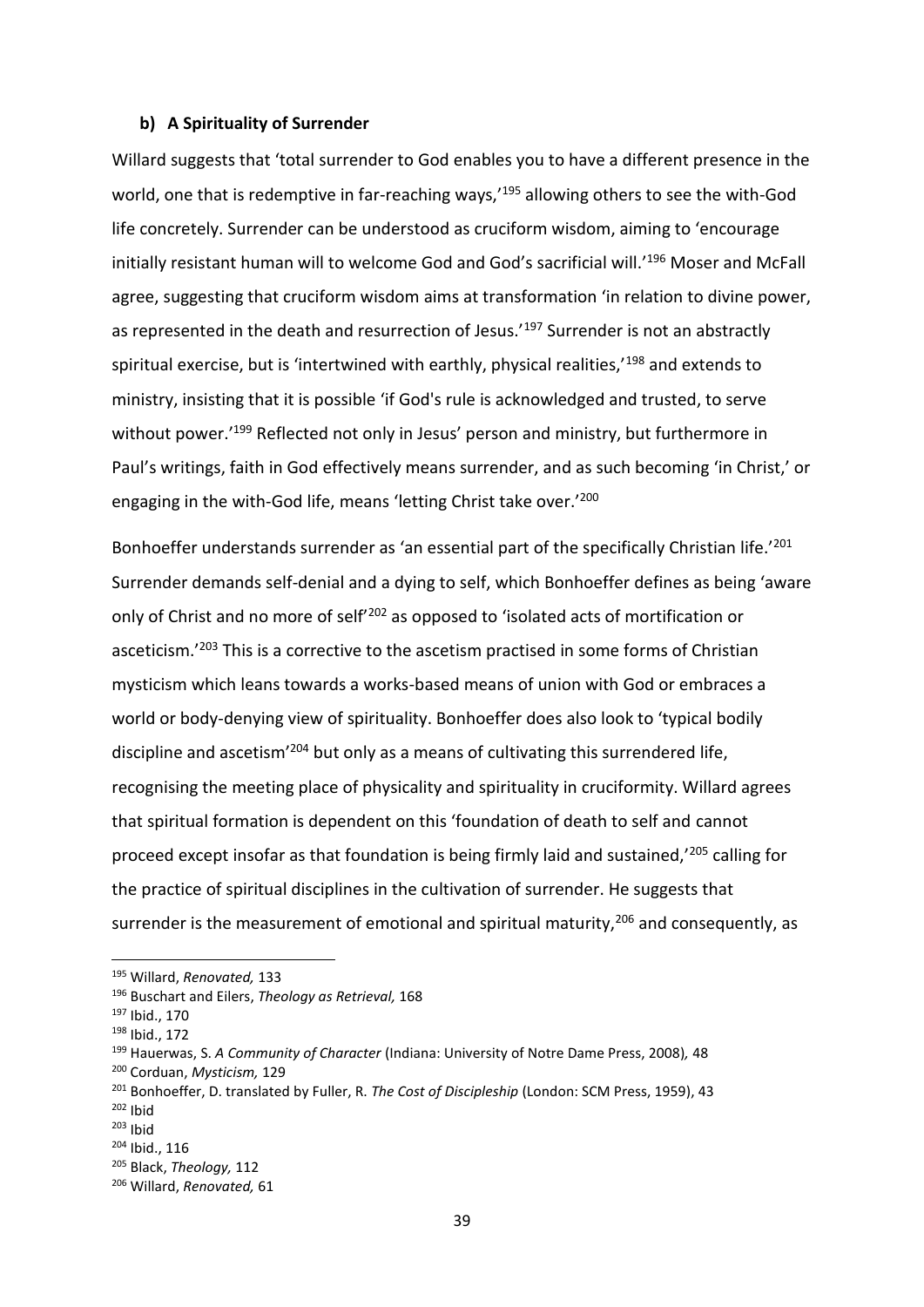#### b) A Spirituality of Surrender

Willard suggests that 'total surrender to God enables you to have a different presence in the world, one that is redemptive in far-reaching ways,'[195] allowing others to see the with-God life concretely. Surrender can be understood as cruciform wisdom, aiming to 'encourage initially resistant human will to welcome God and God's sacrificial will.'[196] Moser and McFall agree, suggesting that cruciform wisdom aims at transformation 'in relation to divine power, as represented in the death and resurrection of Jesus.'[197] Surrender is not an abstractly spiritual exercise, but is 'intertwined with earthly, physical realities,'[198] and extends to ministry, insisting that it is possible 'if God's rule is acknowledged and trusted, to serve without power.'[199] Reflected not only in Jesus' person and ministry, but furthermore in Paul's writings, faith in God effectively means surrender, and as such becoming 'in Christ,' or engaging in the with-God life, means 'letting Christ take over.'[200]

Bonhoeffer understands surrender as 'an essential part of the specifically Christian life.'[201] Surrender demands self-denial and a dying to self, which Bonhoeffer defines as being 'aware only of Christ and no more of self'[202] as opposed to 'isolated acts of mortification or asceticism.'[203] This is a corrective to the ascetism practised in some forms of Christian mysticism which leans towards a works-based means of union with God or embraces a world or body-denying view of spirituality. Bonhoeffer does also look to 'typical bodily discipline and ascetism'[204] but only as a means of cultivating this surrendered life, recognising the meeting place of physicality and spirituality in cruciformity. Willard agrees that spiritual formation is dependent on this 'foundation of death to self and cannot proceed except insofar as that foundation is being firmly laid and sustained,'[205] calling for the practice of spiritual disciplines in the cultivation of surrender. He suggests that surrender is the measurement of emotional and spiritual maturity,[206] and consequently, as

---

[195] Willard, *Renovated,* 133

[196] Buschart and Eilers, *Theology as Retrieval,* 168

[197] Ibid., 170

[198] Ibid., 172

[199] Hauerwas, S. *A Community of Character* (Indiana: University of Notre Dame Press, 2008)*,* 48

[200] Corduan, *Mysticism,* 129

[201] Bonhoeffer, D. translated by Fuller, R. *The Cost of Discipleship* (London: SCM Press, 1959), 43

[202] Ibid

[203] Ibid

[204] Ibid., 116

[205] Black, *Theology,* 112

[206] Willard, *Renovated,* 61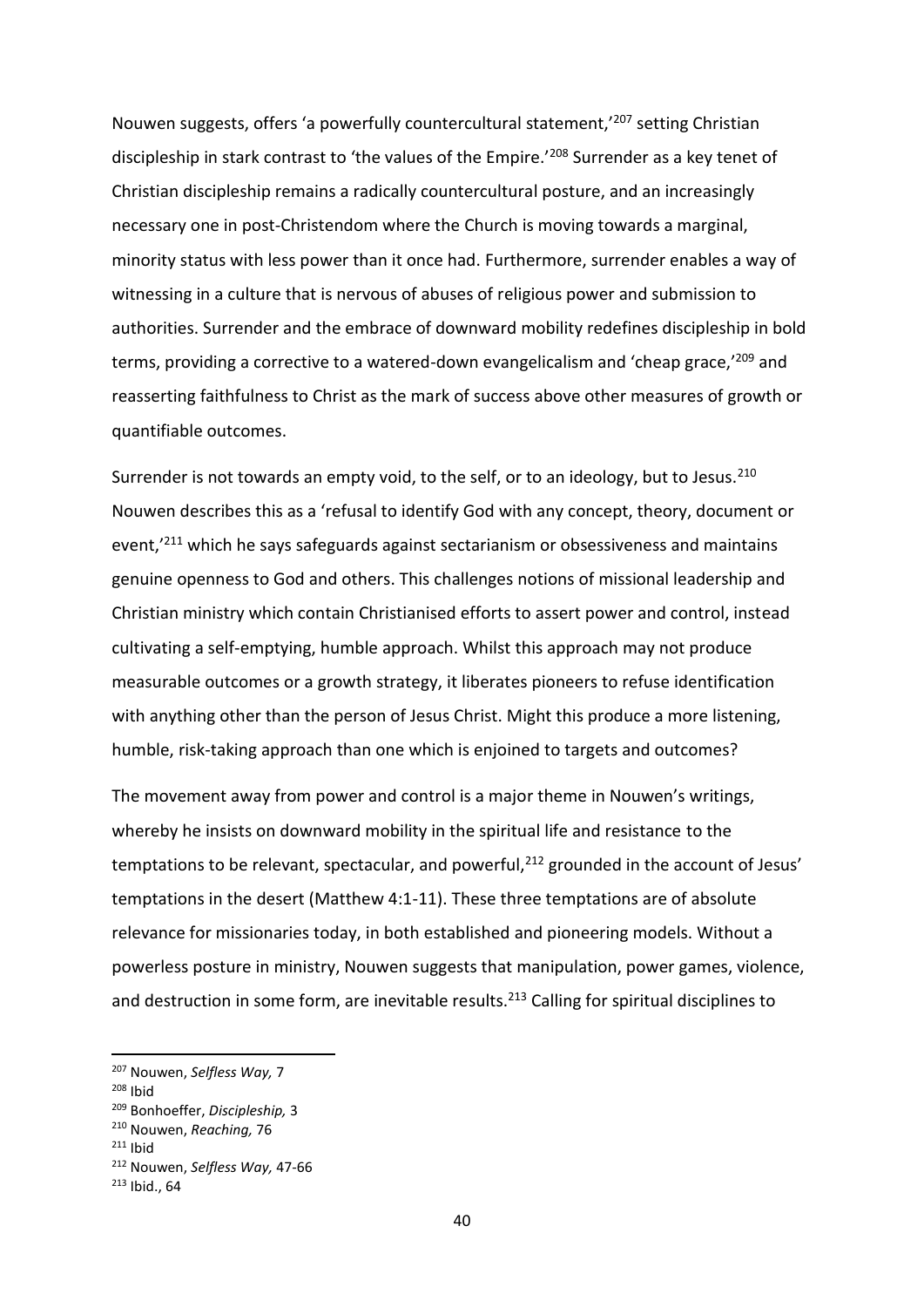Nouwen suggests, offers 'a powerfully countercultural statement,'[207] setting Christian discipleship in stark contrast to 'the values of the Empire.'[208] Surrender as a key tenet of Christian discipleship remains a radically countercultural posture, and an increasingly necessary one in post-Christendom where the Church is moving towards a marginal, minority status with less power than it once had. Furthermore, surrender enables a way of witnessing in a culture that is nervous of abuses of religious power and submission to authorities. Surrender and the embrace of downward mobility redefines discipleship in bold terms, providing a corrective to a watered-down evangelicalism and 'cheap grace,'[209] and reasserting faithfulness to Christ as the mark of success above other measures of growth or quantifiable outcomes.

Surrender is not towards an empty void, to the self, or to an ideology, but to Jesus.[210] Nouwen describes this as a 'refusal to identify God with any concept, theory, document or event,'[211] which he says safeguards against sectarianism or obsessiveness and maintains genuine openness to God and others. This challenges notions of missional leadership and Christian ministry which contain Christianised efforts to assert power and control, instead cultivating a self-emptying, humble approach. Whilst this approach may not produce measurable outcomes or a growth strategy, it liberates pioneers to refuse identification with anything other than the person of Jesus Christ. Might this produce a more listening, humble, risk-taking approach than one which is enjoined to targets and outcomes?

The movement away from power and control is a major theme in Nouwen's writings, whereby he insists on downward mobility in the spiritual life and resistance to the temptations to be relevant, spectacular, and powerful,[212] grounded in the account of Jesus' temptations in the desert (Matthew 4:1-11). These three temptations are of absolute relevance for missionaries today, in both established and pioneering models. Without a powerless posture in ministry, Nouwen suggests that manipulation, power games, violence, and destruction in some form, are inevitable results.[213] Calling for spiritual disciplines to

---

[207] Nouwen, *Selfless Way,* 7

[208] Ibid

[209] Bonhoeffer, *Discipleship,* 3

[210] Nouwen, *Reaching,* 76

[211] Ibid

[212] Nouwen, *Selfless Way,* 47-66

[213] Ibid., 64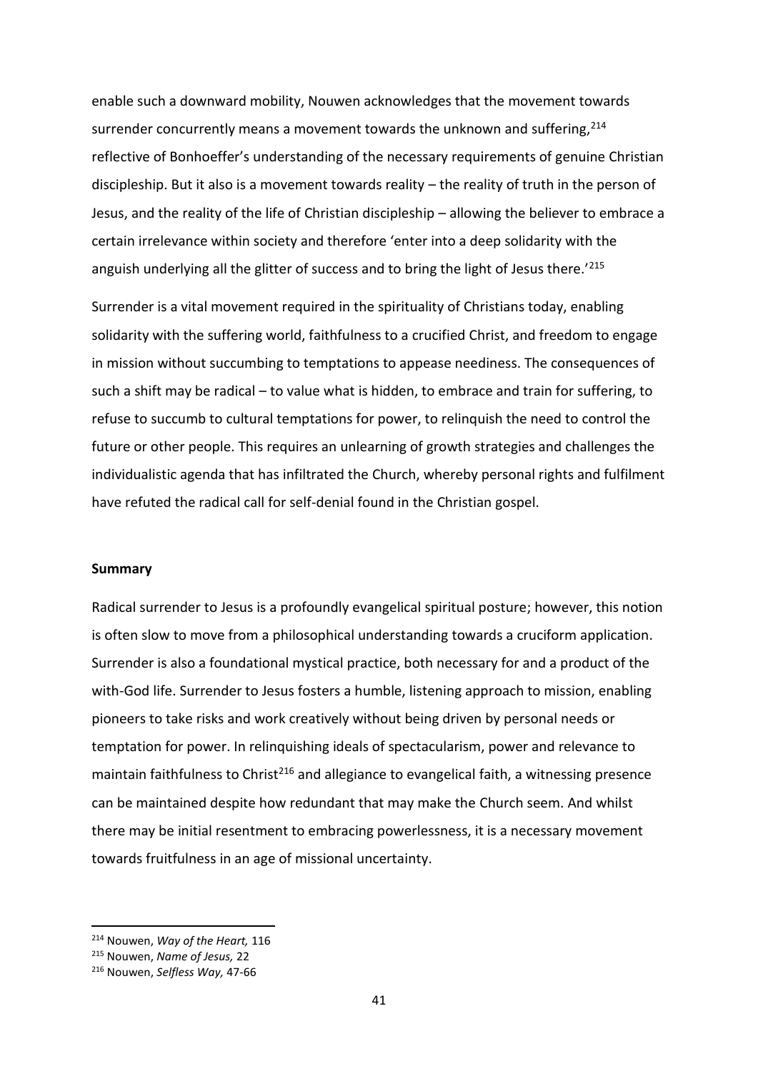enable such a downward mobility, Nouwen acknowledges that the movement towards surrender concurrently means a movement towards the unknown and suffering,[214] reflective of Bonhoeffer's understanding of the necessary requirements of genuine Christian discipleship. But it also is a movement towards reality – the reality of truth in the person of Jesus, and the reality of the life of Christian discipleship – allowing the believer to embrace a certain irrelevance within society and therefore 'enter into a deep solidarity with the anguish underlying all the glitter of success and to bring the light of Jesus there.'[215]

Surrender is a vital movement required in the spirituality of Christians today, enabling solidarity with the suffering world, faithfulness to a crucified Christ, and freedom to engage in mission without succumbing to temptations to appease neediness. The consequences of such a shift may be radical – to value what is hidden, to embrace and train for suffering, to refuse to succumb to cultural temptations for power, to relinquish the need to control the future or other people. This requires an unlearning of growth strategies and challenges the individualistic agenda that has infiltrated the Church, whereby personal rights and fulfilment have refuted the radical call for self-denial found in the Christian gospel.

**Summary**

Radical surrender to Jesus is a profoundly evangelical spiritual posture; however, this notion is often slow to move from a philosophical understanding towards a cruciform application. Surrender is also a foundational mystical practice, both necessary for and a product of the with-God life. Surrender to Jesus fosters a humble, listening approach to mission, enabling pioneers to take risks and work creatively without being driven by personal needs or temptation for power. In relinquishing ideals of spectacularism, power and relevance to maintain faithfulness to Christ[216] and allegiance to evangelical faith, a witnessing presence can be maintained despite how redundant that may make the Church seem. And whilst there may be initial resentment to embracing powerlessness, it is a necessary movement towards fruitfulness in an age of missional uncertainty.

---

[214] Nouwen, *Way of the Heart,* 116

[215] Nouwen, *Name of Jesus,* 22

[216] Nouwen, *Selfless Way,* 47-66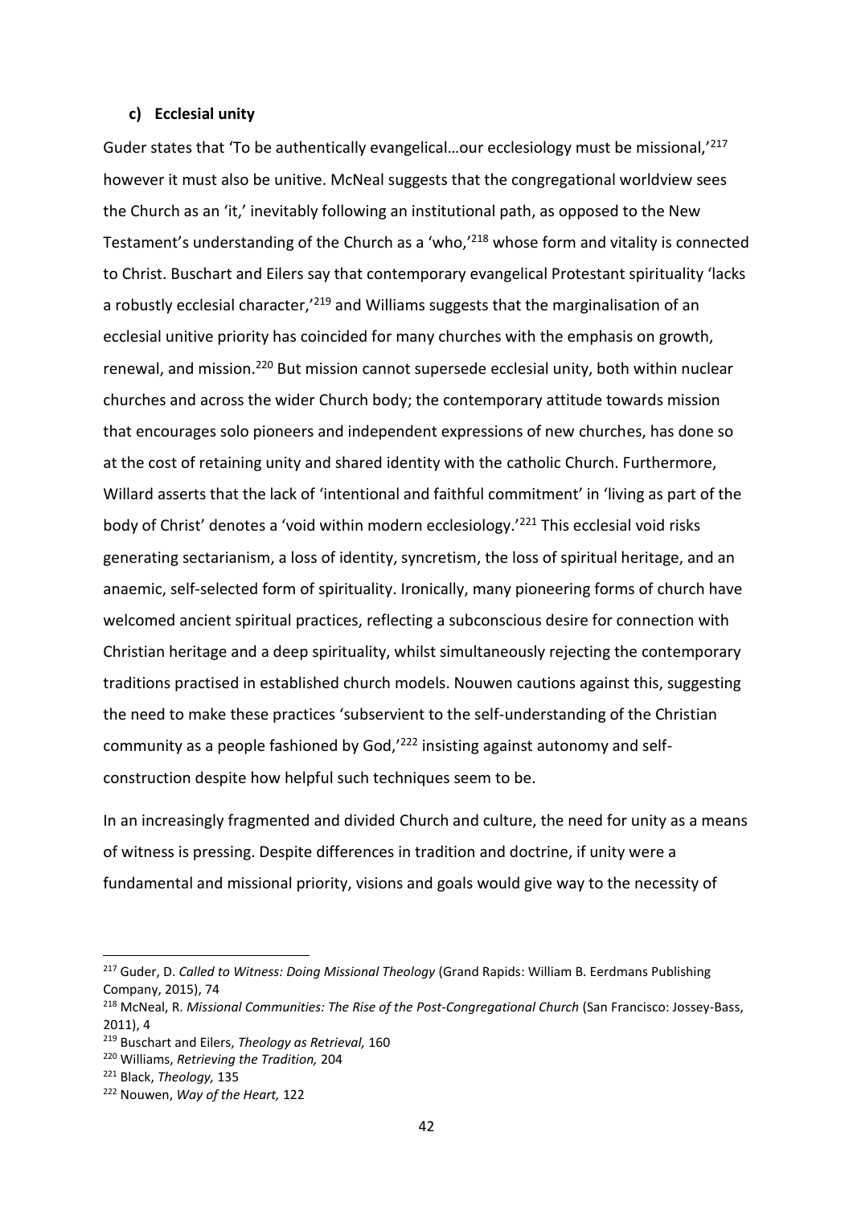#### c) Ecclesial unity

Guder states that 'To be authentically evangelical…our ecclesiology must be missional,'[217] however it must also be unitive. McNeal suggests that the congregational worldview sees the Church as an 'it,' inevitably following an institutional path, as opposed to the New Testament's understanding of the Church as a 'who,'[218] whose form and vitality is connected to Christ. Buschart and Eilers say that contemporary evangelical Protestant spirituality 'lacks a robustly ecclesial character,'[219] and Williams suggests that the marginalisation of an ecclesial unitive priority has coincided for many churches with the emphasis on growth, renewal, and mission.[220] But mission cannot supersede ecclesial unity, both within nuclear churches and across the wider Church body; the contemporary attitude towards mission that encourages solo pioneers and independent expressions of new churches, has done so at the cost of retaining unity and shared identity with the catholic Church. Furthermore, Willard asserts that the lack of 'intentional and faithful commitment' in 'living as part of the body of Christ' denotes a 'void within modern ecclesiology.'[221] This ecclesial void risks generating sectarianism, a loss of identity, syncretism, the loss of spiritual heritage, and an anaemic, self-selected form of spirituality. Ironically, many pioneering forms of church have welcomed ancient spiritual practices, reflecting a subconscious desire for connection with Christian heritage and a deep spirituality, whilst simultaneously rejecting the contemporary traditions practised in established church models. Nouwen cautions against this, suggesting the need to make these practices 'subservient to the self-understanding of the Christian community as a people fashioned by God,'[222] insisting against autonomy and self-construction despite how helpful such techniques seem to be.

In an increasingly fragmented and divided Church and culture, the need for unity as a means of witness is pressing. Despite differences in tradition and doctrine, if unity were a fundamental and missional priority, visions and goals would give way to the necessity of

---

[217] Guder, D. *Called to Witness: Doing Missional Theology* (Grand Rapids: William B. Eerdmans Publishing Company, 2015), 74

[218] McNeal, R. *Missional Communities: The Rise of the Post-Congregational Church* (San Francisco: Jossey-Bass, 2011), 4

[219] Buschart and Eilers, *Theology as Retrieval,* 160

[220] Williams, *Retrieving the Tradition,* 204

[221] Black, *Theology,* 135

[222] Nouwen, *Way of the Heart,* 122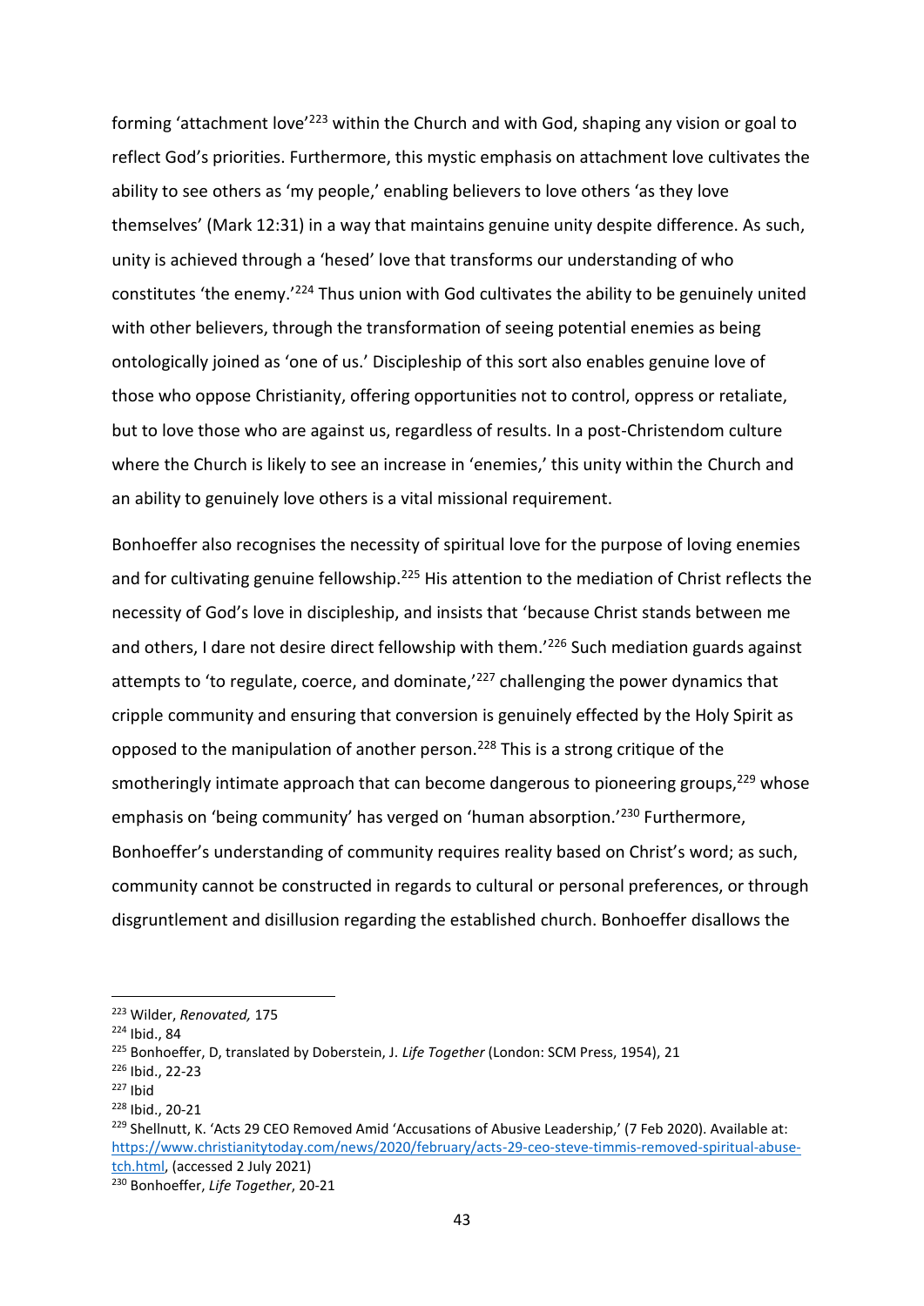forming 'attachment love'[223] within the Church and with God, shaping any vision or goal to reflect God's priorities. Furthermore, this mystic emphasis on attachment love cultivates the ability to see others as 'my people,' enabling believers to love others 'as they love themselves' (Mark 12:31) in a way that maintains genuine unity despite difference. As such, unity is achieved through a 'hesed' love that transforms our understanding of who constitutes 'the enemy.'[224] Thus union with God cultivates the ability to be genuinely united with other believers, through the transformation of seeing potential enemies as being ontologically joined as 'one of us.' Discipleship of this sort also enables genuine love of those who oppose Christianity, offering opportunities not to control, oppress or retaliate, but to love those who are against us, regardless of results. In a post-Christendom culture where the Church is likely to see an increase in 'enemies,' this unity within the Church and an ability to genuinely love others is a vital missional requirement.

Bonhoeffer also recognises the necessity of spiritual love for the purpose of loving enemies and for cultivating genuine fellowship.[225] His attention to the mediation of Christ reflects the necessity of God's love in discipleship, and insists that 'because Christ stands between me and others, I dare not desire direct fellowship with them.'[226] Such mediation guards against attempts to 'to regulate, coerce, and dominate,'[227] challenging the power dynamics that cripple community and ensuring that conversion is genuinely effected by the Holy Spirit as opposed to the manipulation of another person.[228] This is a strong critique of the smotheringly intimate approach that can become dangerous to pioneering groups,[229] whose emphasis on 'being community' has verged on 'human absorption.'[230] Furthermore, Bonhoeffer's understanding of community requires reality based on Christ's word; as such, community cannot be constructed in regards to cultural or personal preferences, or through disgruntlement and disillusion regarding the established church. Bonhoeffer disallows the

---

[223] Wilder, *Renovated,* 175

[224] Ibid., 84

[225] Bonhoeffer, D, translated by Doberstein, J. *Life Together* (London: SCM Press, 1954), 21

[226] Ibid., 22-23

[227] Ibid

[228] Ibid., 20-21

[229] Shellnutt, K. 'Acts 29 CEO Removed Amid 'Accusations of Abusive Leadership,' (7 Feb 2020). Available at: https://www.christianitytoday.com/news/2020/february/acts-29-ceo-steve-timmis-removed-spiritual-abuse-tch.html, (accessed 2 July 2021)

[230] Bonhoeffer, *Life Together*, 20-21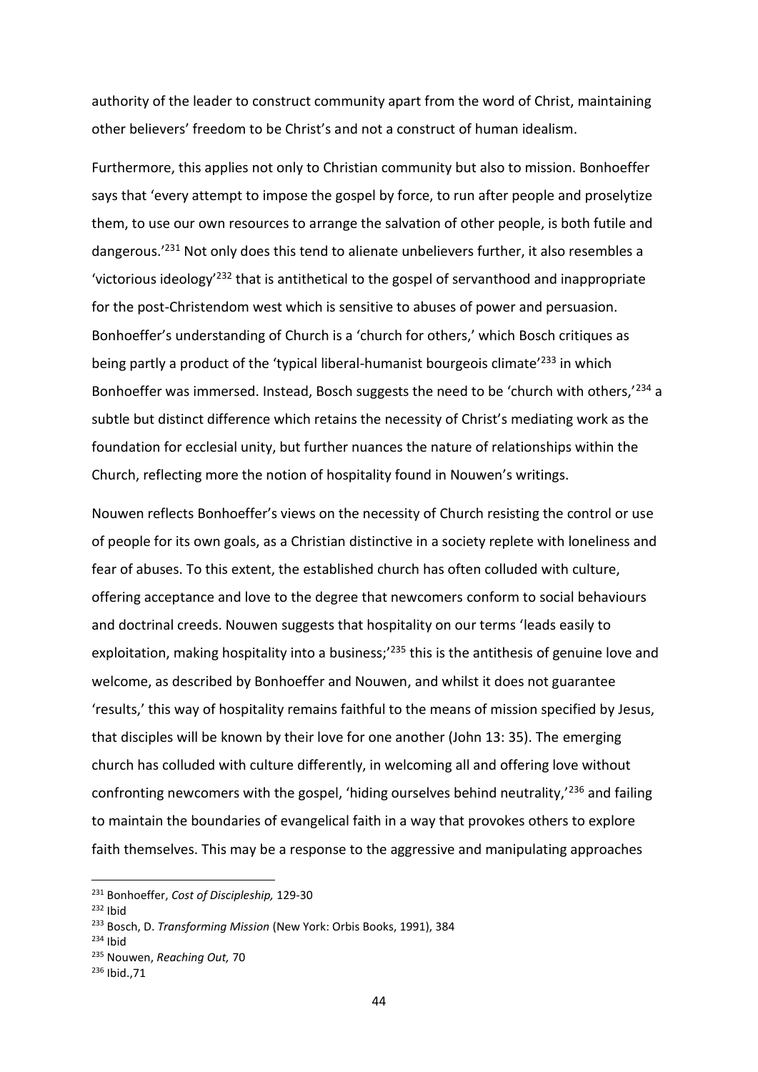authority of the leader to construct community apart from the word of Christ, maintaining other believers' freedom to be Christ's and not a construct of human idealism.

Furthermore, this applies not only to Christian community but also to mission. Bonhoeffer says that 'every attempt to impose the gospel by force, to run after people and proselytize them, to use our own resources to arrange the salvation of other people, is both futile and dangerous.'[231] Not only does this tend to alienate unbelievers further, it also resembles a 'victorious ideology'[232] that is antithetical to the gospel of servanthood and inappropriate for the post-Christendom west which is sensitive to abuses of power and persuasion. Bonhoeffer's understanding of Church is a 'church for others,' which Bosch critiques as being partly a product of the 'typical liberal-humanist bourgeois climate'[233] in which Bonhoeffer was immersed. Instead, Bosch suggests the need to be 'church with others,'[234] a subtle but distinct difference which retains the necessity of Christ's mediating work as the foundation for ecclesial unity, but further nuances the nature of relationships within the Church, reflecting more the notion of hospitality found in Nouwen's writings.

Nouwen reflects Bonhoeffer's views on the necessity of Church resisting the control or use of people for its own goals, as a Christian distinctive in a society replete with loneliness and fear of abuses. To this extent, the established church has often colluded with culture, offering acceptance and love to the degree that newcomers conform to social behaviours and doctrinal creeds. Nouwen suggests that hospitality on our terms 'leads easily to exploitation, making hospitality into a business;'[235] this is the antithesis of genuine love and welcome, as described by Bonhoeffer and Nouwen, and whilst it does not guarantee 'results,' this way of hospitality remains faithful to the means of mission specified by Jesus, that disciples will be known by their love for one another (John 13: 35). The emerging church has colluded with culture differently, in welcoming all and offering love without confronting newcomers with the gospel, 'hiding ourselves behind neutrality,'[236] and failing to maintain the boundaries of evangelical faith in a way that provokes others to explore faith themselves. This may be a response to the aggressive and manipulating approaches

---

[231] Bonhoeffer, *Cost of Discipleship,* 129-30

[232] Ibid

[233] Bosch, D. *Transforming Mission* (New York: Orbis Books, 1991), 384

[234] Ibid

[235] Nouwen, *Reaching Out,* 70

[236] Ibid.,71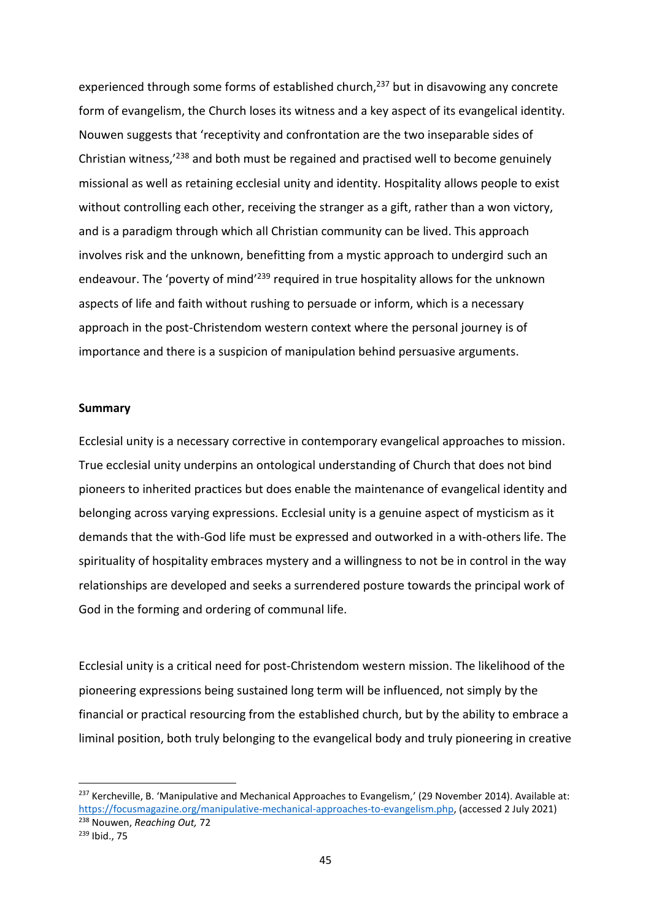experienced through some forms of established church,[237] but in disavowing any concrete form of evangelism, the Church loses its witness and a key aspect of its evangelical identity. Nouwen suggests that 'receptivity and confrontation are the two inseparable sides of Christian witness,'[238] and both must be regained and practised well to become genuinely missional as well as retaining ecclesial unity and identity. Hospitality allows people to exist without controlling each other, receiving the stranger as a gift, rather than a won victory, and is a paradigm through which all Christian community can be lived. This approach involves risk and the unknown, benefitting from a mystic approach to undergird such an endeavour. The 'poverty of mind'[239] required in true hospitality allows for the unknown aspects of life and faith without rushing to persuade or inform, which is a necessary approach in the post-Christendom western context where the personal journey is of importance and there is a suspicion of manipulation behind persuasive arguments.

**Summary**

Ecclesial unity is a necessary corrective in contemporary evangelical approaches to mission. True ecclesial unity underpins an ontological understanding of Church that does not bind pioneers to inherited practices but does enable the maintenance of evangelical identity and belonging across varying expressions. Ecclesial unity is a genuine aspect of mysticism as it demands that the with-God life must be expressed and outworked in a with-others life. The spirituality of hospitality embraces mystery and a willingness to not be in control in the way relationships are developed and seeks a surrendered posture towards the principal work of God in the forming and ordering of communal life.

Ecclesial unity is a critical need for post-Christendom western mission. The likelihood of the pioneering expressions being sustained long term will be influenced, not simply by the financial or practical resourcing from the established church, but by the ability to embrace a liminal position, both truly belonging to the evangelical body and truly pioneering in creative

---

[237] Kercheville, B. 'Manipulative and Mechanical Approaches to Evangelism,' (29 November 2014). Available at: https://focusmagazine.org/manipulative-mechanical-approaches-to-evangelism.php, (accessed 2 July 2021)

[238] Nouwen, *Reaching Out,* 72

[239] Ibid., 75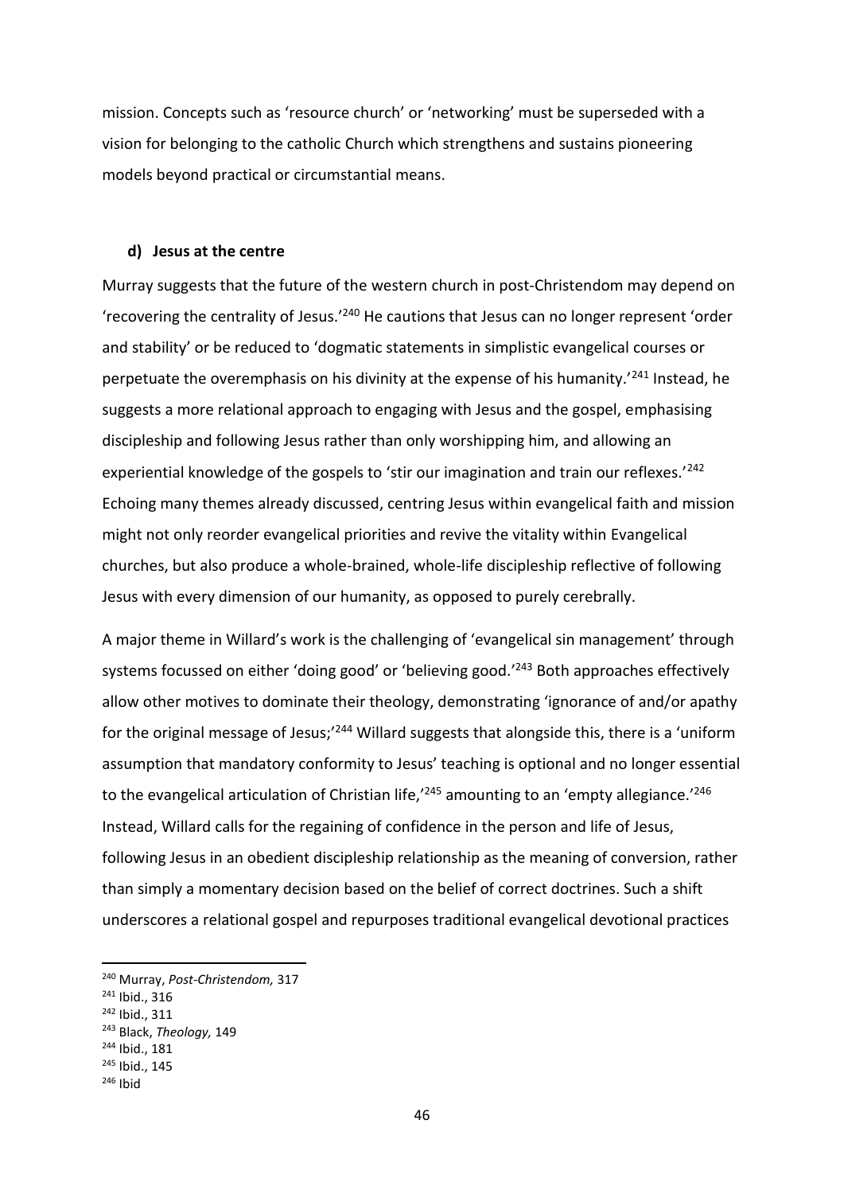mission. Concepts such as 'resource church' or 'networking' must be superseded with a vision for belonging to the catholic Church which strengthens and sustains pioneering models beyond practical or circumstantial means.

#### d) Jesus at the centre

Murray suggests that the future of the western church in post-Christendom may depend on 'recovering the centrality of Jesus.'[240] He cautions that Jesus can no longer represent 'order and stability' or be reduced to 'dogmatic statements in simplistic evangelical courses or perpetuate the overemphasis on his divinity at the expense of his humanity.'[241] Instead, he suggests a more relational approach to engaging with Jesus and the gospel, emphasising discipleship and following Jesus rather than only worshipping him, and allowing an experiential knowledge of the gospels to 'stir our imagination and train our reflexes.'[242] Echoing many themes already discussed, centring Jesus within evangelical faith and mission might not only reorder evangelical priorities and revive the vitality within Evangelical churches, but also produce a whole-brained, whole-life discipleship reflective of following Jesus with every dimension of our humanity, as opposed to purely cerebrally.

A major theme in Willard's work is the challenging of 'evangelical sin management' through systems focussed on either 'doing good' or 'believing good.'[243] Both approaches effectively allow other motives to dominate their theology, demonstrating 'ignorance of and/or apathy for the original message of Jesus;'[244] Willard suggests that alongside this, there is a 'uniform assumption that mandatory conformity to Jesus' teaching is optional and no longer essential to the evangelical articulation of Christian life,'[245] amounting to an 'empty allegiance.'[246] Instead, Willard calls for the regaining of confidence in the person and life of Jesus, following Jesus in an obedient discipleship relationship as the meaning of conversion, rather than simply a momentary decision based on the belief of correct doctrines. Such a shift underscores a relational gospel and repurposes traditional evangelical devotional practices

---

[240] Murray, *Post-Christendom,* 317
[241] Ibid., 316
[242] Ibid., 311
[243] Black, *Theology,* 149
[244] Ibid., 181
[245] Ibid., 145
[246] Ibid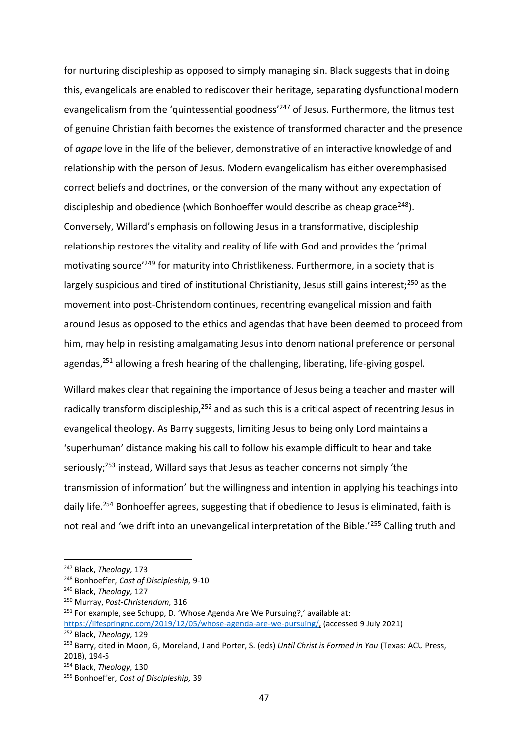for nurturing discipleship as opposed to simply managing sin. Black suggests that in doing this, evangelicals are enabled to rediscover their heritage, separating dysfunctional modern evangelicalism from the 'quintessential goodness'[247] of Jesus. Furthermore, the litmus test of genuine Christian faith becomes the existence of transformed character and the presence of *agape* love in the life of the believer, demonstrative of an interactive knowledge of and relationship with the person of Jesus. Modern evangelicalism has either overemphasised correct beliefs and doctrines, or the conversion of the many without any expectation of discipleship and obedience (which Bonhoeffer would describe as cheap grace[248]). Conversely, Willard's emphasis on following Jesus in a transformative, discipleship relationship restores the vitality and reality of life with God and provides the 'primal motivating source'[249] for maturity into Christlikeness. Furthermore, in a society that is largely suspicious and tired of institutional Christianity, Jesus still gains interest;[250] as the movement into post-Christendom continues, recentring evangelical mission and faith around Jesus as opposed to the ethics and agendas that have been deemed to proceed from him, may help in resisting amalgamating Jesus into denominational preference or personal agendas,[251] allowing a fresh hearing of the challenging, liberating, life-giving gospel.

Willard makes clear that regaining the importance of Jesus being a teacher and master will radically transform discipleship,[252] and as such this is a critical aspect of recentring Jesus in evangelical theology. As Barry suggests, limiting Jesus to being only Lord maintains a 'superhuman' distance making his call to follow his example difficult to hear and take seriously;[253] instead, Willard says that Jesus as teacher concerns not simply 'the transmission of information' but the willingness and intention in applying his teachings into daily life.[254] Bonhoeffer agrees, suggesting that if obedience to Jesus is eliminated, faith is not real and 'we drift into an unevangelical interpretation of the Bible.'[255] Calling truth and

---

[247] Black, *Theology,* 173

[248] Bonhoeffer, *Cost of Discipleship,* 9-10

[249] Black, *Theology,* 127

[250] Murray, *Post-Christendom,* 316

[251] For example, see Schupp, D. 'Whose Agenda Are We Pursuing?,' available at: https://lifespringnc.com/2019/12/05/whose-agenda-are-we-pursuing/, (accessed 9 July 2021)

[252] Black, *Theology,* 129

[253] Barry, cited in Moon, G, Moreland, J and Porter, S. (eds) *Until Christ is Formed in You* (Texas: ACU Press, 2018), 194-5

[254] Black, *Theology,* 130

[255] Bonhoeffer, *Cost of Discipleship,* 39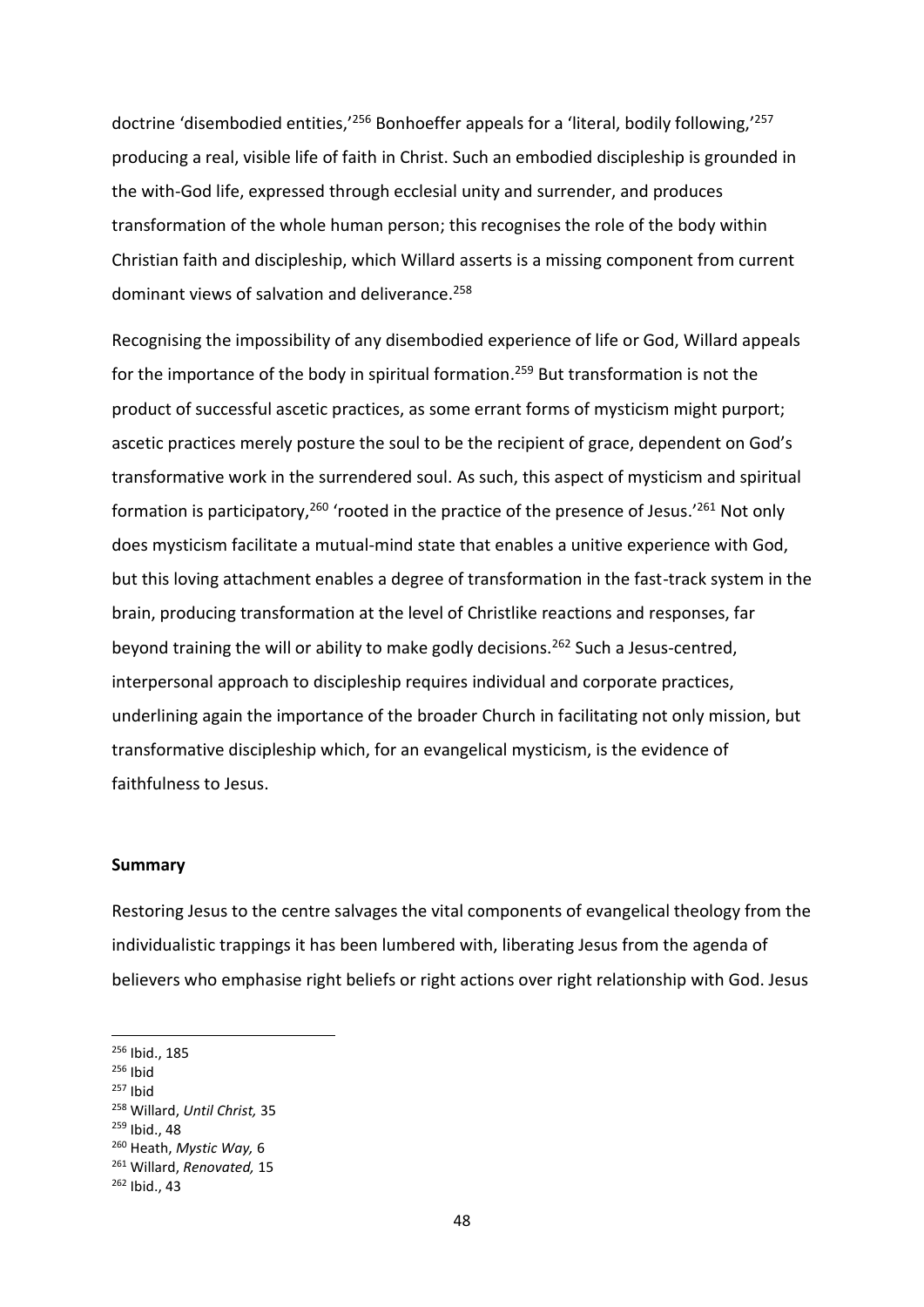doctrine 'disembodied entities,'[256] Bonhoeffer appeals for a 'literal, bodily following,'[257] producing a real, visible life of faith in Christ. Such an embodied discipleship is grounded in the with-God life, expressed through ecclesial unity and surrender, and produces transformation of the whole human person; this recognises the role of the body within Christian faith and discipleship, which Willard asserts is a missing component from current dominant views of salvation and deliverance.[258]

Recognising the impossibility of any disembodied experience of life or God, Willard appeals for the importance of the body in spiritual formation.[259] But transformation is not the product of successful ascetic practices, as some errant forms of mysticism might purport; ascetic practices merely posture the soul to be the recipient of grace, dependent on God's transformative work in the surrendered soul. As such, this aspect of mysticism and spiritual formation is participatory,[260] 'rooted in the practice of the presence of Jesus.'[261] Not only does mysticism facilitate a mutual-mind state that enables a unitive experience with God, but this loving attachment enables a degree of transformation in the fast-track system in the brain, producing transformation at the level of Christlike reactions and responses, far beyond training the will or ability to make godly decisions.[262] Such a Jesus-centred, interpersonal approach to discipleship requires individual and corporate practices, underlining again the importance of the broader Church in facilitating not only mission, but transformative discipleship which, for an evangelical mysticism, is the evidence of faithfulness to Jesus.

**Summary**

Restoring Jesus to the centre salvages the vital components of evangelical theology from the individualistic trappings it has been lumbered with, liberating Jesus from the agenda of believers who emphasise right beliefs or right actions over right relationship with God. Jesus

---

[256] Ibid., 185
[256] Ibid
[257] Ibid
[258] Willard, *Until Christ,* 35
[259] Ibid., 48
[260] Heath, *Mystic Way,* 6
[261] Willard, *Renovated,* 15
[262] Ibid., 43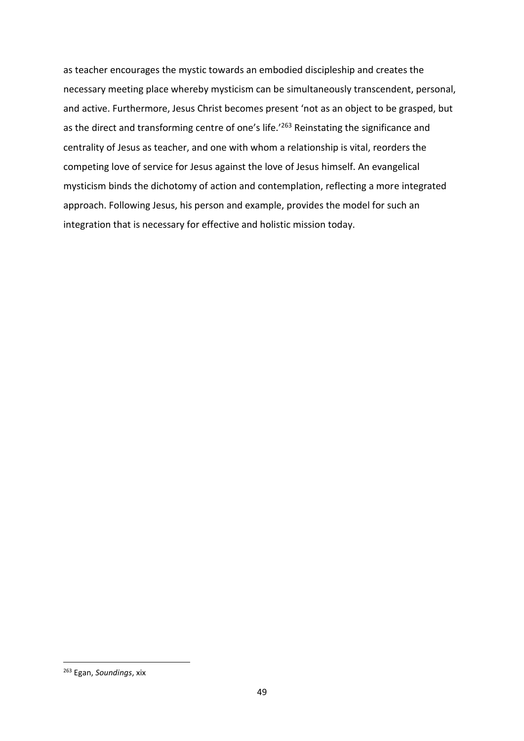as teacher encourages the mystic towards an embodied discipleship and creates the necessary meeting place whereby mysticism can be simultaneously transcendent, personal, and active. Furthermore, Jesus Christ becomes present 'not as an object to be grasped, but as the direct and transforming centre of one's life.'[263] Reinstating the significance and centrality of Jesus as teacher, and one with whom a relationship is vital, reorders the competing love of service for Jesus against the love of Jesus himself. An evangelical mysticism binds the dichotomy of action and contemplation, reflecting a more integrated approach. Following Jesus, his person and example, provides the model for such an integration that is necessary for effective and holistic mission today.

---

[263] Egan, *Soundings*, xix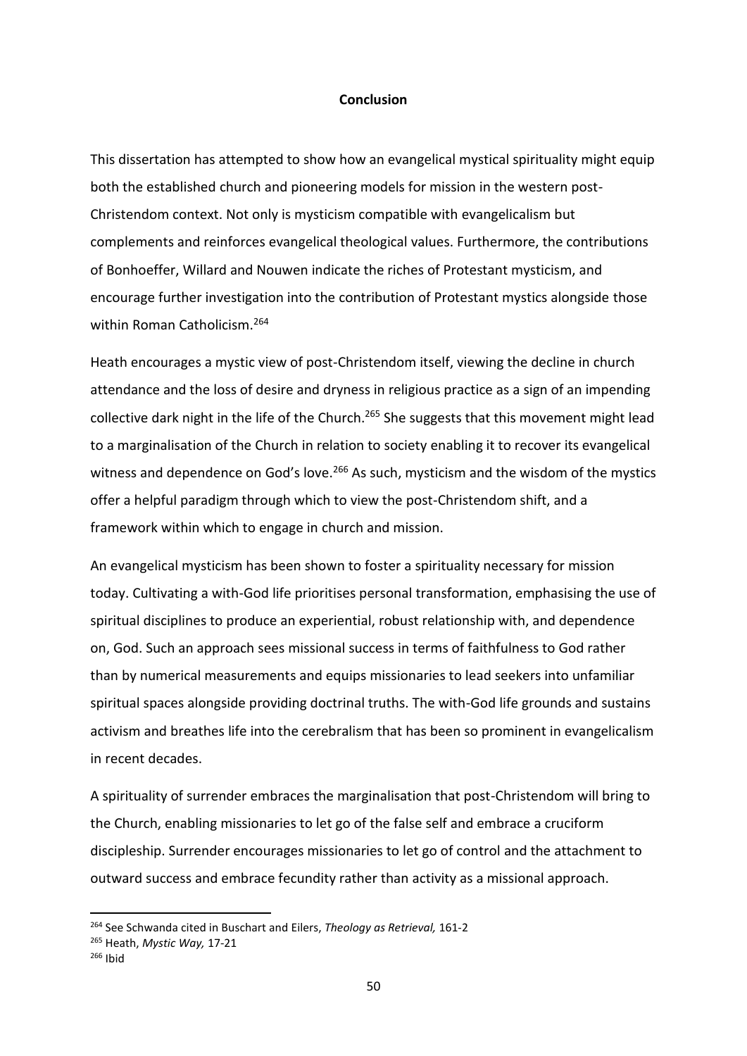## Conclusion

This dissertation has attempted to show how an evangelical mystical spirituality might equip both the established church and pioneering models for mission in the western post-Christendom context. Not only is mysticism compatible with evangelicalism but complements and reinforces evangelical theological values. Furthermore, the contributions of Bonhoeffer, Willard and Nouwen indicate the riches of Protestant mysticism, and encourage further investigation into the contribution of Protestant mystics alongside those within Roman Catholicism.[264]

Heath encourages a mystic view of post-Christendom itself, viewing the decline in church attendance and the loss of desire and dryness in religious practice as a sign of an impending collective dark night in the life of the Church.[265] She suggests that this movement might lead to a marginalisation of the Church in relation to society enabling it to recover its evangelical witness and dependence on God's love.[266] As such, mysticism and the wisdom of the mystics offer a helpful paradigm through which to view the post-Christendom shift, and a framework within which to engage in church and mission.

An evangelical mysticism has been shown to foster a spirituality necessary for mission today. Cultivating a with-God life prioritises personal transformation, emphasising the use of spiritual disciplines to produce an experiential, robust relationship with, and dependence on, God. Such an approach sees missional success in terms of faithfulness to God rather than by numerical measurements and equips missionaries to lead seekers into unfamiliar spiritual spaces alongside providing doctrinal truths. The with-God life grounds and sustains activism and breathes life into the cerebralism that has been so prominent in evangelicalism in recent decades.

A spirituality of surrender embraces the marginalisation that post-Christendom will bring to the Church, enabling missionaries to let go of the false self and embrace a cruciform discipleship. Surrender encourages missionaries to let go of control and the attachment to outward success and embrace fecundity rather than activity as a missional approach.

---

[264] See Schwanda cited in Buschart and Eilers, *Theology as Retrieval,* 161-2

[265] Heath, *Mystic Way,* 17-21

[266] Ibid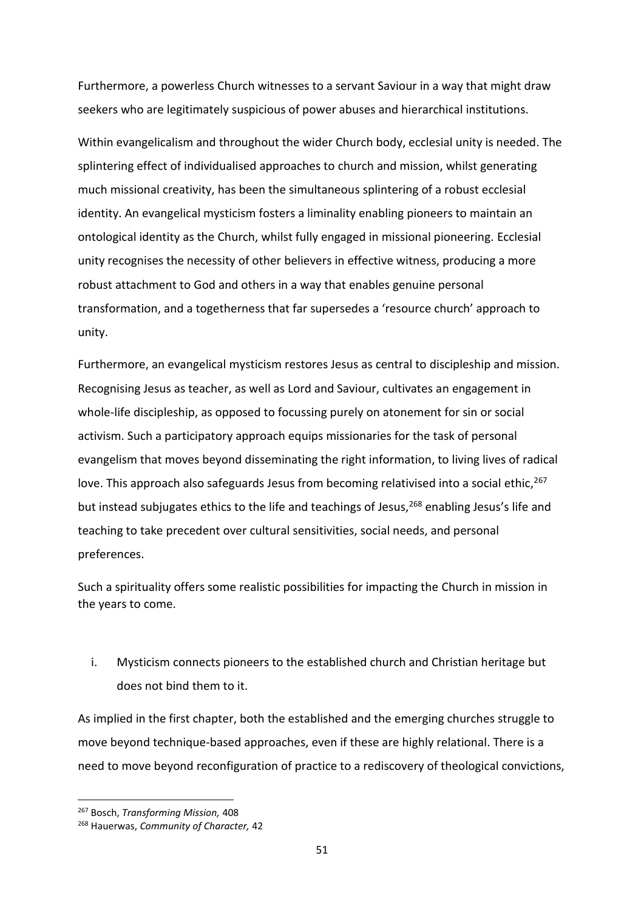Furthermore, a powerless Church witnesses to a servant Saviour in a way that might draw seekers who are legitimately suspicious of power abuses and hierarchical institutions.

Within evangelicalism and throughout the wider Church body, ecclesial unity is needed. The splintering effect of individualised approaches to church and mission, whilst generating much missional creativity, has been the simultaneous splintering of a robust ecclesial identity. An evangelical mysticism fosters a liminality enabling pioneers to maintain an ontological identity as the Church, whilst fully engaged in missional pioneering. Ecclesial unity recognises the necessity of other believers in effective witness, producing a more robust attachment to God and others in a way that enables genuine personal transformation, and a togetherness that far supersedes a 'resource church' approach to unity.

Furthermore, an evangelical mysticism restores Jesus as central to discipleship and mission. Recognising Jesus as teacher, as well as Lord and Saviour, cultivates an engagement in whole-life discipleship, as opposed to focussing purely on atonement for sin or social activism. Such a participatory approach equips missionaries for the task of personal evangelism that moves beyond disseminating the right information, to living lives of radical love. This approach also safeguards Jesus from becoming relativised into a social ethic,[267] but instead subjugates ethics to the life and teachings of Jesus,[268] enabling Jesus's life and teaching to take precedent over cultural sensitivities, social needs, and personal preferences.

Such a spirituality offers some realistic possibilities for impacting the Church in mission in the years to come.

i. Mysticism connects pioneers to the established church and Christian heritage but does not bind them to it.

As implied in the first chapter, both the established and the emerging churches struggle to move beyond technique-based approaches, even if these are highly relational. There is a need to move beyond reconfiguration of practice to a rediscovery of theological convictions,

---

[267] Bosch, *Transforming Mission,* 408

[268] Hauerwas, *Community of Character,* 42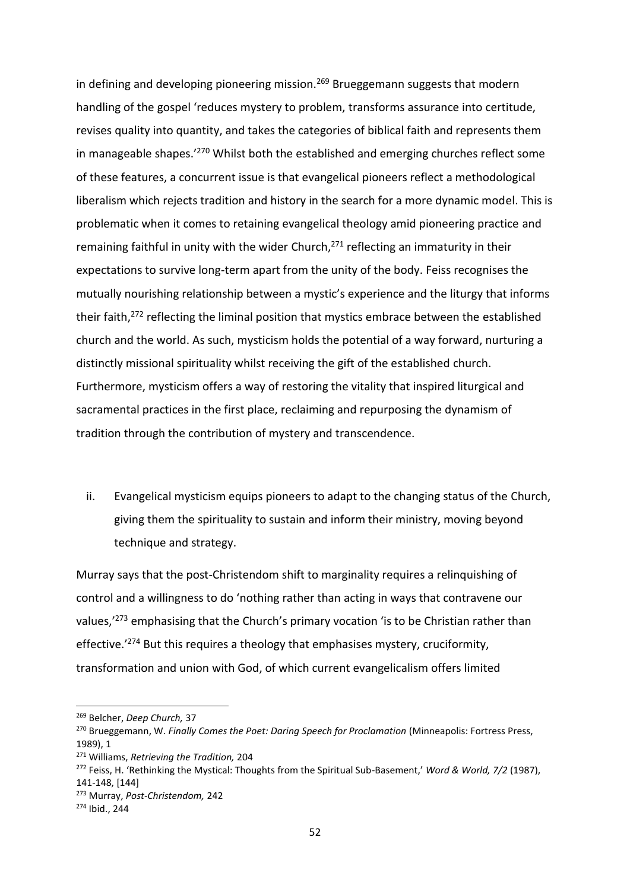in defining and developing pioneering mission.[269] Brueggemann suggests that modern handling of the gospel 'reduces mystery to problem, transforms assurance into certitude, revises quality into quantity, and takes the categories of biblical faith and represents them in manageable shapes.'[270] Whilst both the established and emerging churches reflect some of these features, a concurrent issue is that evangelical pioneers reflect a methodological liberalism which rejects tradition and history in the search for a more dynamic model. This is problematic when it comes to retaining evangelical theology amid pioneering practice and remaining faithful in unity with the wider Church,[271] reflecting an immaturity in their expectations to survive long-term apart from the unity of the body. Feiss recognises the mutually nourishing relationship between a mystic's experience and the liturgy that informs their faith,[272] reflecting the liminal position that mystics embrace between the established church and the world. As such, mysticism holds the potential of a way forward, nurturing a distinctly missional spirituality whilst receiving the gift of the established church. Furthermore, mysticism offers a way of restoring the vitality that inspired liturgical and sacramental practices in the first place, reclaiming and repurposing the dynamism of tradition through the contribution of mystery and transcendence.

ii. Evangelical mysticism equips pioneers to adapt to the changing status of the Church, giving them the spirituality to sustain and inform their ministry, moving beyond technique and strategy.

Murray says that the post-Christendom shift to marginality requires a relinquishing of control and a willingness to do 'nothing rather than acting in ways that contravene our values,'[273] emphasising that the Church's primary vocation 'is to be Christian rather than effective.'[274] But this requires a theology that emphasises mystery, cruciformity, transformation and union with God, of which current evangelicalism offers limited

---

[269] Belcher, *Deep Church,* 37

[270] Brueggemann, W. *Finally Comes the Poet: Daring Speech for Proclamation* (Minneapolis: Fortress Press, 1989), 1

[271] Williams, *Retrieving the Tradition,* 204

[272] Feiss, H. 'Rethinking the Mystical: Thoughts from the Spiritual Sub-Basement,' *Word & World, 7/2* (1987), 141-148, [144]

[273] Murray, *Post-Christendom,* 242

[274] Ibid., 244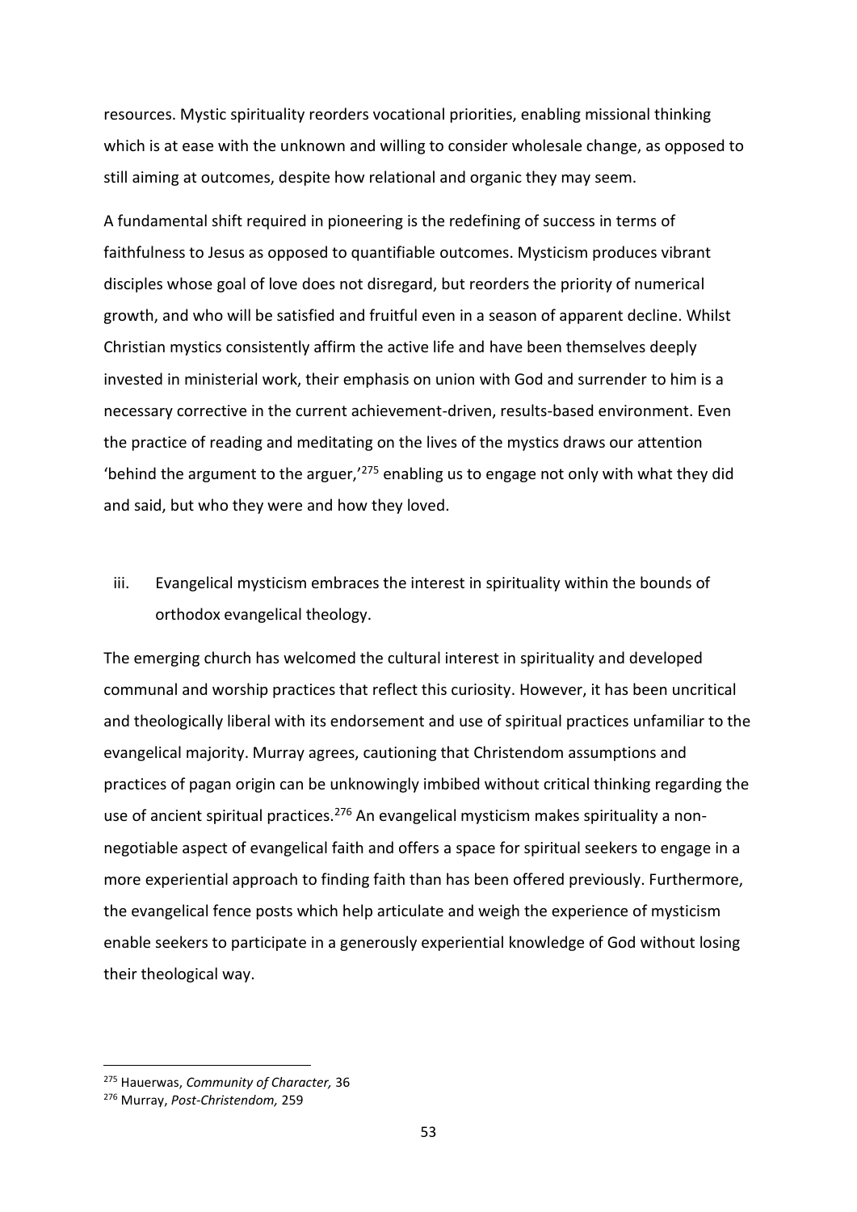resources. Mystic spirituality reorders vocational priorities, enabling missional thinking which is at ease with the unknown and willing to consider wholesale change, as opposed to still aiming at outcomes, despite how relational and organic they may seem.

A fundamental shift required in pioneering is the redefining of success in terms of faithfulness to Jesus as opposed to quantifiable outcomes. Mysticism produces vibrant disciples whose goal of love does not disregard, but reorders the priority of numerical growth, and who will be satisfied and fruitful even in a season of apparent decline. Whilst Christian mystics consistently affirm the active life and have been themselves deeply invested in ministerial work, their emphasis on union with God and surrender to him is a necessary corrective in the current achievement-driven, results-based environment. Even the practice of reading and meditating on the lives of the mystics draws our attention 'behind the argument to the arguer,'[275] enabling us to engage not only with what they did and said, but who they were and how they loved.

iii. Evangelical mysticism embraces the interest in spirituality within the bounds of orthodox evangelical theology.

The emerging church has welcomed the cultural interest in spirituality and developed communal and worship practices that reflect this curiosity. However, it has been uncritical and theologically liberal with its endorsement and use of spiritual practices unfamiliar to the evangelical majority. Murray agrees, cautioning that Christendom assumptions and practices of pagan origin can be unknowingly imbibed without critical thinking regarding the use of ancient spiritual practices.[276] An evangelical mysticism makes spirituality a non-negotiable aspect of evangelical faith and offers a space for spiritual seekers to engage in a more experiential approach to finding faith than has been offered previously. Furthermore, the evangelical fence posts which help articulate and weigh the experience of mysticism enable seekers to participate in a generously experiential knowledge of God without losing their theological way.

---

[275] Hauerwas, *Community of Character,* 36

[276] Murray, *Post-Christendom,* 259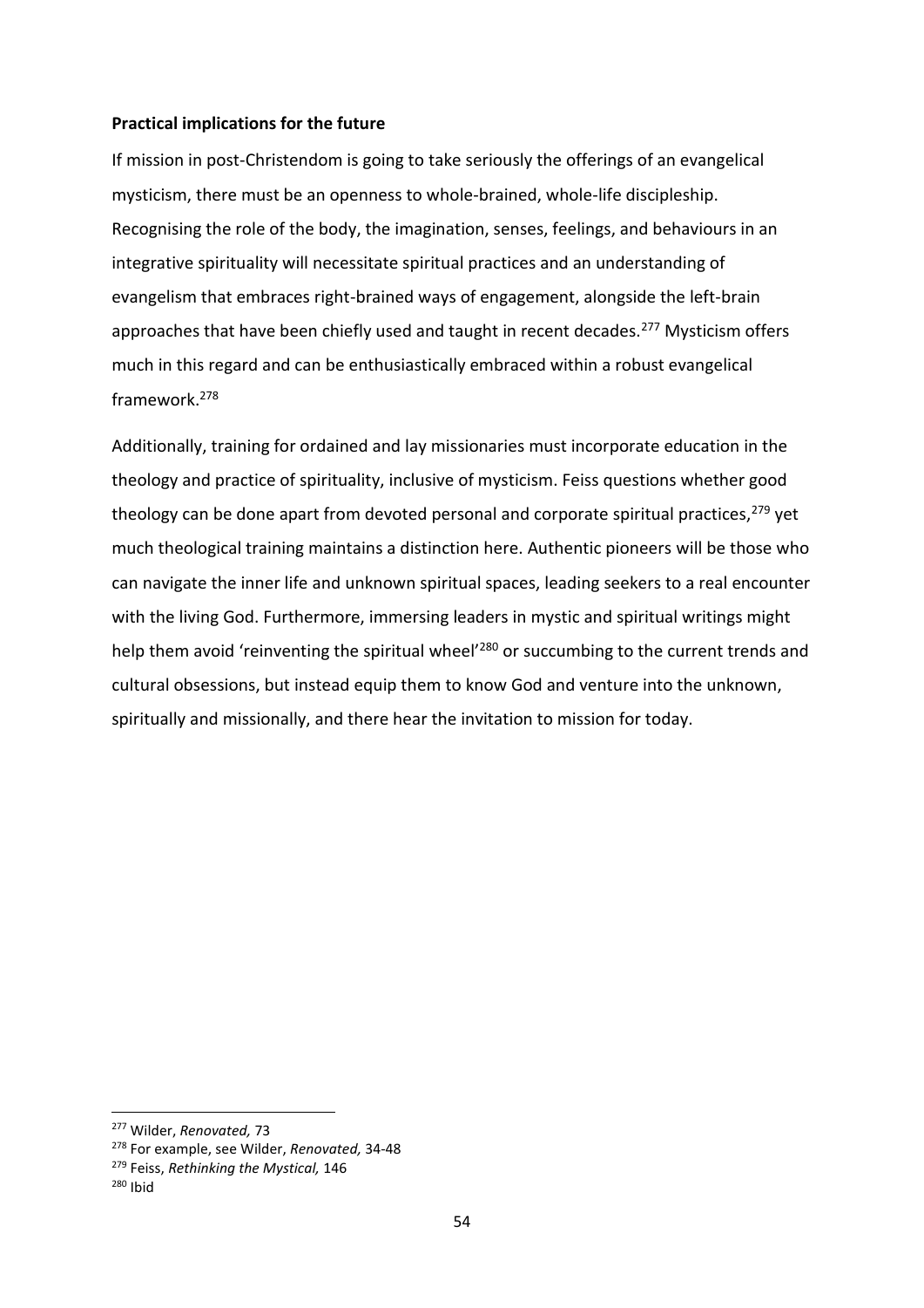**Practical implications for the future**

If mission in post-Christendom is going to take seriously the offerings of an evangelical mysticism, there must be an openness to whole-brained, whole-life discipleship. Recognising the role of the body, the imagination, senses, feelings, and behaviours in an integrative spirituality will necessitate spiritual practices and an understanding of evangelism that embraces right-brained ways of engagement, alongside the left-brain approaches that have been chiefly used and taught in recent decades.[277] Mysticism offers much in this regard and can be enthusiastically embraced within a robust evangelical framework.[278]

Additionally, training for ordained and lay missionaries must incorporate education in the theology and practice of spirituality, inclusive of mysticism. Feiss questions whether good theology can be done apart from devoted personal and corporate spiritual practices,[279] yet much theological training maintains a distinction here. Authentic pioneers will be those who can navigate the inner life and unknown spiritual spaces, leading seekers to a real encounter with the living God. Furthermore, immersing leaders in mystic and spiritual writings might help them avoid 'reinventing the spiritual wheel'[280] or succumbing to the current trends and cultural obsessions, but instead equip them to know God and venture into the unknown, spiritually and missionally, and there hear the invitation to mission for today.

---

[277] Wilder, *Renovated,* 73

[278] For example, see Wilder, *Renovated,* 34-48

[279] Feiss, *Rethinking the Mystical,* 146

[280] Ibid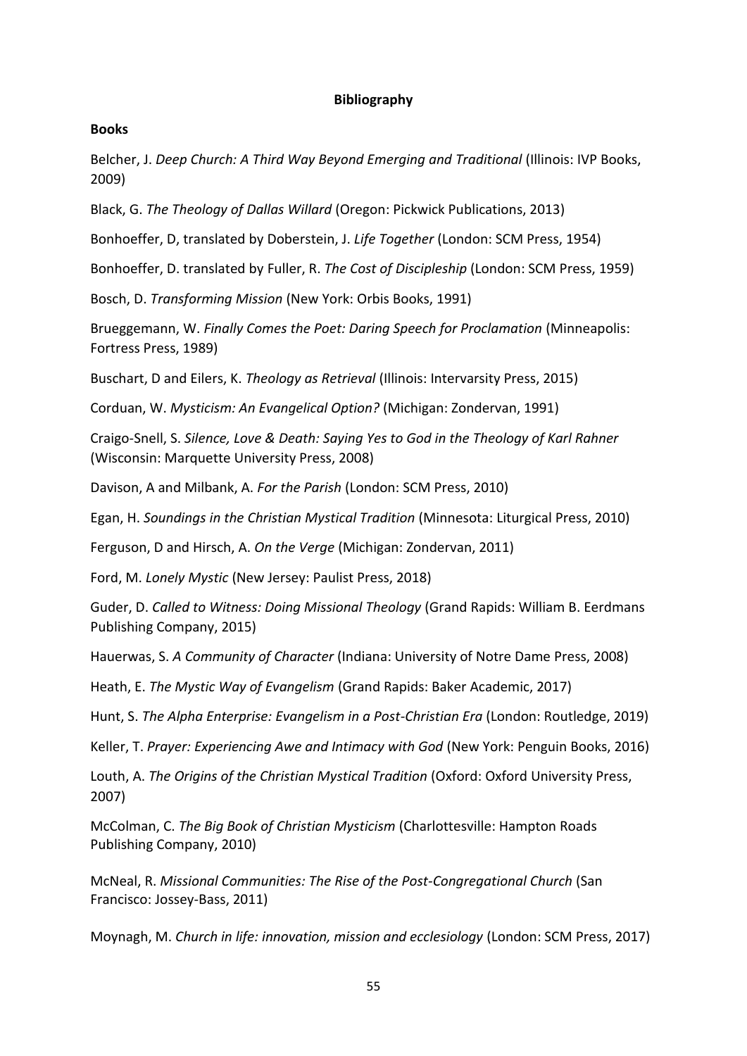**Bibliography**

**Books**

Belcher, J. *Deep Church: A Third Way Beyond Emerging and Traditional* (Illinois: IVP Books, 2009)

Black, G. *The Theology of Dallas Willard* (Oregon: Pickwick Publications, 2013)

Bonhoeffer, D, translated by Doberstein, J. *Life Together* (London: SCM Press, 1954)

Bonhoeffer, D. translated by Fuller, R. *The Cost of Discipleship* (London: SCM Press, 1959)

Bosch, D. *Transforming Mission* (New York: Orbis Books, 1991)

Brueggemann, W. *Finally Comes the Poet: Daring Speech for Proclamation* (Minneapolis: Fortress Press, 1989)

Buschart, D and Eilers, K. *Theology as Retrieval* (Illinois: Intervarsity Press, 2015)

Corduan, W. *Mysticism: An Evangelical Option?* (Michigan: Zondervan, 1991)

Craigo-Snell, S. *Silence, Love & Death: Saying Yes to God in the Theology of Karl Rahner* (Wisconsin: Marquette University Press, 2008)

Davison, A and Milbank, A. *For the Parish* (London: SCM Press, 2010)

Egan, H. *Soundings in the Christian Mystical Tradition* (Minnesota: Liturgical Press, 2010)

Ferguson, D and Hirsch, A. *On the Verge* (Michigan: Zondervan, 2011)

Ford, M. *Lonely Mystic* (New Jersey: Paulist Press, 2018)

Guder, D. *Called to Witness: Doing Missional Theology* (Grand Rapids: William B. Eerdmans Publishing Company, 2015)

Hauerwas, S. *A Community of Character* (Indiana: University of Notre Dame Press, 2008)

Heath, E. *The Mystic Way of Evangelism* (Grand Rapids: Baker Academic, 2017)

Hunt, S. *The Alpha Enterprise: Evangelism in a Post-Christian Era* (London: Routledge, 2019)

Keller, T. *Prayer: Experiencing Awe and Intimacy with God* (New York: Penguin Books, 2016)

Louth, A. *The Origins of the Christian Mystical Tradition* (Oxford: Oxford University Press, 2007)

McColman, C. *The Big Book of Christian Mysticism* (Charlottesville: Hampton Roads Publishing Company, 2010)

McNeal, R. *Missional Communities: The Rise of the Post-Congregational Church* (San Francisco: Jossey-Bass, 2011)

Moynagh, M. *Church in life: innovation, mission and ecclesiology* (London: SCM Press, 2017)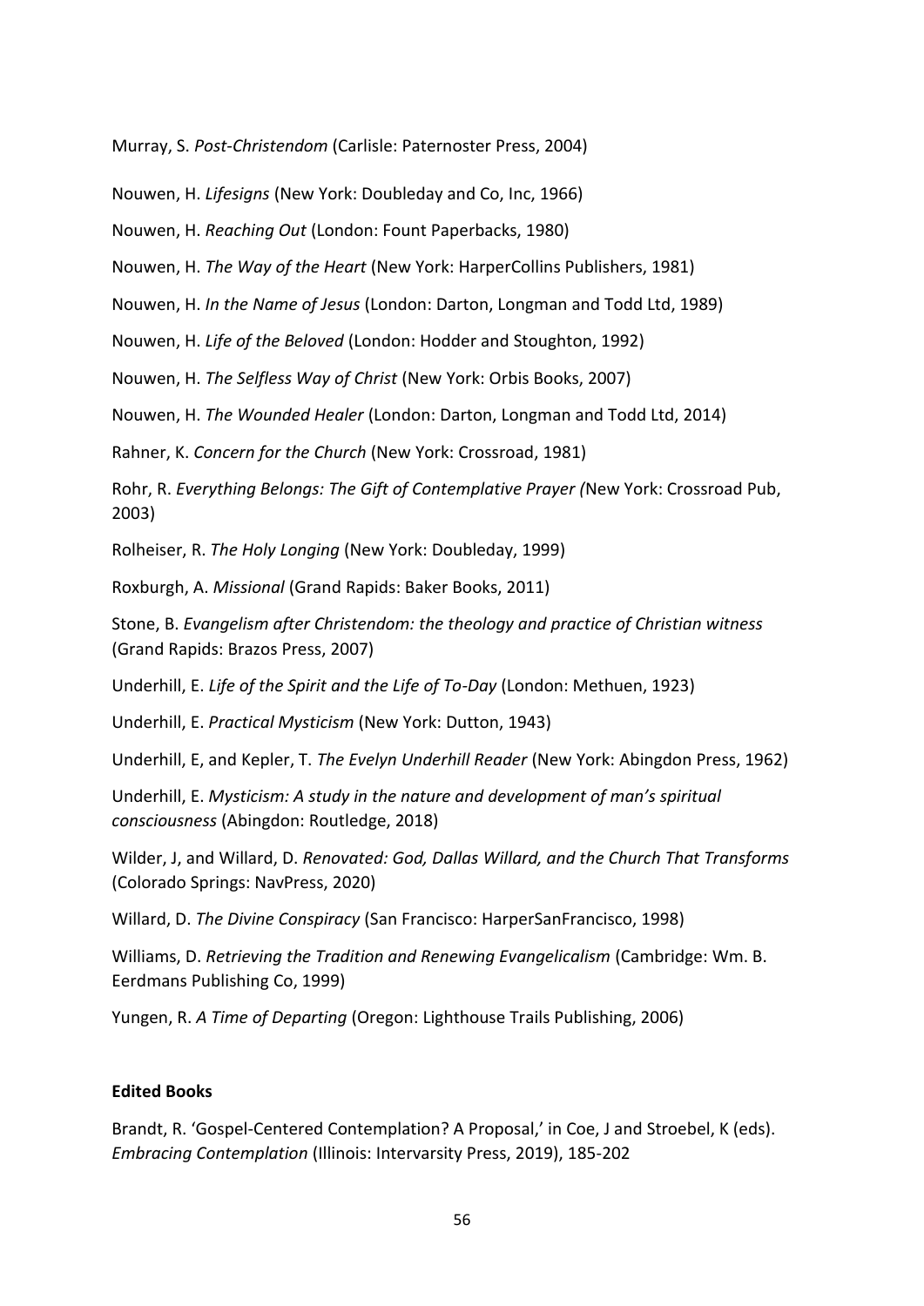Murray, S. *Post-Christendom* (Carlisle: Paternoster Press, 2004)

Nouwen, H. *Lifesigns* (New York: Doubleday and Co, Inc, 1966)

Nouwen, H. *Reaching Out* (London: Fount Paperbacks, 1980)

Nouwen, H. *The Way of the Heart* (New York: HarperCollins Publishers, 1981)

Nouwen, H. *In the Name of Jesus* (London: Darton, Longman and Todd Ltd, 1989)

Nouwen, H. *Life of the Beloved* (London: Hodder and Stoughton, 1992)

Nouwen, H. *The Selfless Way of Christ* (New York: Orbis Books, 2007)

Nouwen, H. *The Wounded Healer* (London: Darton, Longman and Todd Ltd, 2014)

Rahner, K. *Concern for the Church* (New York: Crossroad, 1981)

Rohr, R. *Everything Belongs: The Gift of Contemplative Prayer (*New York: Crossroad Pub, 2003)

Rolheiser, R. *The Holy Longing* (New York: Doubleday, 1999)

Roxburgh, A. *Missional* (Grand Rapids: Baker Books, 2011)

Stone, B. *Evangelism after Christendom: the theology and practice of Christian witness* (Grand Rapids: Brazos Press, 2007)

Underhill, E. *Life of the Spirit and the Life of To-Day* (London: Methuen, 1923)

Underhill, E. *Practical Mysticism* (New York: Dutton, 1943)

Underhill, E, and Kepler, T. *The Evelyn Underhill Reader* (New York: Abingdon Press, 1962)

Underhill, E. *Mysticism: A study in the nature and development of man's spiritual consciousness* (Abingdon: Routledge, 2018)

Wilder, J, and Willard, D. *Renovated: God, Dallas Willard, and the Church That Transforms* (Colorado Springs: NavPress, 2020)

Willard, D. *The Divine Conspiracy* (San Francisco: HarperSanFrancisco, 1998)

Williams, D. *Retrieving the Tradition and Renewing Evangelicalism* (Cambridge: Wm. B. Eerdmans Publishing Co, 1999)

Yungen, R. *A Time of Departing* (Oregon: Lighthouse Trails Publishing, 2006)

**Edited Books**

Brandt, R. 'Gospel-Centered Contemplation? A Proposal,' in Coe, J and Stroebel, K (eds). *Embracing Contemplation* (Illinois: Intervarsity Press, 2019), 185-202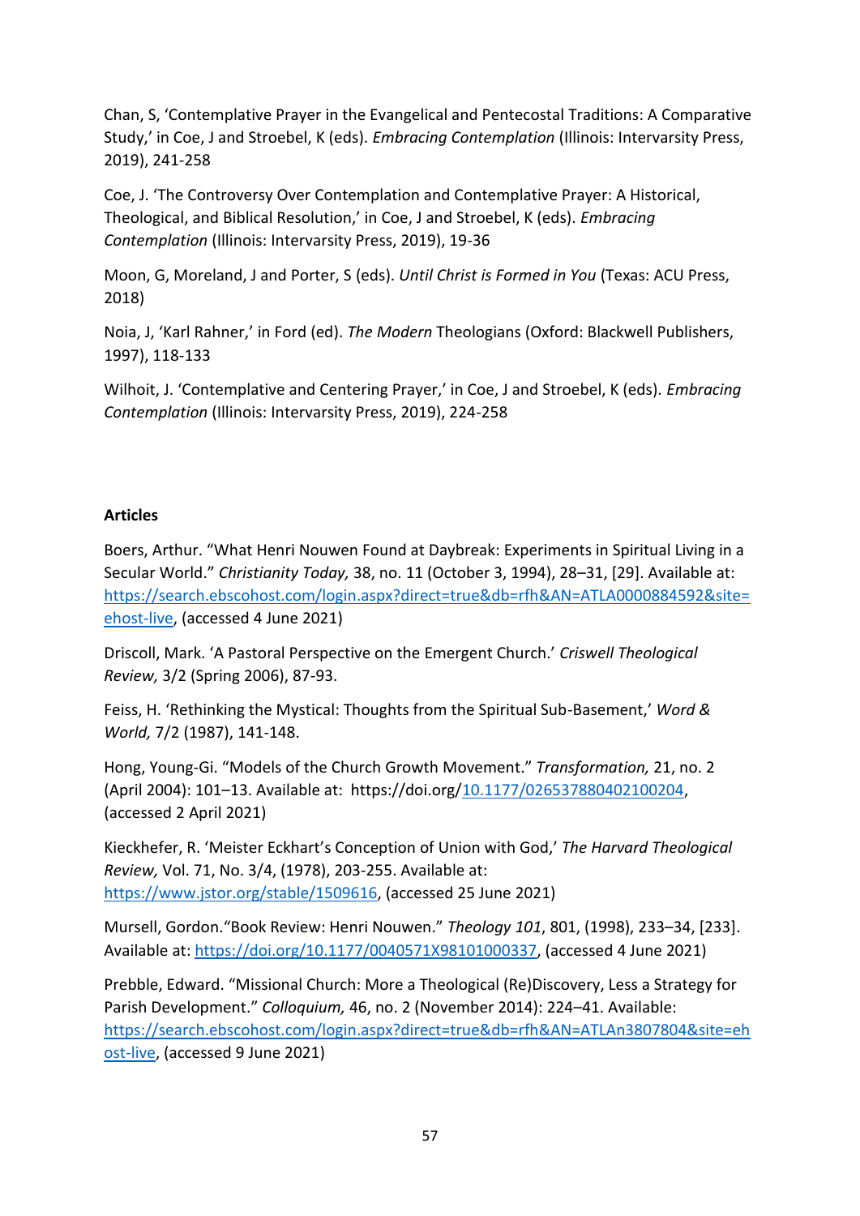Chan, S, 'Contemplative Prayer in the Evangelical and Pentecostal Traditions: A Comparative Study,' in Coe, J and Stroebel, K (eds). *Embracing Contemplation* (Illinois: Intervarsity Press, 2019), 241-258

Coe, J. 'The Controversy Over Contemplation and Contemplative Prayer: A Historical, Theological, and Biblical Resolution,' in Coe, J and Stroebel, K (eds). *Embracing Contemplation* (Illinois: Intervarsity Press, 2019), 19-36

Moon, G, Moreland, J and Porter, S (eds). *Until Christ is Formed in You* (Texas: ACU Press, 2018)

Noia, J, 'Karl Rahner,' in Ford (ed). *The Modern* Theologians (Oxford: Blackwell Publishers, 1997), 118-133

Wilhoit, J. 'Contemplative and Centering Prayer,' in Coe, J and Stroebel, K (eds). *Embracing Contemplation* (Illinois: Intervarsity Press, 2019), 224-258

**Articles**

Boers, Arthur. "What Henri Nouwen Found at Daybreak: Experiments in Spiritual Living in a Secular World." *Christianity Today,* 38, no. 11 (October 3, 1994), 28–31, [29]. Available at: https://search.ebscohost.com/login.aspx?direct=true&db=rfh&AN=ATLA0000884592&site=ehost-live, (accessed 4 June 2021)

Driscoll, Mark. 'A Pastoral Perspective on the Emergent Church.' *Criswell Theological Review,* 3/2 (Spring 2006), 87-93.

Feiss, H. 'Rethinking the Mystical: Thoughts from the Spiritual Sub-Basement,' *Word & World,* 7/2 (1987), 141-148.

Hong, Young-Gi. "Models of the Church Growth Movement." *Transformation,* 21, no. 2 (April 2004): 101–13. Available at: https://doi.org/10.1177/026537880402100204, (accessed 2 April 2021)

Kieckhefer, R. 'Meister Eckhart's Conception of Union with God,' *The Harvard Theological Review,* Vol. 71, No. 3/4, (1978), 203-255. Available at: https://www.jstor.org/stable/1509616, (accessed 25 June 2021)

Mursell, Gordon."Book Review: Henri Nouwen." *Theology 101*, 801, (1998), 233–34, [233]. Available at: https://doi.org/10.1177/0040571X98101000337, (accessed 4 June 2021)

Prebble, Edward. "Missional Church: More a Theological (Re)Discovery, Less a Strategy for Parish Development." *Colloquium,* 46, no. 2 (November 2014): 224–41. Available: https://search.ebscohost.com/login.aspx?direct=true&db=rfh&AN=ATLAn3807804&site=ehost-live, (accessed 9 June 2021)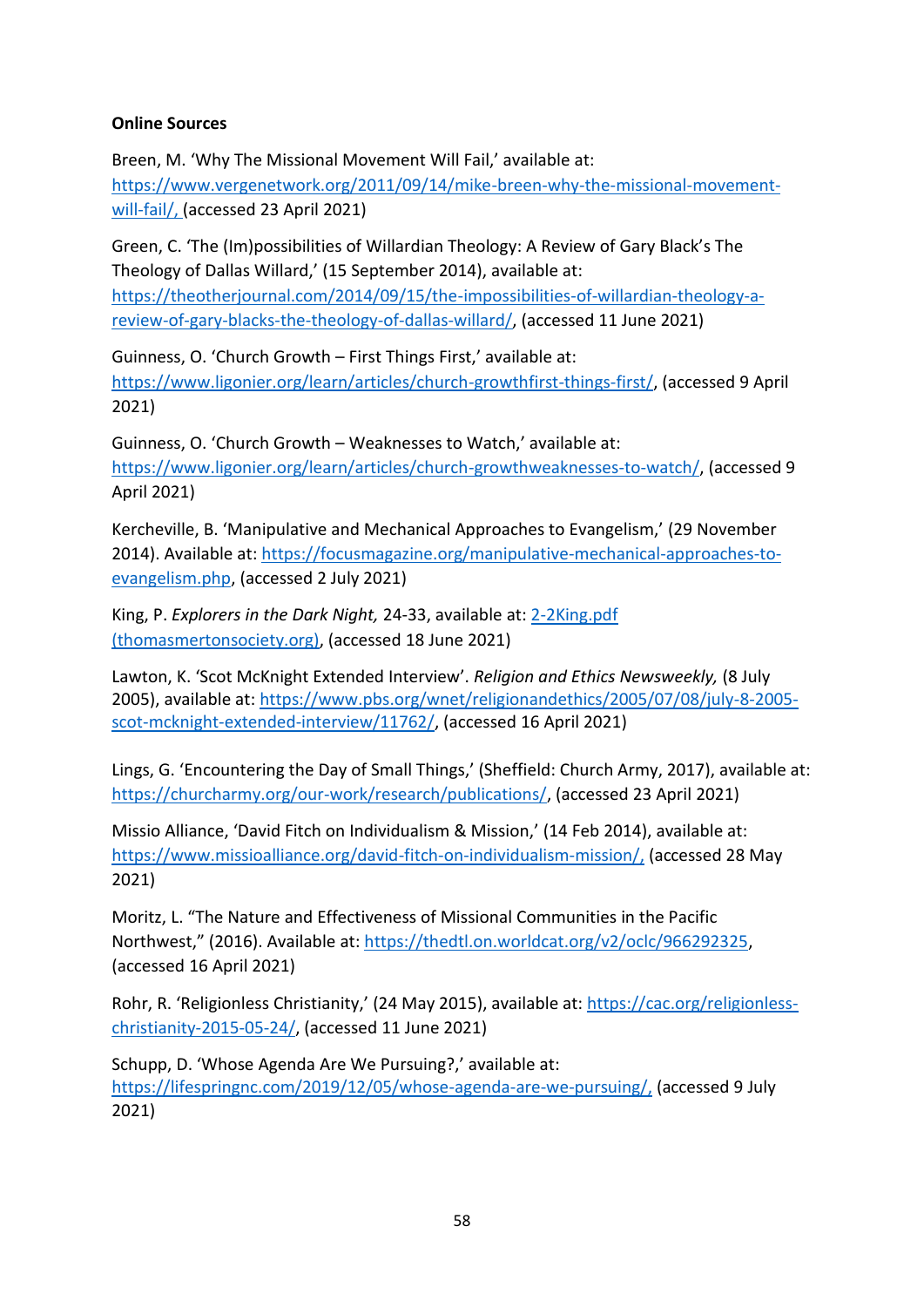**Online Sources**

Breen, M. 'Why The Missional Movement Will Fail,' available at: https://www.vergenetwork.org/2011/09/14/mike-breen-why-the-missional-movement-will-fail/, (accessed 23 April 2021)

Green, C. 'The (Im)possibilities of Willardian Theology: A Review of Gary Black's The Theology of Dallas Willard,' (15 September 2014), available at: https://theotherjournal.com/2014/09/15/the-impossibilities-of-willardian-theology-a-review-of-gary-blacks-the-theology-of-dallas-willard/, (accessed 11 June 2021)

Guinness, O. 'Church Growth – First Things First,' available at: https://www.ligonier.org/learn/articles/church-growthfirst-things-first/, (accessed 9 April 2021)

Guinness, O. 'Church Growth – Weaknesses to Watch,' available at: https://www.ligonier.org/learn/articles/church-growthweaknesses-to-watch/, (accessed 9 April 2021)

Kercheville, B. 'Manipulative and Mechanical Approaches to Evangelism,' (29 November 2014). Available at: https://focusmagazine.org/manipulative-mechanical-approaches-to-evangelism.php, (accessed 2 July 2021)

King, P. *Explorers in the Dark Night,* 24-33, available at: 2-2King.pdf (thomasmertonsociety.org), (accessed 18 June 2021)

Lawton, K. 'Scot McKnight Extended Interview'. *Religion and Ethics Newsweekly,* (8 July 2005), available at: https://www.pbs.org/wnet/religionandethics/2005/07/08/july-8-2005-scot-mcknight-extended-interview/11762/, (accessed 16 April 2021)

Lings, G. 'Encountering the Day of Small Things,' (Sheffield: Church Army, 2017), available at: https://churcharmy.org/our-work/research/publications/, (accessed 23 April 2021)

Missio Alliance, 'David Fitch on Individualism & Mission,' (14 Feb 2014), available at: https://www.missioalliance.org/david-fitch-on-individualism-mission/, (accessed 28 May 2021)

Moritz, L. "The Nature and Effectiveness of Missional Communities in the Pacific Northwest," (2016). Available at: https://thedtl.on.worldcat.org/v2/oclc/966292325, (accessed 16 April 2021)

Rohr, R. 'Religionless Christianity,' (24 May 2015), available at: https://cac.org/religionless-christianity-2015-05-24/, (accessed 11 June 2021)

Schupp, D. 'Whose Agenda Are We Pursuing?,' available at: https://lifespringnc.com/2019/12/05/whose-agenda-are-we-pursuing/, (accessed 9 July 2021)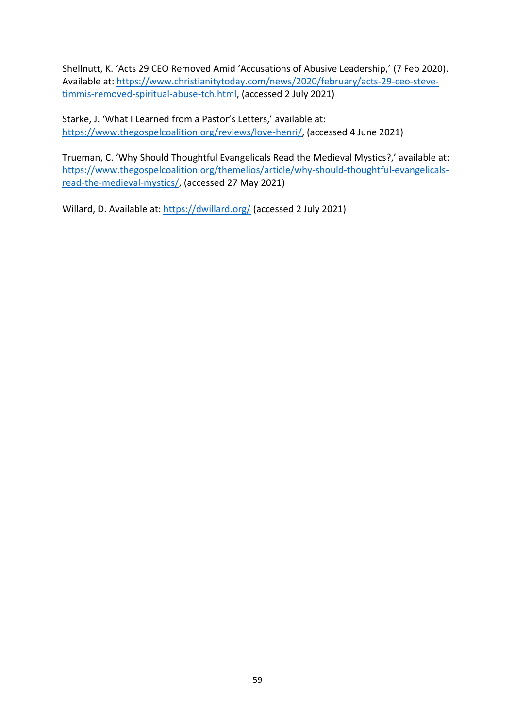Shellnutt, K. 'Acts 29 CEO Removed Amid 'Accusations of Abusive Leadership,' (7 Feb 2020). Available at: https://www.christianitytoday.com/news/2020/february/acts-29-ceo-steve-timmis-removed-spiritual-abuse-tch.html, (accessed 2 July 2021)

Starke, J. 'What I Learned from a Pastor's Letters,' available at: https://www.thegospelcoalition.org/reviews/love-henri/, (accessed 4 June 2021)

Trueman, C. 'Why Should Thoughtful Evangelicals Read the Medieval Mystics?,' available at: https://www.thegospelcoalition.org/themelios/article/why-should-thoughtful-evangelicals-read-the-medieval-mystics/, (accessed 27 May 2021)

Willard, D. Available at: https://dwillard.org/ (accessed 2 July 2021)